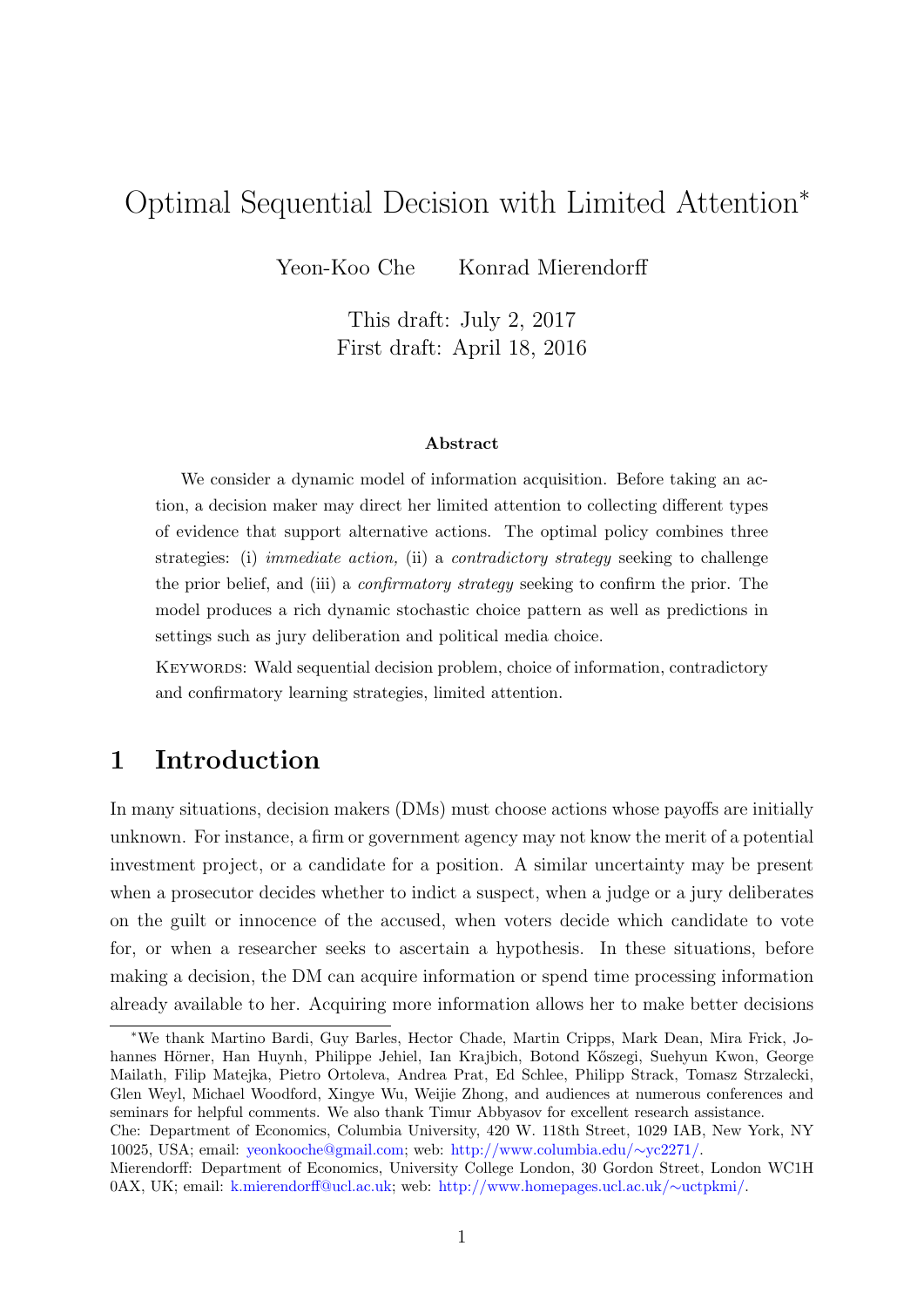# Optimal Sequential Decision with Limited Attention*

Yeon-Koo Che    Konrad Mierendorff

This draft: July 2, 2017
First draft: April 18, 2016

### Abstract

We consider a dynamic model of information acquisition. Before taking an action, a decision maker may direct her limited attention to collecting different types of evidence that support alternative actions. The optimal policy combines three strategies: (i) *immediate action,* (ii) a *contradictory strategy* seeking to challenge the prior belief, and (iii) a *confirmatory strategy* seeking to confirm the prior. The model produces a rich dynamic stochastic choice pattern as well as predictions in settings such as jury deliberation and political media choice.

KEYWORDS: Wald sequential decision problem, choice of information, contradictory and confirmatory learning strategies, limited attention.

## 1 Introduction

In many situations, decision makers (DMs) must choose actions whose payoffs are initially unknown. For instance, a firm or government agency may not know the merit of a potential investment project, or a candidate for a position. A similar uncertainty may be present when a prosecutor decides whether to indict a suspect, when a judge or a jury deliberates on the guilt or innocence of the accused, when voters decide which candidate to vote for, or when a researcher seeks to ascertain a hypothesis. In these situations, before making a decision, the DM can acquire information or spend time processing information already available to her. Acquiring more information allows her to make better decisions

---

*We thank Martino Bardi, Guy Barles, Hector Chade, Martin Cripps, Mark Dean, Mira Frick, Johannes Hörner, Han Huynh, Philippe Jehiel, Ian Krajbich, Botond Kőszegi, Suehyun Kwon, George Mailath, Filip Matejka, Pietro Ortoleva, Andrea Prat, Ed Schlee, Philipp Strack, Tomasz Strzalecki, Glen Weyl, Michael Woodford, Xingye Wu, Weijie Zhong, and audiences at numerous conferences and seminars for helpful comments. We also thank Timur Abbyasov for excellent research assistance.
Che: Department of Economics, Columbia University, 420 W. 118th Street, 1029 IAB, New York, NY 10025, USA; email: yeonkooche@gmail.com; web: http://www.columbia.edu/∼yc2271/.
Mierendorff: Department of Economics, University College London, 30 Gordon Street, London WC1H 0AX, UK; email: k.mierendorff@ucl.ac.uk; web: http://www.homepages.ucl.ac.uk/∼uctpkmi/.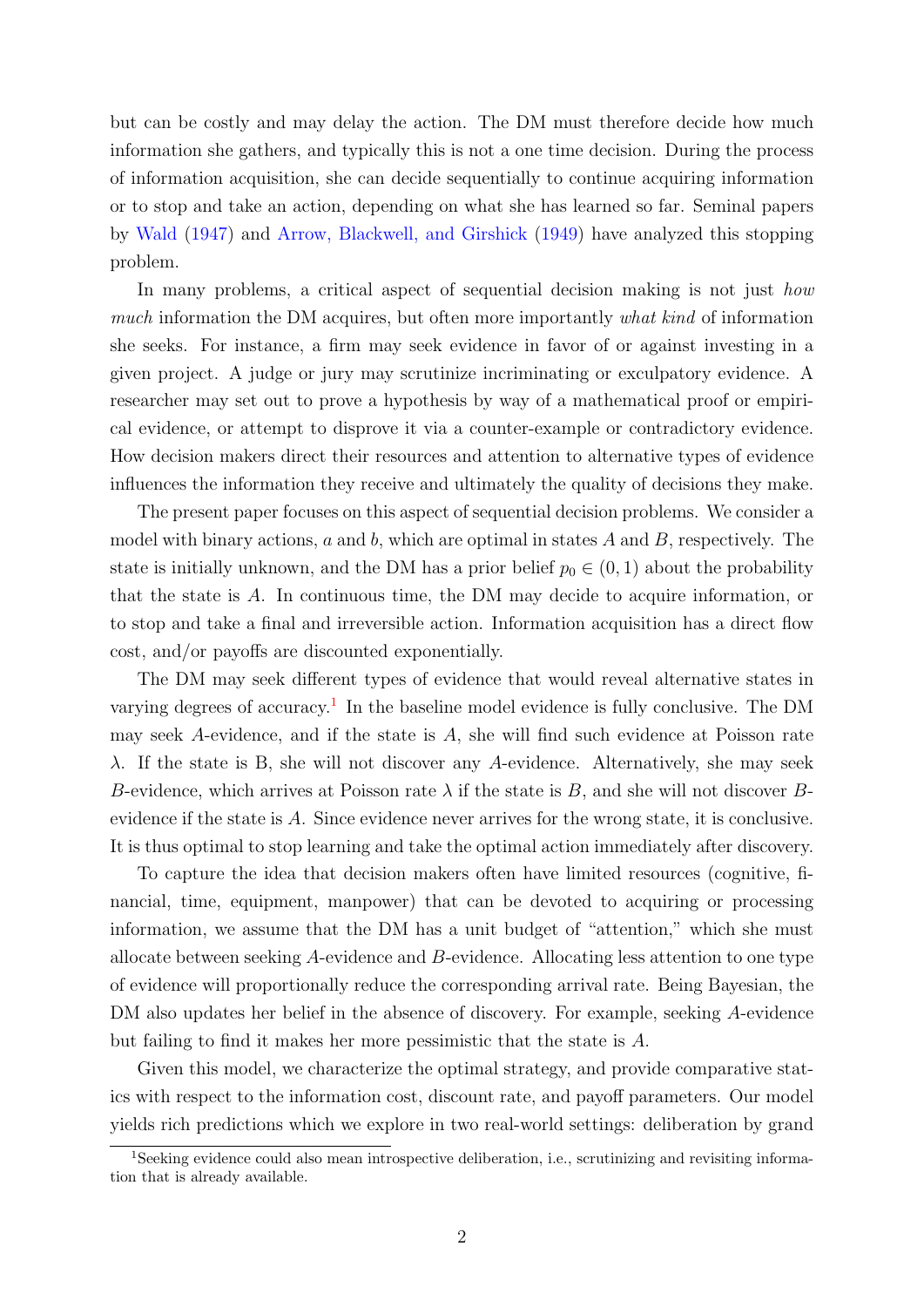but can be costly and may delay the action. The DM must therefore decide how much information she gathers, and typically this is not a one time decision. During the process of information acquisition, she can decide sequentially to continue acquiring information or to stop and take an action, depending on what she has learned so far. Seminal papers by Wald (1947) and Arrow, Blackwell, and Girshick (1949) have analyzed this stopping problem.

In many problems, a critical aspect of sequential decision making is not just *how much* information the DM acquires, but often more importantly *what kind* of information she seeks. For instance, a firm may seek evidence in favor of or against investing in a given project. A judge or jury may scrutinize incriminating or exculpatory evidence. A researcher may set out to prove a hypothesis by way of a mathematical proof or empirical evidence, or attempt to disprove it via a counter-example or contradictory evidence. How decision makers direct their resources and attention to alternative types of evidence influences the information they receive and ultimately the quality of decisions they make.

The present paper focuses on this aspect of sequential decision problems. We consider a model with binary actions, $a$ and $b$, which are optimal in states $A$ and $B$, respectively. The state is initially unknown, and the DM has a prior belief $p_0 \in (0, 1)$ about the probability that the state is $A$. In continuous time, the DM may decide to acquire information, or to stop and take a final and irreversible action. Information acquisition has a direct flow cost, and/or payoffs are discounted exponentially.

The DM may seek different types of evidence that would reveal alternative states in varying degrees of accuracy.[1] In the baseline model evidence is fully conclusive. The DM may seek $A$-evidence, and if the state is $A$, she will find such evidence at Poisson rate $\lambda$. If the state is B, she will not discover any $A$-evidence. Alternatively, she may seek $B$-evidence, which arrives at Poisson rate $\lambda$ if the state is $B$, and she will not discover $B$-evidence if the state is $A$. Since evidence never arrives for the wrong state, it is conclusive. It is thus optimal to stop learning and take the optimal action immediately after discovery.

To capture the idea that decision makers often have limited resources (cognitive, financial, time, equipment, manpower) that can be devoted to acquiring or processing information, we assume that the DM has a unit budget of "attention," which she must allocate between seeking $A$-evidence and $B$-evidence. Allocating less attention to one type of evidence will proportionally reduce the corresponding arrival rate. Being Bayesian, the DM also updates her belief in the absence of discovery. For example, seeking $A$-evidence but failing to find it makes her more pessimistic that the state is $A$.

Given this model, we characterize the optimal strategy, and provide comparative statics with respect to the information cost, discount rate, and payoff parameters. Our model yields rich predictions which we explore in two real-world settings: deliberation by grand

[1] Seeking evidence could also mean introspective deliberation, i.e., scrutinizing and revisiting information that is already available.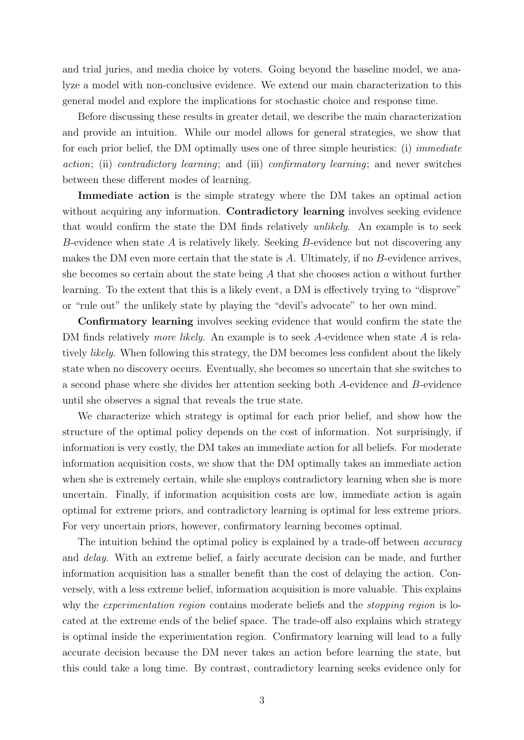and trial juries, and media choice by voters. Going beyond the baseline model, we analyze a model with non-conclusive evidence. We extend our main characterization to this general model and explore the implications for stochastic choice and response time.

Before discussing these results in greater detail, we describe the main characterization and provide an intuition. While our model allows for general strategies, we show that for each prior belief, the DM optimally uses one of three simple heuristics: (i) *immediate action*; (ii) *contradictory learning*; and (iii) *confirmatory learning*; and never switches between these different modes of learning.

**Immediate action** is the simple strategy where the DM takes an optimal action without acquiring any information. **Contradictory learning** involves seeking evidence that would confirm the state the DM finds relatively *unlikely*. An example is to seek $B$-evidence when state $A$ is relatively likely. Seeking $B$-evidence but not discovering any makes the DM even more certain that the state is $A$. Ultimately, if no $B$-evidence arrives, she becomes so certain about the state being $A$ that she chooses action $a$ without further learning. To the extent that this is a likely event, a DM is effectively trying to "disprove" or "rule out" the unlikely state by playing the "devil's advocate" to her own mind.

**Confirmatory learning** involves seeking evidence that would confirm the state the DM finds relatively *more likely*. An example is to seek $A$-evidence when state $A$ is relatively *likely*. When following this strategy, the DM becomes less confident about the likely state when no discovery occurs. Eventually, she becomes so uncertain that she switches to a second phase where she divides her attention seeking both $A$-evidence and $B$-evidence until she observes a signal that reveals the true state.

We characterize which strategy is optimal for each prior belief, and show how the structure of the optimal policy depends on the cost of information. Not surprisingly, if information is very costly, the DM takes an immediate action for all beliefs. For moderate information acquisition costs, we show that the DM optimally takes an immediate action when she is extremely certain, while she employs contradictory learning when she is more uncertain. Finally, if information acquisition costs are low, immediate action is again optimal for extreme priors, and contradictory learning is optimal for less extreme priors. For very uncertain priors, however, confirmatory learning becomes optimal.

The intuition behind the optimal policy is explained by a trade-off between *accuracy* and *delay*. With an extreme belief, a fairly accurate decision can be made, and further information acquisition has a smaller benefit than the cost of delaying the action. Conversely, with a less extreme belief, information acquisition is more valuable. This explains why the *experimentation region* contains moderate beliefs and the *stopping region* is located at the extreme ends of the belief space. The trade-off also explains which strategy is optimal inside the experimentation region. Confirmatory learning will lead to a fully accurate decision because the DM never takes an action before learning the state, but this could take a long time. By contrast, contradictory learning seeks evidence only for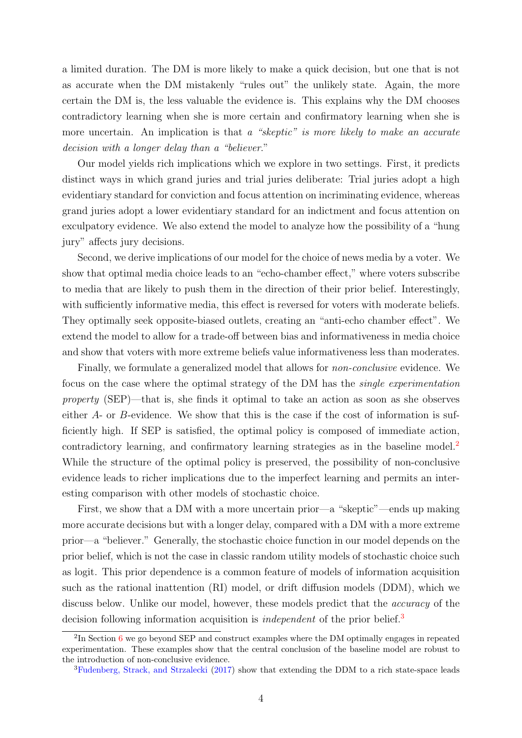a limited duration. The DM is more likely to make a quick decision, but one that is not as accurate when the DM mistakenly "rules out" the unlikely state. Again, the more certain the DM is, the less valuable the evidence is. This explains why the DM chooses contradictory learning when she is more certain and confirmatory learning when she is more uncertain. An implication is that *a "skeptic" is more likely to make an accurate decision with a longer delay than a "believer."*

Our model yields rich implications which we explore in two settings. First, it predicts distinct ways in which grand juries and trial juries deliberate: Trial juries adopt a high evidentiary standard for conviction and focus attention on incriminating evidence, whereas grand juries adopt a lower evidentiary standard for an indictment and focus attention on exculpatory evidence. We also extend the model to analyze how the possibility of a "hung jury" affects jury decisions.

Second, we derive implications of our model for the choice of news media by a voter. We show that optimal media choice leads to an "echo-chamber effect," where voters subscribe to media that are likely to push them in the direction of their prior belief. Interestingly, with sufficiently informative media, this effect is reversed for voters with moderate beliefs. They optimally seek opposite-biased outlets, creating an "anti-echo chamber effect". We extend the model to allow for a trade-off between bias and informativeness in media choice and show that voters with more extreme beliefs value informativeness less than moderates.

Finally, we formulate a generalized model that allows for *non-conclusive* evidence. We focus on the case where the optimal strategy of the DM has the *single experimentation property* (SEP)—that is, she finds it optimal to take an action as soon as she observes either $A$- or $B$-evidence. We show that this is the case if the cost of information is sufficiently high. If SEP is satisfied, the optimal policy is composed of immediate action, contradictory learning, and confirmatory learning strategies as in the baseline model.[2] While the structure of the optimal policy is preserved, the possibility of non-conclusive evidence leads to richer implications due to the imperfect learning and permits an interesting comparison with other models of stochastic choice.

First, we show that a DM with a more uncertain prior—a "skeptic"—ends up making more accurate decisions but with a longer delay, compared with a DM with a more extreme prior—a "believer." Generally, the stochastic choice function in our model depends on the prior belief, which is not the case in classic random utility models of stochastic choice such as logit. This prior dependence is a common feature of models of information acquisition such as the rational inattention (RI) model, or drift diffusion models (DDM), which we discuss below. Unlike our model, however, these models predict that the *accuracy* of the decision following information acquisition is *independent* of the prior belief.[3]

[2] In Section 6 we go beyond SEP and construct examples where the DM optimally engages in repeated experimentation. These examples show that the central conclusion of the baseline model are robust to the introduction of non-conclusive evidence.

[3] Fudenberg, Strack, and Strzalecki (2017) show that extending the DDM to a rich state-space leads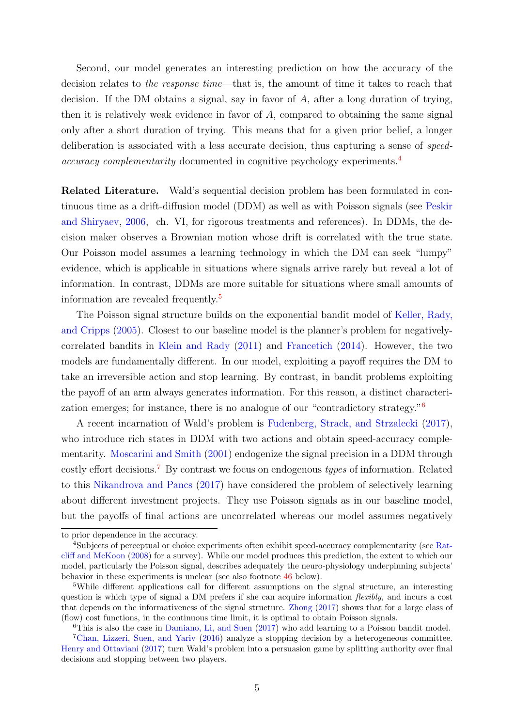Second, our model generates an interesting prediction on how the accuracy of the decision relates to *the response time*—that is, the amount of time it takes to reach that decision. If the DM obtains a signal, say in favor of $A$, after a long duration of trying, then it is relatively weak evidence in favor of $A$, compared to obtaining the same signal only after a short duration of trying. This means that for a given prior belief, a longer deliberation is associated with a less accurate decision, thus capturing a sense of *speed-accuracy complementarity* documented in cognitive psychology experiments.[4]

**Related Literature.** Wald's sequential decision problem has been formulated in continuous time as a drift-diffusion model (DDM) as well as with Poisson signals (see Peskir and Shiryaev, 2006, ch. VI, for rigorous treatments and references). In DDMs, the decision maker observes a Brownian motion whose drift is correlated with the true state. Our Poisson model assumes a learning technology in which the DM can seek "lumpy" evidence, which is applicable in situations where signals arrive rarely but reveal a lot of information. In contrast, DDMs are more suitable for situations where small amounts of information are revealed frequently.[5]

The Poisson signal structure builds on the exponential bandit model of Keller, Rady, and Cripps (2005). Closest to our baseline model is the planner's problem for negatively-correlated bandits in Klein and Rady (2011) and Francetich (2014). However, the two models are fundamentally different. In our model, exploiting a payoff requires the DM to take an irreversible action and stop learning. By contrast, in bandit problems exploiting the payoff of an arm always generates information. For this reason, a distinct characterization emerges; for instance, there is no analogue of our "contradictory strategy."[6]

A recent incarnation of Wald's problem is Fudenberg, Strack, and Strzalecki (2017), who introduce rich states in DDM with two actions and obtain speed-accuracy complementarity. Moscarini and Smith (2001) endogenize the signal precision in a DDM through costly effort decisions.[7] By contrast we focus on endogenous *types* of information. Related to this Nikandrova and Pancs (2017) have considered the problem of selectively learning about different investment projects. They use Poisson signals as in our baseline model, but the payoffs of final actions are uncorrelated whereas our model assumes negatively

---

to prior dependence in the accuracy.

[4] Subjects of perceptual or choice experiments often exhibit speed-accuracy complementarity (see Ratcliff and McKoon (2008) for a survey). While our model produces this prediction, the extent to which our model, particularly the Poisson signal, describes adequately the neuro-physiology underpinning subjects' behavior in these experiments is unclear (see also footnote 46 below).

[5] While different applications call for different assumptions on the signal structure, an interesting question is which type of signal a DM prefers if she can acquire information *flexibly,* and incurs a cost that depends on the informativeness of the signal structure. Zhong (2017) shows that for a large class of (flow) cost functions, in the continuous time limit, it is optimal to obtain Poisson signals.

[6] This is also the case in Damiano, Li, and Suen (2017) who add learning to a Poisson bandit model.

[7] Chan, Lizzeri, Suen, and Yariv (2016) analyze a stopping decision by a heterogeneous committee. Henry and Ottaviani (2017) turn Wald's problem into a persuasion game by splitting authority over final decisions and stopping between two players.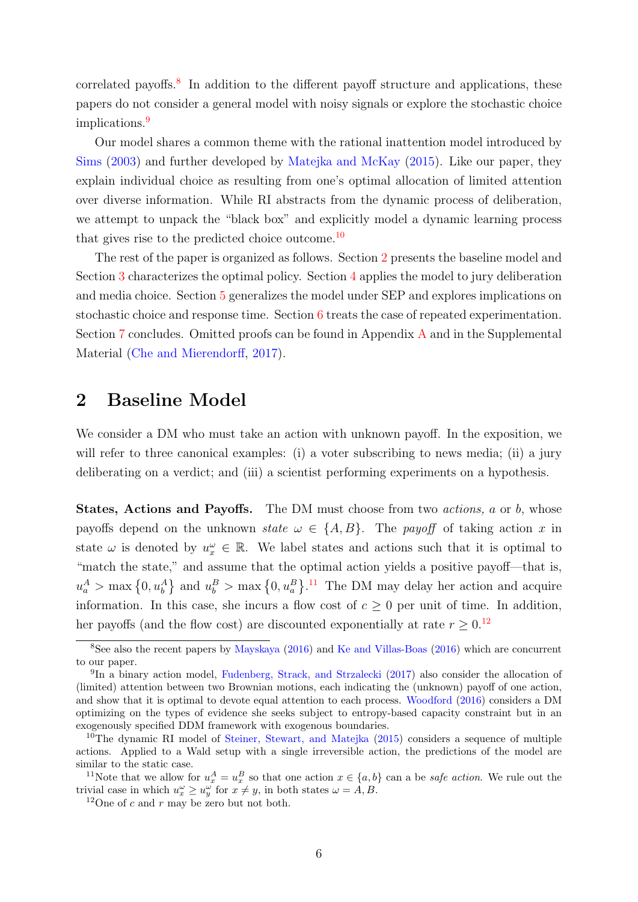correlated payoffs.[8] In addition to the different payoff structure and applications, these papers do not consider a general model with noisy signals or explore the stochastic choice implications.[9]

Our model shares a common theme with the rational inattention model introduced by Sims (2003) and further developed by Matejka and McKay (2015). Like our paper, they explain individual choice as resulting from one's optimal allocation of limited attention over diverse information. While RI abstracts from the dynamic process of deliberation, we attempt to unpack the "black box" and explicitly model a dynamic learning process that gives rise to the predicted choice outcome.[10]

The rest of the paper is organized as follows. Section 2 presents the baseline model and Section 3 characterizes the optimal policy. Section 4 applies the model to jury deliberation and media choice. Section 5 generalizes the model under SEP and explores implications on stochastic choice and response time. Section 6 treats the case of repeated experimentation. Section 7 concludes. Omitted proofs can be found in Appendix A and in the Supplemental Material (Che and Mierendorff, 2017).

## 2 Baseline Model

We consider a DM who must take an action with unknown payoff. In the exposition, we will refer to three canonical examples: (i) a voter subscribing to news media; (ii) a jury deliberating on a verdict; and (iii) a scientist performing experiments on a hypothesis.

**States, Actions and Payoffs.** The DM must choose from two *actions*, $a$ or $b$, whose payoffs depend on the unknown *state* $\omega \in \{A, B\}$. The *payoff* of taking action $x$ in state $\omega$ is denoted by $u_x^\omega \in \mathbb{R}$. We label states and actions such that it is optimal to "match the state," and assume that the optimal action yields a positive payoff—that is, $u_a^A > \max\{0, u_b^A\}$ and $u_b^B > \max\{0, u_a^B\}$.[11] The DM may delay her action and acquire information. In this case, she incurs a flow cost of $c \geq 0$ per unit of time. In addition, her payoffs (and the flow cost) are discounted exponentially at rate $r \geq 0$.[12]

---

[8] See also the recent papers by Mayskaya (2016) and Ke and Villas-Boas (2016) which are concurrent to our paper.

[9] In a binary action model, Fudenberg, Strack, and Strzalecki (2017) also consider the allocation of (limited) attention between two Brownian motions, each indicating the (unknown) payoff of one action, and show that it is optimal to devote equal attention to each process. Woodford (2016) considers a DM optimizing on the types of evidence she seeks subject to entropy-based capacity constraint but in an exogenously specified DDM framework with exogenous boundaries.

[10] The dynamic RI model of Steiner, Stewart, and Matejka (2015) considers a sequence of multiple actions. Applied to a Wald setup with a single irreversible action, the predictions of the model are similar to the static case.

[11] Note that we allow for $u_x^A = u_x^B$ so that one action $x \in \{a, b\}$ can a be *safe action*. We rule out the trivial case in which $u_x^\omega \geq u_y^\omega$ for $x \neq y$, in both states $\omega = A, B$.

[12] One of $c$ and $r$ may be zero but not both.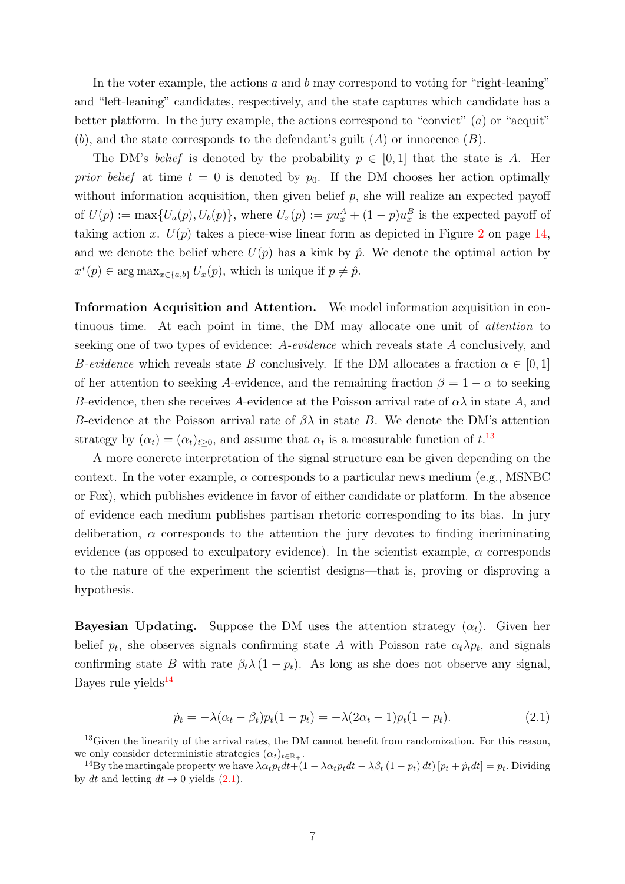In the voter example, the actions $a$ and $b$ may correspond to voting for "right-leaning" and "left-leaning" candidates, respectively, and the state captures which candidate has a better platform. In the jury example, the actions correspond to "convict" ($a$) or "acquit" ($b$), and the state corresponds to the defendant's guilt ($A$) or innocence ($B$).

The DM's *belief* is denoted by the probability $p \in [0, 1]$ that the state is $A$. Her *prior belief* at time $t = 0$ is denoted by $p_0$. If the DM chooses her action optimally without information acquisition, then given belief $p$, she will realize an expected payoff of $U(p) := \max\{U_a(p), U_b(p)\}$, where $U_x(p) := pu_x^A + (1 - p)u_x^B$ is the expected payoff of taking action $x$. $U(p)$ takes a piece-wise linear form as depicted in Figure 2 on page 14, and we denote the belief where $U(p)$ has a kink by $\hat{p}$. We denote the optimal action by $x^*(p) \in \arg\max_{x \in \{a,b\}} U_x(p)$, which is unique if $p \neq \hat{p}$.

**Information Acquisition and Attention.** We model information acquisition in continuous time. At each point in time, the DM may allocate one unit of *attention* to seeking one of two types of evidence: *A-evidence* which reveals state $A$ conclusively, and *B-evidence* which reveals state $B$ conclusively. If the DM allocates a fraction $\alpha \in [0, 1]$ of her attention to seeking $A$-evidence, and the remaining fraction $\beta = 1 - \alpha$ to seeking $B$-evidence, then she receives $A$-evidence at the Poisson arrival rate of $\alpha\lambda$ in state $A$, and $B$-evidence at the Poisson arrival rate of $\beta\lambda$ in state $B$. We denote the DM's attention strategy by $(\alpha_t) = (\alpha_t)_{t \geq 0}$, and assume that $\alpha_t$ is a measurable function of $t$.[13]

A more concrete interpretation of the signal structure can be given depending on the context. In the voter example, $\alpha$ corresponds to a particular news medium (e.g., MSNBC or Fox), which publishes evidence in favor of either candidate or platform. In the absence of evidence each medium publishes partisan rhetoric corresponding to its bias. In jury deliberation, $\alpha$ corresponds to the attention the jury devotes to finding incriminating evidence (as opposed to exculpatory evidence). In the scientist example, $\alpha$ corresponds to the nature of the experiment the scientist designs—that is, proving or disproving a hypothesis.

**Bayesian Updating.** Suppose the DM uses the attention strategy $(\alpha_t)$. Given her belief $p_t$, she observes signals confirming state $A$ with Poisson rate $\alpha_t\lambda p_t$, and signals confirming state $B$ with rate $\beta_t\lambda(1 - p_t)$. As long as she does not observe any signal, Bayes rule yields[14]

$$\dot{p}_t = -\lambda(\alpha_t - \beta_t)p_t(1 - p_t) = -\lambda(2\alpha_t - 1)p_t(1 - p_t). \tag{2.1}$$

---

[13] Given the linearity of the arrival rates, the DM cannot benefit from randomization. For this reason, we only consider deterministic strategies $(\alpha_t)_{t \in \mathbb{R}_+}$.

[14] By the martingale property we have $\lambda\alpha_t p_t dt + (1 - \lambda\alpha_t p_t dt - \lambda\beta_t (1 - p_t) dt) [p_t + \dot{p}_t dt] = p_t$. Dividing by $dt$ and letting $dt \to 0$ yields (2.1).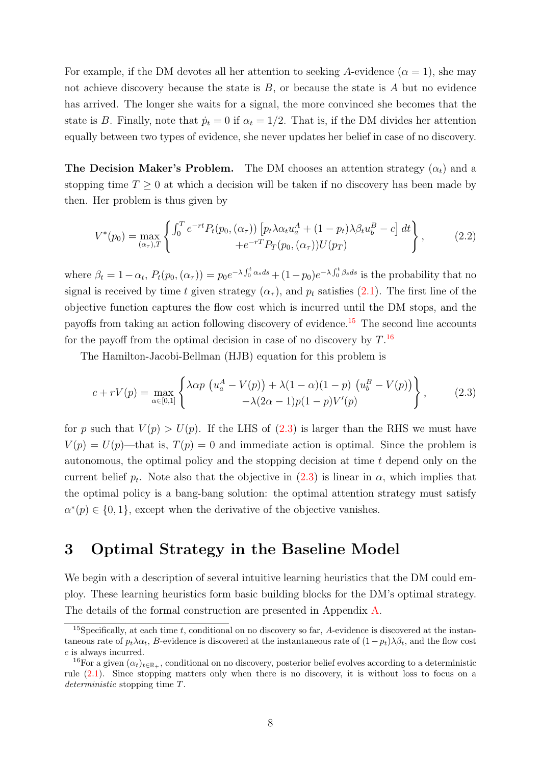For example, if the DM devotes all her attention to seeking $A$-evidence ($\alpha = 1$), she may not achieve discovery because the state is $B$, or because the state is $A$ but no evidence has arrived. The longer she waits for a signal, the more convinced she becomes that the state is $B$. Finally, note that $\dot{p}_t = 0$ if $\alpha_t = 1/2$. That is, if the DM divides her attention equally between two types of evidence, she never updates her belief in case of no discovery.

**The Decision Maker's Problem.** The DM chooses an attention strategy $(\alpha_t)$ and a stopping time $T \geq 0$ at which a decision will be taken if no discovery has been made by then. Her problem is thus given by

$$V^*(p_0) = \max_{(\alpha_\tau),T} \left\{ \begin{array}{c} \int_0^T e^{-rt} P_t(p_0, (\alpha_\tau)) \left[ p_t \lambda \alpha_t u_a^A + (1-p_t)\lambda \beta_t u_b^B - c \right] dt \\ + e^{-rT} P_T(p_0, (\alpha_\tau)) U(p_T) \end{array} \right\}, \tag{2.2}$$

where $\beta_t = 1 - \alpha_t$, $P_t(p_0, (\alpha_\tau)) = p_0 e^{-\lambda \int_0^t \alpha_s ds} + (1-p_0) e^{-\lambda \int_0^t \beta_s ds}$ is the probability that no signal is received by time $t$ given strategy $(\alpha_\tau)$, and $p_t$ satisfies (2.1). The first line of the objective function captures the flow cost which is incurred until the DM stops, and the payoffs from taking an action following discovery of evidence.[15] The second line accounts for the payoff from the optimal decision in case of no discovery by $T$.[16]

The Hamilton-Jacobi-Bellman (HJB) equation for this problem is

$$c + rV(p) = \max_{\alpha \in [0,1]} \left\{ \begin{array}{c} \lambda \alpha p \left( u_a^A - V(p) \right) + \lambda(1-\alpha)(1-p) \left( u_b^B - V(p) \right) \\ - \lambda(2\alpha - 1) p(1-p) V'(p) \end{array} \right\}, \tag{2.3}$$

for $p$ such that $V(p) > U(p)$. If the LHS of (2.3) is larger than the RHS we must have $V(p) = U(p)$—that is, $T(p) = 0$ and immediate action is optimal. Since the problem is autonomous, the optimal policy and the stopping decision at time $t$ depend only on the current belief $p_t$. Note also that the objective in (2.3) is linear in $\alpha$, which implies that the optimal policy is a bang-bang solution: the optimal attention strategy must satisfy $\alpha^*(p) \in \{0, 1\}$, except when the derivative of the objective vanishes.

# 3 Optimal Strategy in the Baseline Model

We begin with a description of several intuitive learning heuristics that the DM could employ. These learning heuristics form basic building blocks for the DM's optimal strategy. The details of the formal construction are presented in Appendix A.

---

[15] Specifically, at each time $t$, conditional on no discovery so far, $A$-evidence is discovered at the instantaneous rate of $p_t \lambda \alpha_t$, $B$-evidence is discovered at the instantaneous rate of $(1-p_t)\lambda \beta_t$, and the flow cost $c$ is always incurred.

[16] For a given $(\alpha_t)_{t \in \mathbb{R}_+}$, conditional on no discovery, posterior belief evolves according to a deterministic rule (2.1). Since stopping matters only when there is no discovery, it is without loss to focus on a *deterministic* stopping time $T$.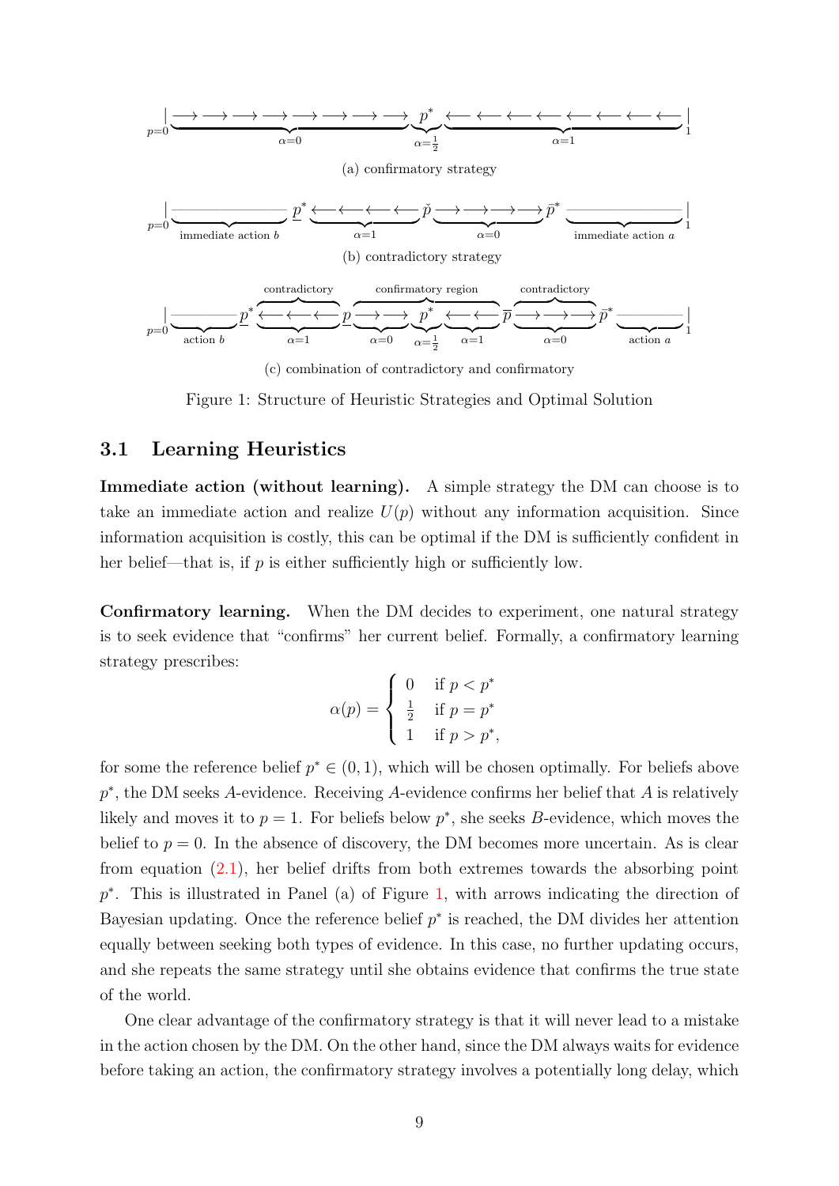(a) confirmatory strategy

(b) contradictory strategy

(c) combination of contradictory and confirmatory

Figure 1: Structure of Heuristic Strategies and Optimal Solution

### 3.1 Learning Heuristics

**Immediate action (without learning).** A simple strategy the DM can choose is to take an immediate action and realize $U(p)$ without any information acquisition. Since information acquisition is costly, this can be optimal if the DM is sufficiently confident in her belief—that is, if $p$ is either sufficiently high or sufficiently low.

**Confirmatory learning.** When the DM decides to experiment, one natural strategy is to seek evidence that "confirms" her current belief. Formally, a confirmatory learning strategy prescribes:

$$\alpha(p) = \begin{cases} 0 & \text{if } p < p^* \\ \frac{1}{2} & \text{if } p = p^* \\ 1 & \text{if } p > p^*, \end{cases}$$

for some the reference belief $p^* \in (0, 1)$, which will be chosen optimally. For beliefs above $p^*$, the DM seeks $A$-evidence. Receiving $A$-evidence confirms her belief that $A$ is relatively likely and moves it to $p = 1$. For beliefs below $p^*$, she seeks $B$-evidence, which moves the belief to $p = 0$. In the absence of discovery, the DM becomes more uncertain. As is clear from equation (2.1), her belief drifts from both extremes towards the absorbing point $p^*$. This is illustrated in Panel (a) of Figure 1, with arrows indicating the direction of Bayesian updating. Once the reference belief $p^*$ is reached, the DM divides her attention equally between seeking both types of evidence. In this case, no further updating occurs, and she repeats the same strategy until she obtains evidence that confirms the true state of the world.

One clear advantage of the confirmatory strategy is that it will never lead to a mistake in the action chosen by the DM. On the other hand, since the DM always waits for evidence before taking an action, the confirmatory strategy involves a potentially long delay, which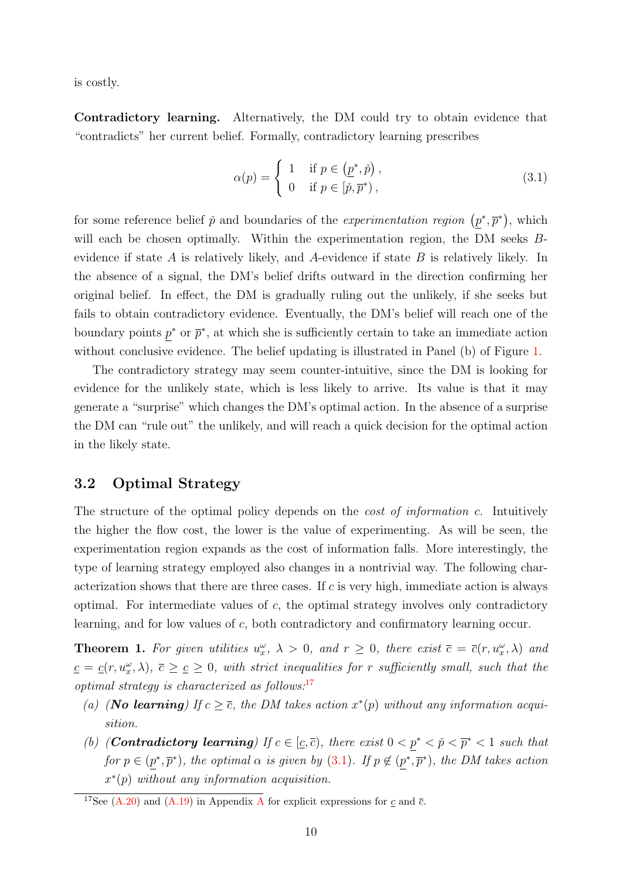is costly.

**Contradictory learning.** Alternatively, the DM could try to obtain evidence that "contradicts" her current belief. Formally, contradictory learning prescribes

$$\alpha(p) = \begin{cases} 1 & \text{if } p \in \left(\underline{p}^*, \check{p}\right), \\ 0 & \text{if } p \in [\check{p}, \overline{p}^*), \end{cases} \tag{3.1}$$

for some reference belief $\check{p}$ and boundaries of the *experimentation region* $\left(\underline{p}^*, \overline{p}^*\right)$, which will each be chosen optimally. Within the experimentation region, the DM seeks $B$-evidence if state $A$ is relatively likely, and $A$-evidence if state $B$ is relatively likely. In the absence of a signal, the DM's belief drifts outward in the direction confirming her original belief. In effect, the DM is gradually ruling out the unlikely, if she seeks but fails to obtain contradictory evidence. Eventually, the DM's belief will reach one of the boundary points $\underline{p}^*$ or $\overline{p}^*$, at which she is sufficiently certain to take an immediate action without conclusive evidence. The belief updating is illustrated in Panel (b) of Figure 1.

The contradictory strategy may seem counter-intuitive, since the DM is looking for evidence for the unlikely state, which is less likely to arrive. Its value is that it may generate a "surprise" which changes the DM's optimal action. In the absence of a surprise the DM can "rule out" the unlikely, and will reach a quick decision for the optimal action in the likely state.

## 3.2 Optimal Strategy

The structure of the optimal policy depends on the *cost of information* $c$. Intuitively the higher the flow cost, the lower is the value of experimenting. As will be seen, the experimentation region expands as the cost of information falls. More interestingly, the type of learning strategy employed also changes in a nontrivial way. The following characterization shows that there are three cases. If $c$ is very high, immediate action is always optimal. For intermediate values of $c$, the optimal strategy involves only contradictory learning, and for low values of $c$, both contradictory and confirmatory learning occur.

**Theorem 1.** *For given utilities $u_x^\omega$, $\lambda > 0$, and $r \geq 0$, there exist $\overline{c} = \overline{c}(r, u_x^\omega, \lambda)$ and $\underline{c} = \underline{c}(r, u_x^\omega, \lambda)$, $\overline{c} \geq \underline{c} \geq 0$, with strict inequalities for $r$ sufficiently small, such that the optimal strategy is characterized as follows:*[17]

*(a) (**No learning**) If $c \geq \overline{c}$, the DM takes action $x^*(p)$ without any information acquisition.*

*(b) (**Contradictory learning**) If $c \in [\underline{c}, \overline{c})$, there exist $0 < \underline{p}^* < \check{p} < \overline{p}^* < 1$ such that for $p \in (\underline{p}^*, \overline{p}^*)$, the optimal $\alpha$ is given by (3.1). If $p \notin (\underline{p}^*, \overline{p}^*)$, the DM takes action $x^*(p)$ without any information acquisition.*

[17] See (A.20) and (A.19) in Appendix A for explicit expressions for $\underline{c}$ and $\overline{c}$.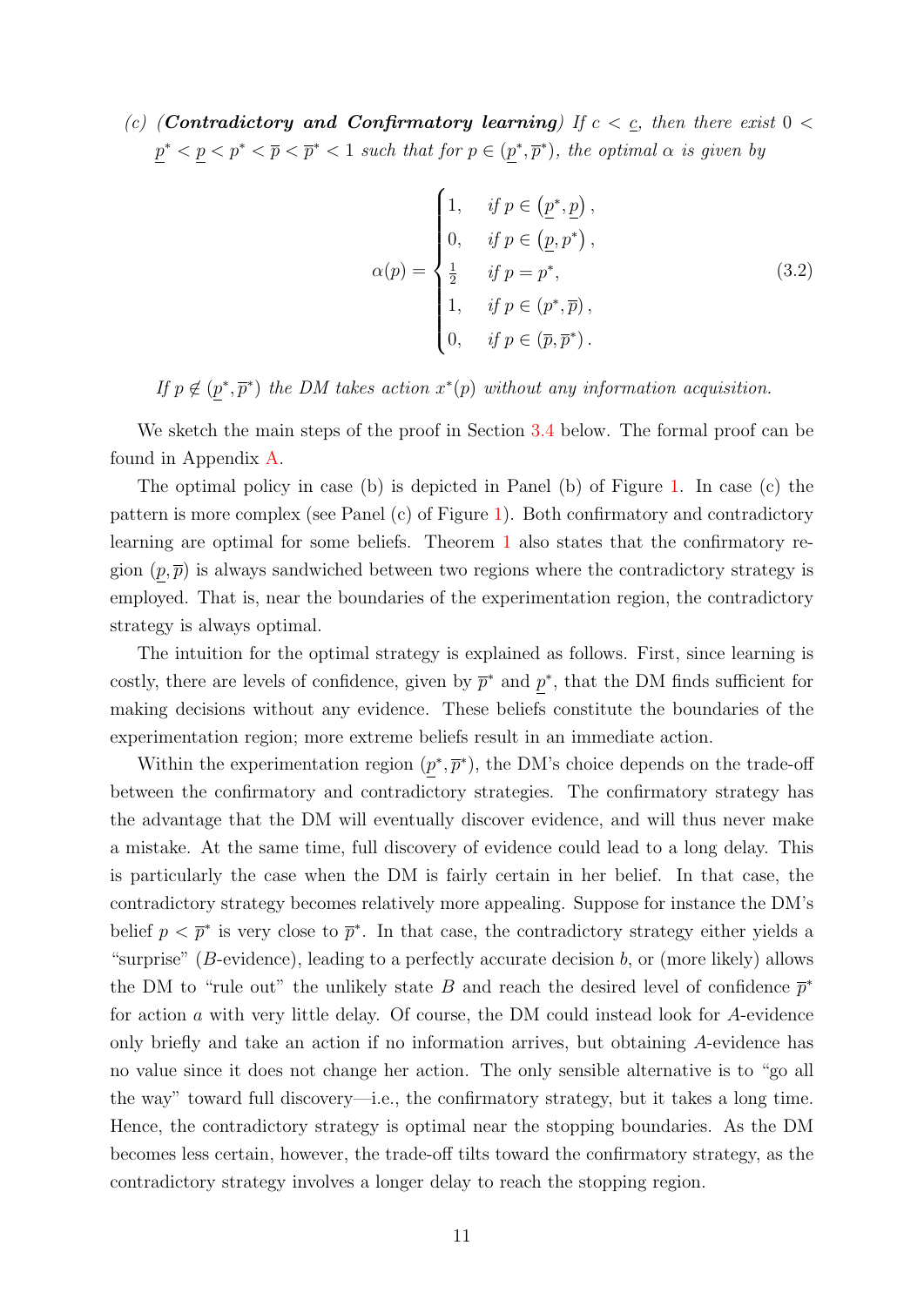*(c) (**Contradictory and Confirmatory learning**) If $c < \underline{c}$, then there exist $0 < \underline{p}^* < \underline{p} < p^* < \overline{p} < \overline{p}^* < 1$ such that for $p \in (\underline{p}^*, \overline{p}^*)$, the optimal $\alpha$ is given by*

$$\alpha(p) = \begin{cases} 1, & \text{if } p \in \left(\underline{p}^*, \underline{p}\right), \\ 0, & \text{if } p \in \left(\underline{p}, p^*\right), \\ \frac{1}{2} & \text{if } p = p^*, \\ 1, & \text{if } p \in \left(p^*, \overline{p}\right), \\ 0, & \text{if } p \in \left(\overline{p}, \overline{p}^*\right). \end{cases} \tag{3.2}$$

*If $p \notin (\underline{p}^*, \overline{p}^*)$ the DM takes action $x^*(p)$ without any information acquisition.*

We sketch the main steps of the proof in Section 3.4 below. The formal proof can be found in Appendix A.

The optimal policy in case (b) is depicted in Panel (b) of Figure 1. In case (c) the pattern is more complex (see Panel (c) of Figure 1). Both confirmatory and contradictory learning are optimal for some beliefs. Theorem 1 also states that the confirmatory region $(\underline{p}, \overline{p})$ is always sandwiched between two regions where the contradictory strategy is employed. That is, near the boundaries of the experimentation region, the contradictory strategy is always optimal.

The intuition for the optimal strategy is explained as follows. First, since learning is costly, there are levels of confidence, given by $\overline{p}^*$ and $\underline{p}^*$, that the DM finds sufficient for making decisions without any evidence. These beliefs constitute the boundaries of the experimentation region; more extreme beliefs result in an immediate action.

Within the experimentation region $(\underline{p}^*, \overline{p}^*)$, the DM's choice depends on the trade-off between the confirmatory and contradictory strategies. The confirmatory strategy has the advantage that the DM will eventually discover evidence, and will thus never make a mistake. At the same time, full discovery of evidence could lead to a long delay. This is particularly the case when the DM is fairly certain in her belief. In that case, the contradictory strategy becomes relatively more appealing. Suppose for instance the DM's belief $p < \overline{p}^*$ is very close to $\overline{p}^*$. In that case, the contradictory strategy either yields a "surprise" ($B$-evidence), leading to a perfectly accurate decision $b$, or (more likely) allows the DM to "rule out" the unlikely state $B$ and reach the desired level of confidence $\overline{p}^*$ for action $a$ with very little delay. Of course, the DM could instead look for $A$-evidence only briefly and take an action if no information arrives, but obtaining $A$-evidence has no value since it does not change her action. The only sensible alternative is to "go all the way" toward full discovery—i.e., the confirmatory strategy, but it takes a long time. Hence, the contradictory strategy is optimal near the stopping boundaries. As the DM becomes less certain, however, the trade-off tilts toward the confirmatory strategy, as the contradictory strategy involves a longer delay to reach the stopping region.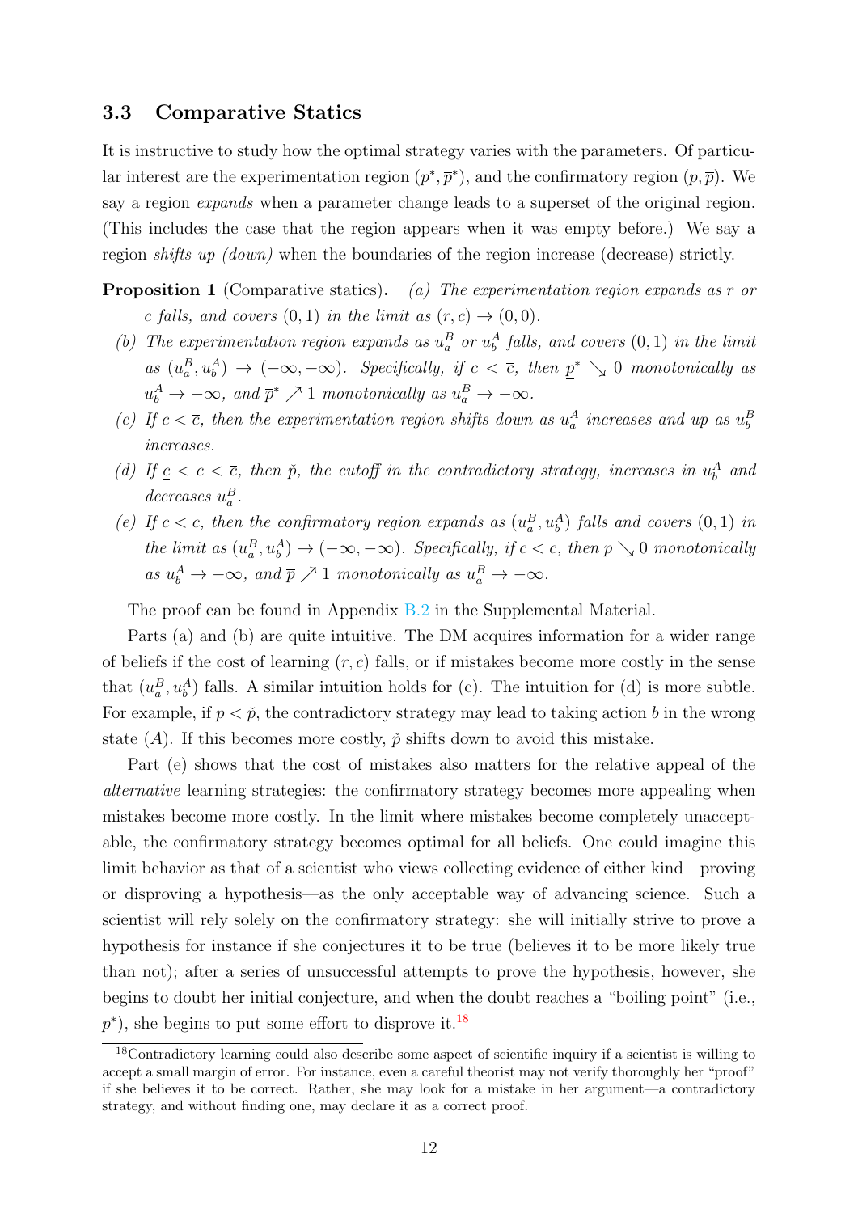### 3.3 Comparative Statics

It is instructive to study how the optimal strategy varies with the parameters. Of particular interest are the experimentation region $(\underline{p}^*, \overline{p}^*)$, and the confirmatory region $(\underline{p}, \overline{p})$. We say a region *expands* when a parameter change leads to a superset of the original region. (This includes the case that the region appears when it was empty before.) We say a region *shifts up (down)* when the boundaries of the region increase (decrease) strictly.

**Proposition 1** (Comparative statics)**.** *(a) The experimentation region expands as $r$ or $c$ falls, and covers $(0, 1)$ in the limit as $(r, c) \to (0, 0)$.*

*(b) The experimentation region expands as $u_a^B$ or $u_b^A$ falls, and covers $(0, 1)$ in the limit as $(u_a^B, u_b^A) \to (-\infty, -\infty)$. Specifically, if $c < \overline{c}$, then $\underline{p}^* \searrow 0$ monotonically as $u_b^A \to -\infty$, and $\overline{p}^* \nearrow 1$ monotonically as $u_a^B \to -\infty$.*

*(c) If $c < \overline{c}$, then the experimentation region shifts down as $u_a^A$ increases and up as $u_b^B$ increases.*

*(d) If $\underline{c} < c < \overline{c}$, then $\check{p}$, the cutoff in the contradictory strategy, increases in $u_b^A$ and decreases $u_a^B$.*

*(e) If $c < \overline{c}$, then the confirmatory region expands as $(u_a^B, u_b^A)$ falls and covers $(0, 1)$ in the limit as $(u_a^B, u_b^A) \to (-\infty, -\infty)$. Specifically, if $c < \underline{c}$, then $\underline{p} \searrow 0$ monotonically as $u_b^A \to -\infty$, and $\overline{p} \nearrow 1$ monotonically as $u_a^B \to -\infty$.*

The proof can be found in Appendix B.2 in the Supplemental Material.

Parts (a) and (b) are quite intuitive. The DM acquires information for a wider range of beliefs if the cost of learning $(r, c)$ falls, or if mistakes become more costly in the sense that $(u_a^B, u_b^A)$ falls. A similar intuition holds for (c). The intuition for (d) is more subtle. For example, if $p < \check{p}$, the contradictory strategy may lead to taking action $b$ in the wrong state $(A)$. If this becomes more costly, $\check{p}$ shifts down to avoid this mistake.

Part (e) shows that the cost of mistakes also matters for the relative appeal of the *alternative* learning strategies: the confirmatory strategy becomes more appealing when mistakes become more costly. In the limit where mistakes become completely unacceptable, the confirmatory strategy becomes optimal for all beliefs. One could imagine this limit behavior as that of a scientist who views collecting evidence of either kind—proving or disproving a hypothesis—as the only acceptable way of advancing science. Such a scientist will rely solely on the confirmatory strategy: she will initially strive to prove a hypothesis for instance if she conjectures it to be true (believes it to be more likely true than not); after a series of unsuccessful attempts to prove the hypothesis, however, she begins to doubt her initial conjecture, and when the doubt reaches a "boiling point" (i.e., $p^*$), she begins to put some effort to disprove it.[18]

[18] Contradictory learning could also describe some aspect of scientific inquiry if a scientist is willing to accept a small margin of error. For instance, even a careful theorist may not verify thoroughly her "proof" if she believes it to be correct. Rather, she may look for a mistake in her argument—a contradictory strategy, and without finding one, may declare it as a correct proof.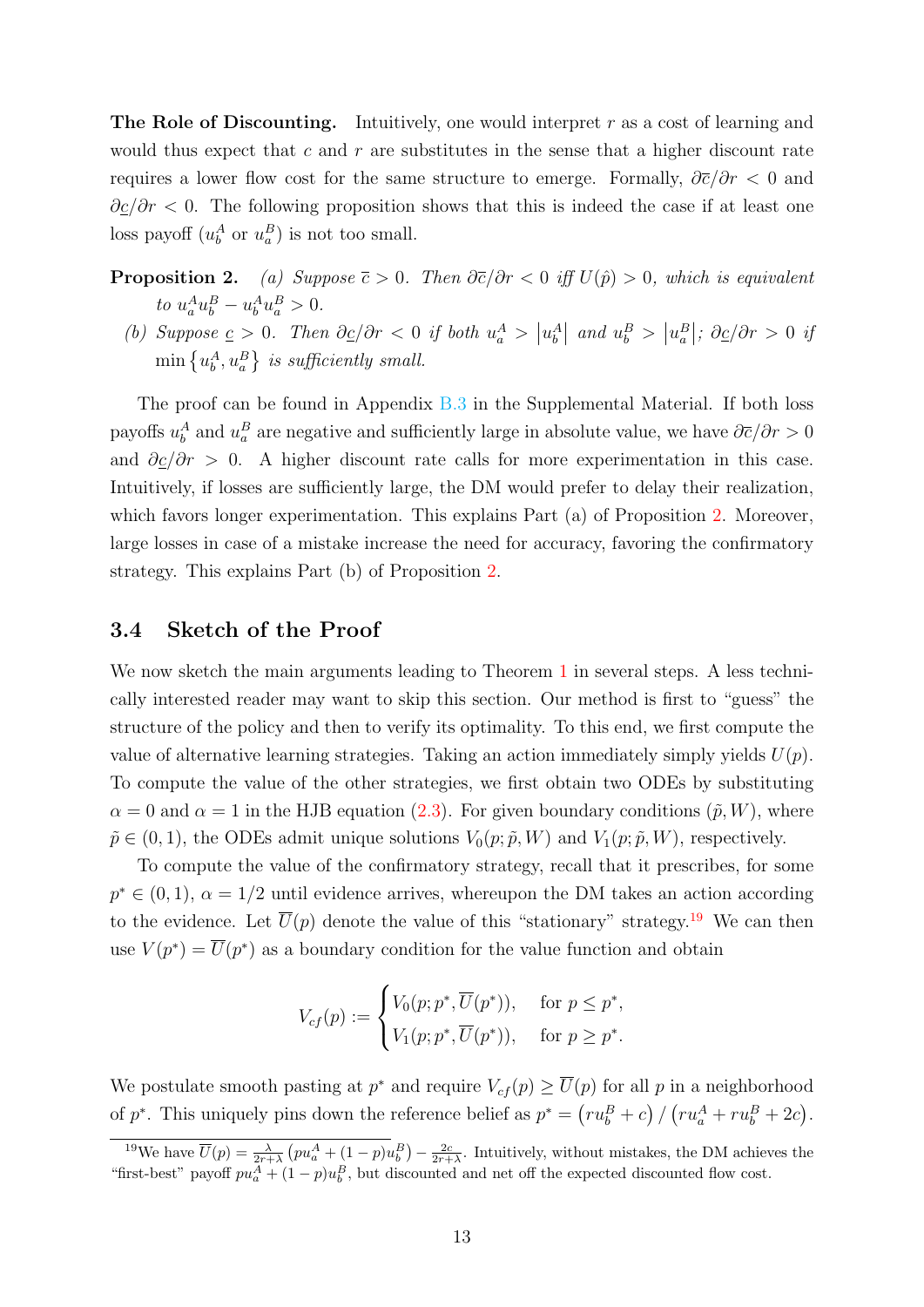**The Role of Discounting.** Intuitively, one would interpret $r$ as a cost of learning and would thus expect that $c$ and $r$ are substitutes in the sense that a higher discount rate requires a lower flow cost for the same structure to emerge. Formally, $\partial \overline{c}/\partial r < 0$ and $\partial \underline{c}/\partial r < 0$. The following proposition shows that this is indeed the case if at least one loss payoff ($u_b^A$ or $u_a^B$) is not too small.

**Proposition 2.** *(a) Suppose $\overline{c} > 0$. Then $\partial \overline{c}/\partial r < 0$ iff $U(\hat{p}) > 0$, which is equivalent to $u_a^A u_b^B - u_b^A u_a^B > 0$.*

*(b) Suppose $\underline{c} > 0$. Then $\partial \underline{c}/\partial r < 0$ if both $u_a^A > \left|u_b^A\right|$ and $u_b^B > \left|u_a^B\right|$; $\partial \underline{c}/\partial r > 0$ if $\min\left\{u_b^A, u_a^B\right\}$ is sufficiently small.*

The proof can be found in Appendix B.3 in the Supplemental Material. If both loss payoffs $u_b^A$ and $u_a^B$ are negative and sufficiently large in absolute value, we have $\partial \overline{c}/\partial r > 0$ and $\partial \underline{c}/\partial r > 0$. A higher discount rate calls for more experimentation in this case. Intuitively, if losses are sufficiently large, the DM would prefer to delay their realization, which favors longer experimentation. This explains Part (a) of Proposition 2. Moreover, large losses in case of a mistake increase the need for accuracy, favoring the confirmatory strategy. This explains Part (b) of Proposition 2.

## 3.4 Sketch of the Proof

We now sketch the main arguments leading to Theorem 1 in several steps. A less technically interested reader may want to skip this section. Our method is first to "guess" the structure of the policy and then to verify its optimality. To this end, we first compute the value of alternative learning strategies. Taking an action immediately simply yields $U(p)$. To compute the value of the other strategies, we first obtain two ODEs by substituting $\alpha = 0$ and $\alpha = 1$ in the HJB equation (2.3). For given boundary conditions $(\tilde{p}, W)$, where $\tilde{p} \in (0,1)$, the ODEs admit unique solutions $V_0(p; \tilde{p}, W)$ and $V_1(p; \tilde{p}, W)$, respectively.

To compute the value of the confirmatory strategy, recall that it prescribes, for some $p^* \in (0,1)$, $\alpha = 1/2$ until evidence arrives, whereupon the DM takes an action according to the evidence. Let $\overline{U}(p)$ denote the value of this "stationary" strategy.[19] We can then use $V(p^*) = \overline{U}(p^*)$ as a boundary condition for the value function and obtain

$$V_{cf}(p) := \begin{cases} V_0(p; p^*, \overline{U}(p^*)), & \text{for } p \leq p^*, \\ V_1(p; p^*, \overline{U}(p^*)), & \text{for } p \geq p^*. \end{cases}$$

We postulate smooth pasting at $p^*$ and require $V_{cf}(p) \geq \overline{U}(p)$ for all $p$ in a neighborhood of $p^*$. This uniquely pins down the reference belief as $p^* = \left(r u_b^B + c\right) / \left(r u_a^A + r u_b^B + 2c\right)$.

[19] We have $\overline{U}(p) = \frac{\lambda}{2r+\lambda}\left(p u_a^A + (1-p) u_b^B\right) - \frac{2c}{2r+\lambda}$. Intuitively, without mistakes, the DM achieves the "first-best" payoff $p u_a^A + (1-p) u_b^B$, but discounted and net off the expected discounted flow cost.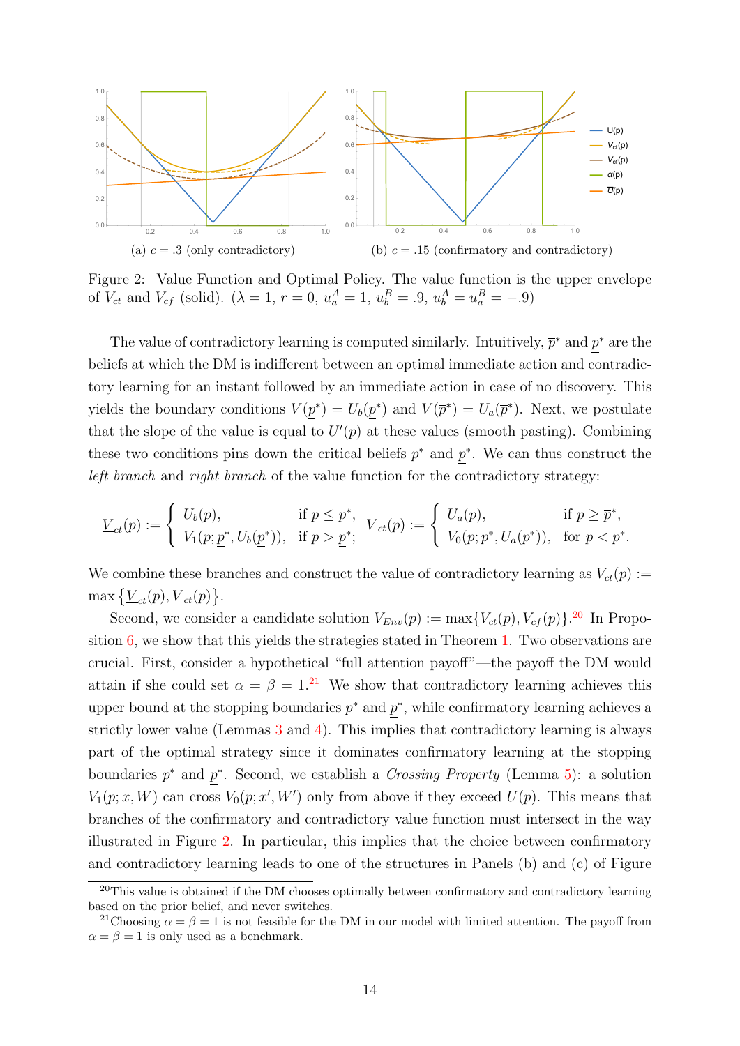(a) $c = .3$ (only contradictory)

(b) $c = .15$ (confirmatory and contradictory)

Figure 2: Value Function and Optimal Policy. The value function is the upper envelope of $V_{ct}$ and $V_{cf}$ (solid). ($\lambda = 1$, $r = 0$, $u_a^A = 1$, $u_b^B = .9$, $u_b^A = u_a^B = -.9$)

The value of contradictory learning is computed similarly. Intuitively, $\overline{p}^*$ and $\underline{p}^*$ are the beliefs at which the DM is indifferent between an optimal immediate action and contradictory learning for an instant followed by an immediate action in case of no discovery. This yields the boundary conditions $V(\underline{p}^*) = U_b(\underline{p}^*)$ and $V(\overline{p}^*) = U_a(\overline{p}^*)$. Next, we postulate that the slope of the value is equal to $U'(p)$ at these values (smooth pasting). Combining these two conditions pins down the critical beliefs $\overline{p}^*$ and $\underline{p}^*$. We can thus construct the *left branch* and *right branch* of the value function for the contradictory strategy:

$$\underline{V}_{ct}(p) := \begin{cases} U_b(p), & \text{if } p \leq \underline{p}^*, \\ V_1(p; \underline{p}^*, U_b(\underline{p}^*)), & \text{if } p > \underline{p}^*; \end{cases} \quad \overline{V}_{ct}(p) := \begin{cases} U_a(p), & \text{if } p \geq \overline{p}^*, \\ V_0(p; \overline{p}^*, U_a(\overline{p}^*)), & \text{for } p < \overline{p}^*. \end{cases}$$

We combine these branches and construct the value of contradictory learning as $V_{ct}(p) := \max\left\{\underline{V}_{ct}(p), \overline{V}_{ct}(p)\right\}$.

Second, we consider a candidate solution $V_{Env}(p) := \max\{V_{ct}(p), V_{cf}(p)\}$.[20] In Proposition 6, we show that this yields the strategies stated in Theorem 1. Two observations are crucial. First, consider a hypothetical "full attention payoff"—the payoff the DM would attain if she could set $\alpha = \beta = 1$.[21] We show that contradictory learning achieves this upper bound at the stopping boundaries $\overline{p}^*$ and $\underline{p}^*$, while confirmatory learning achieves a strictly lower value (Lemmas 3 and 4). This implies that contradictory learning is always part of the optimal strategy since it dominates confirmatory learning at the stopping boundaries $\overline{p}^*$ and $\underline{p}^*$. Second, we establish a *Crossing Property* (Lemma 5): a solution $V_1(p; x, W)$ can cross $V_0(p; x', W')$ only from above if they exceed $\overline{U}(p)$. This means that branches of the confirmatory and contradictory value function must intersect in the way illustrated in Figure 2. In particular, this implies that the choice between confirmatory and contradictory learning leads to one of the structures in Panels (b) and (c) of Figure

[20] This value is obtained if the DM chooses optimally between confirmatory and contradictory learning based on the prior belief, and never switches.

[21] Choosing $\alpha = \beta = 1$ is not feasible for the DM in our model with limited attention. The payoff from $\alpha = \beta = 1$ is only used as a benchmark.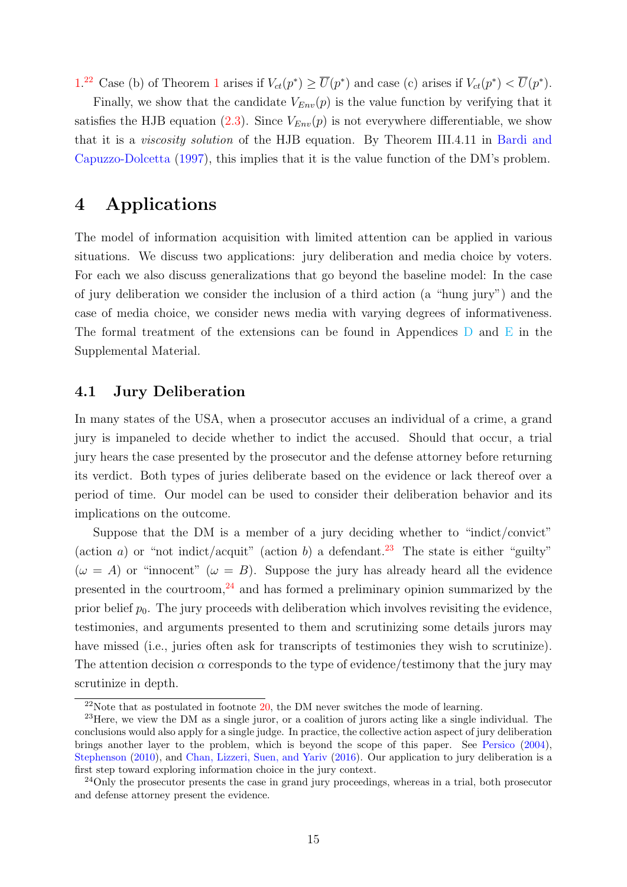1.[22] Case (b) of Theorem 1 arises if $V_{ct}(p^*) \geq \overline{U}(p^*)$ and case (c) arises if $V_{ct}(p^*) < \overline{U}(p^*)$.

Finally, we show that the candidate $V_{Env}(p)$ is the value function by verifying that it satisfies the HJB equation (2.3). Since $V_{Env}(p)$ is not everywhere differentiable, we show that it is a *viscosity solution* of the HJB equation. By Theorem III.4.11 in Bardi and Capuzzo-Dolcetta (1997), this implies that it is the value function of the DM's problem.

# 4 Applications

The model of information acquisition with limited attention can be applied in various situations. We discuss two applications: jury deliberation and media choice by voters. For each we also discuss generalizations that go beyond the baseline model: In the case of jury deliberation we consider the inclusion of a third action (a "hung jury") and the case of media choice, we consider news media with varying degrees of informativeness. The formal treatment of the extensions can be found in Appendices D and E in the Supplemental Material.

## 4.1 Jury Deliberation

In many states of the USA, when a prosecutor accuses an individual of a crime, a grand jury is impaneled to decide whether to indict the accused. Should that occur, a trial jury hears the case presented by the prosecutor and the defense attorney before returning its verdict. Both types of juries deliberate based on the evidence or lack thereof over a period of time. Our model can be used to consider their deliberation behavior and its implications on the outcome.

Suppose that the DM is a member of a jury deciding whether to "indict/convict" (action $a$) or "not indict/acquit" (action $b$) a defendant.[23] The state is either "guilty" ($\omega = A$) or "innocent" ($\omega = B$). Suppose the jury has already heard all the evidence presented in the courtroom,[24] and has formed a preliminary opinion summarized by the prior belief $p_0$. The jury proceeds with deliberation which involves revisiting the evidence, testimonies, and arguments presented to them and scrutinizing some details jurors may have missed (i.e., juries often ask for transcripts of testimonies they wish to scrutinize). The attention decision $\alpha$ corresponds to the type of evidence/testimony that the jury may scrutinize in depth.

[22] Note that as postulated in footnote 20, the DM never switches the mode of learning.

[23] Here, we view the DM as a single juror, or a coalition of jurors acting like a single individual. The conclusions would also apply for a single judge. In practice, the collective action aspect of jury deliberation brings another layer to the problem, which is beyond the scope of this paper. See Persico (2004), Stephenson (2010), and Chan, Lizzeri, Suen, and Yariv (2016). Our application to jury deliberation is a first step toward exploring information choice in the jury context.

[24] Only the prosecutor presents the case in grand jury proceedings, whereas in a trial, both prosecutor and defense attorney present the evidence.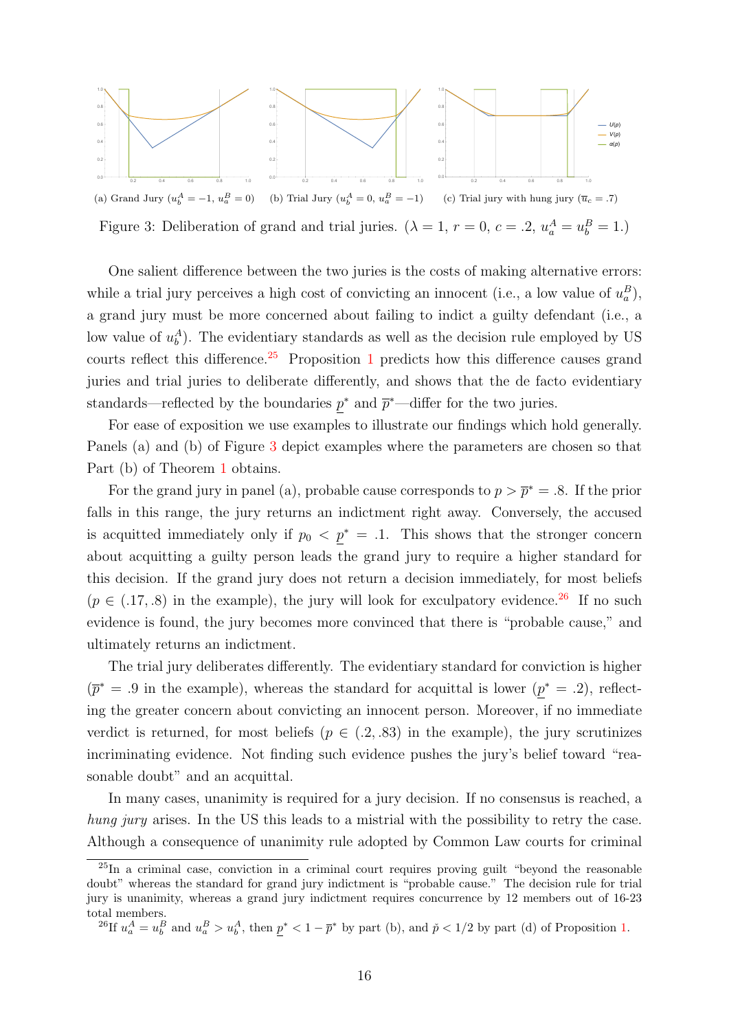(a) Grand Jury ($u_b^A = -1$, $u_a^B = 0$) (b) Trial Jury ($u_b^A = 0$, $u_a^B = -1$) (c) Trial jury with hung jury ($\overline{u}_c = .7$)

Figure 3: Deliberation of grand and trial juries. ($\lambda = 1$, $r = 0$, $c = .2$, $u_a^A = u_b^B = 1$.)

One salient difference between the two juries is the costs of making alternative errors: while a trial jury perceives a high cost of convicting an innocent (i.e., a low value of $u_a^B$), a grand jury must be more concerned about failing to indict a guilty defendant (i.e., a low value of $u_b^A$). The evidentiary standards as well as the decision rule employed by US courts reflect this difference.[25] Proposition 1 predicts how this difference causes grand juries and trial juries to deliberate differently, and shows that the de facto evidentiary standards—reflected by the boundaries $\underline{p}^*$ and $\overline{p}^*$—differ for the two juries.

For ease of exposition we use examples to illustrate our findings which hold generally. Panels (a) and (b) of Figure 3 depict examples where the parameters are chosen so that Part (b) of Theorem 1 obtains.

For the grand jury in panel (a), probable cause corresponds to $p > \overline{p}^* = .8$. If the prior falls in this range, the jury returns an indictment right away. Conversely, the accused is acquitted immediately only if $p_0 < \underline{p}^* = .1$. This shows that the stronger concern about acquitting a guilty person leads the grand jury to require a higher standard for this decision. If the grand jury does not return a decision immediately, for most beliefs ($p \in (.17, .8)$ in the example), the jury will look for exculpatory evidence.[26] If no such evidence is found, the jury becomes more convinced that there is "probable cause," and ultimately returns an indictment.

The trial jury deliberates differently. The evidentiary standard for conviction is higher ($\overline{p}^* = .9$ in the example), whereas the standard for acquittal is lower ($\underline{p}^* = .2$), reflecting the greater concern about convicting an innocent person. Moreover, if no immediate verdict is returned, for most beliefs ($p \in (.2, .83)$ in the example), the jury scrutinizes incriminating evidence. Not finding such evidence pushes the jury's belief toward "reasonable doubt" and an acquittal.

In many cases, unanimity is required for a jury decision. If no consensus is reached, a *hung jury* arises. In the US this leads to a mistrial with the possibility to retry the case. Although a consequence of unanimity rule adopted by Common Law courts for criminal

[25] In a criminal case, conviction in a criminal court requires proving guilt "beyond the reasonable doubt" whereas the standard for grand jury indictment is "probable cause." The decision rule for trial jury is unanimity, whereas a grand jury indictment requires concurrence by 12 members out of 16-23 total members.

[26] If $u_a^A = u_b^B$ and $u_a^B > u_b^A$, then $\underline{p}^* < 1 - \overline{p}^*$ by part (b), and $\check{p} < 1/2$ by part (d) of Proposition 1.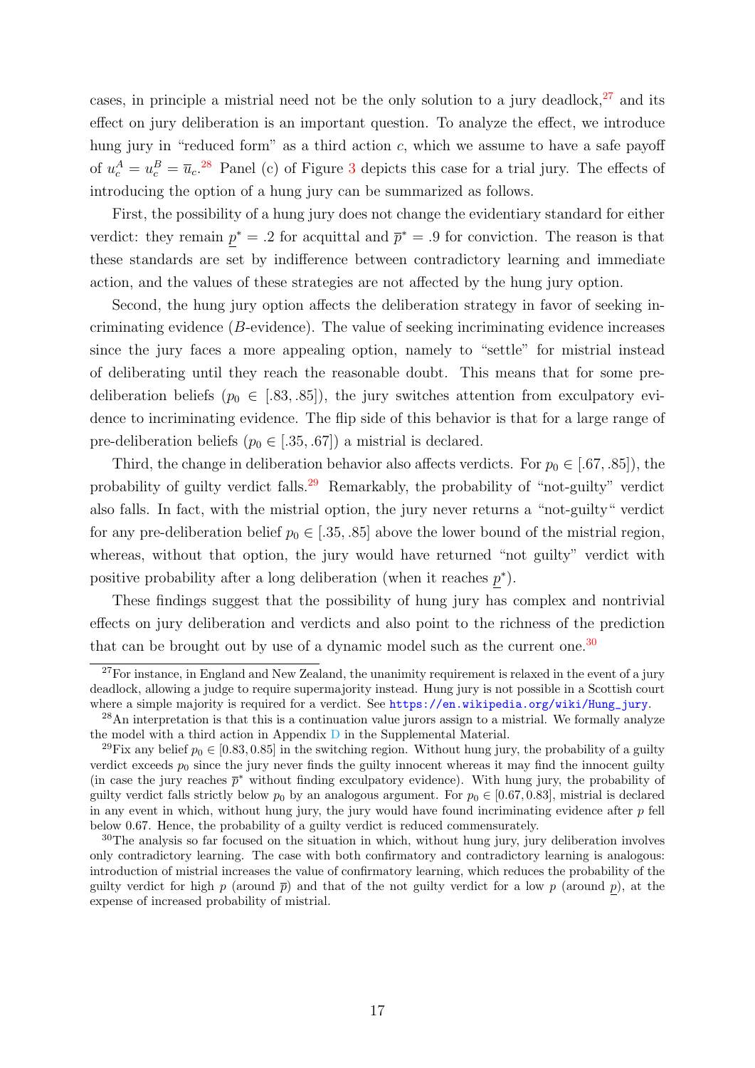cases, in principle a mistrial need not be the only solution to a jury deadlock,[27] and its effect on jury deliberation is an important question. To analyze the effect, we introduce hung jury in "reduced form" as a third action $c$, which we assume to have a safe payoff of $u_c^A = u_c^B = \overline{u}_c$.[28] Panel (c) of Figure 3 depicts this case for a trial jury. The effects of introducing the option of a hung jury can be summarized as follows.

First, the possibility of a hung jury does not change the evidentiary standard for either verdict: they remain $\underline{p}^* = .2$ for acquittal and $\overline{p}^* = .9$ for conviction. The reason is that these standards are set by indifference between contradictory learning and immediate action, and the values of these strategies are not affected by the hung jury option.

Second, the hung jury option affects the deliberation strategy in favor of seeking incriminating evidence ($B$-evidence). The value of seeking incriminating evidence increases since the jury faces a more appealing option, namely to "settle" for mistrial instead of deliberating until they reach the reasonable doubt. This means that for some pre-deliberation beliefs ($p_0 \in [.83, .85]$), the jury switches attention from exculpatory evidence to incriminating evidence. The flip side of this behavior is that for a large range of pre-deliberation beliefs ($p_0 \in [.35, .67]$) a mistrial is declared.

Third, the change in deliberation behavior also affects verdicts. For $p_0 \in [.67, .85]$), the probability of guilty verdict falls.[29] Remarkably, the probability of "not-guilty" verdict also falls. In fact, with the mistrial option, the jury never returns a "not-guilty" verdict for any pre-deliberation belief $p_0 \in [.35, .85]$ above the lower bound of the mistrial region, whereas, without that option, the jury would have returned "not guilty" verdict with positive probability after a long deliberation (when it reaches $\underline{p}^*$).

These findings suggest that the possibility of hung jury has complex and nontrivial effects on jury deliberation and verdicts and also point to the richness of the prediction that can be brought out by use of a dynamic model such as the current one.[30]

---

[27] For instance, in England and New Zealand, the unanimity requirement is relaxed in the event of a jury deadlock, allowing a judge to require supermajority instead. Hung jury is not possible in a Scottish court where a simple majority is required for a verdict. See https://en.wikipedia.org/wiki/Hung_jury.

[28] An interpretation is that this is a continuation value jurors assign to a mistrial. We formally analyze the model with a third action in Appendix D in the Supplemental Material.

[29] Fix any belief $p_0 \in [0.83, 0.85]$ in the switching region. Without hung jury, the probability of a guilty verdict exceeds $p_0$ since the jury never finds the guilty innocent whereas it may find the innocent guilty (in case the jury reaches $\overline{p}^*$ without finding exculpatory evidence). With hung jury, the probability of guilty verdict falls strictly below $p_0$ by an analogous argument. For $p_0 \in [0.67, 0.83]$, mistrial is declared in any event in which, without hung jury, the jury would have found incriminating evidence after $p$ fell below 0.67. Hence, the probability of a guilty verdict is reduced commensurately.

[30] The analysis so far focused on the situation in which, without hung jury, jury deliberation involves only contradictory learning. The case with both confirmatory and contradictory learning is analogous: introduction of mistrial increases the value of confirmatory learning, which reduces the probability of the guilty verdict for high $p$ (around $\overline{p}$) and that of the not guilty verdict for a low $p$ (around $\underline{p}$), at the expense of increased probability of mistrial.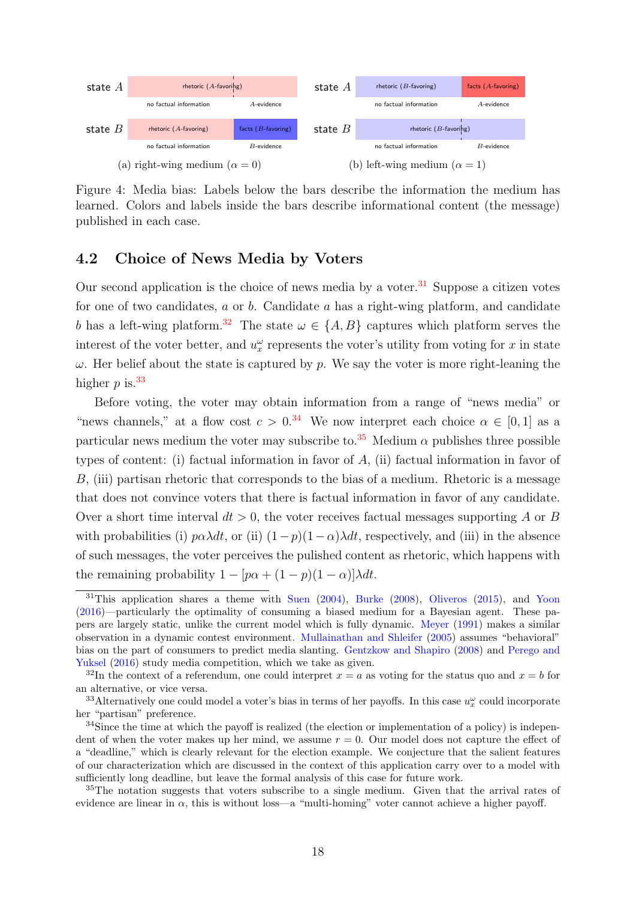| | | |
|---|---|---|
| state $A$ | rhetoric ($A$-favoring) | |
| | no factual information | $A$-evidence |
| state $B$ | rhetoric ($A$-favoring) | facts ($B$-favoring) |
| | no factual information | $B$-evidence |

(a) right-wing medium ($\alpha = 0$)

| | | |
|---|---|---|
| state $A$ | rhetoric ($B$-favoring) | facts ($A$-favoring) |
| | no factual information | $A$-evidence |
| state $B$ | rhetoric ($B$-favoring) | |
| | no factual information | $B$-evidence |

(b) left-wing medium ($\alpha = 1$)

Figure 4: Media bias: Labels below the bars describe the information the medium has learned. Colors and labels inside the bars describe informational content (the message) published in each case.

## 4.2 Choice of News Media by Voters

Our second application is the choice of news media by a voter.[31] Suppose a citizen votes for one of two candidates, $a$ or $b$. Candidate $a$ has a right-wing platform, and candidate $b$ has a left-wing platform.[32] The state $\omega \in \{A, B\}$ captures which platform serves the interest of the voter better, and $u_x^\omega$ represents the voter's utility from voting for $x$ in state $\omega$. Her belief about the state is captured by $p$. We say the voter is more right-leaning the higher $p$ is.[33]

Before voting, the voter may obtain information from a range of "news media" or "news channels," at a flow cost $c > 0$.[34] We now interpret each choice $\alpha \in [0, 1]$ as a particular news medium the voter may subscribe to.[35] Medium $\alpha$ publishes three possible types of content: (i) factual information in favor of $A$, (ii) factual information in favor of $B$, (iii) partisan rhetoric that corresponds to the bias of a medium. Rhetoric is a message that does not convince voters that there is factual information in favor of any candidate. Over a short time interval $dt > 0$, the voter receives factual messages supporting $A$ or $B$ with probabilities (i) $p\alpha\lambda dt$, or (ii) $(1-p)(1-\alpha)\lambda dt$, respectively, and (iii) in the absence of such messages, the voter perceives the pulished content as rhetoric, which happens with the remaining probability $1 - [p\alpha + (1-p)(1-\alpha)]\lambda dt$.

[31] This application shares a theme with Suen (2004), Burke (2008), Oliveros (2015), and Yoon (2016)—particularly the optimality of consuming a biased medium for a Bayesian agent. These papers are largely static, unlike the current model which is fully dynamic. Meyer (1991) makes a similar observation in a dynamic contest environment. Mullainathan and Shleifer (2005) assumes "behavioral" bias on the part of consumers to predict media slanting. Gentzkow and Shapiro (2008) and Perego and Yuksel (2016) study media competition, which we take as given.

[32] In the context of a referendum, one could interpret $x = a$ as voting for the status quo and $x = b$ for an alternative, or vice versa.

[33] Alternatively one could model a voter's bias in terms of her payoffs. In this case $u_x^\omega$ could incorporate her "partisan" preference.

[34] Since the time at which the payoff is realized (the election or implementation of a policy) is independent of when the voter makes up her mind, we assume $r = 0$. Our model does not capture the effect of a "deadline," which is clearly relevant for the election example. We conjecture that the salient features of our characterization which are discussed in the context of this application carry over to a model with sufficiently long deadline, but leave the formal analysis of this case for future work.

[35] The notation suggests that voters subscribe to a single medium. Given that the arrival rates of evidence are linear in $\alpha$, this is without loss—a "multi-homing" voter cannot achieve a higher payoff.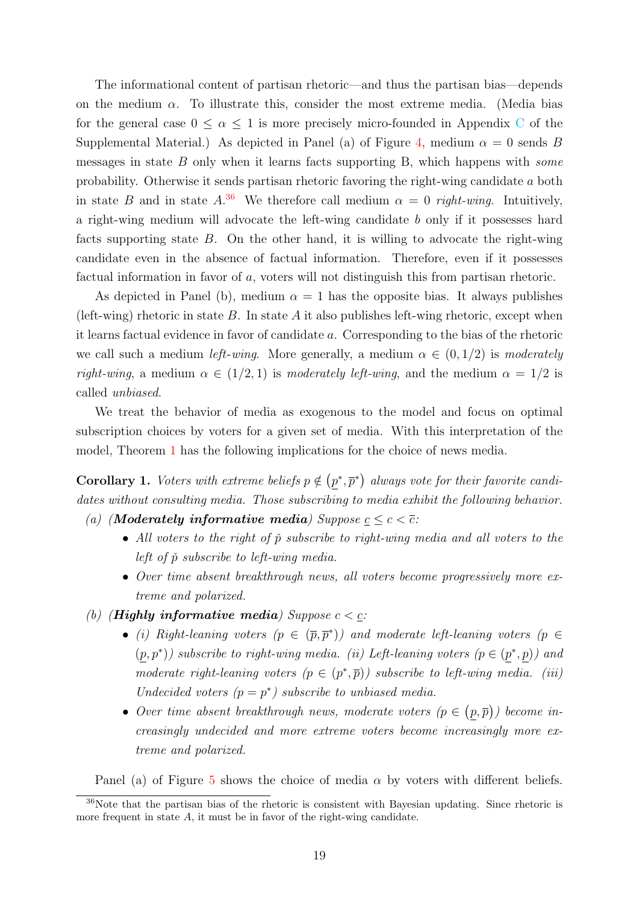The informational content of partisan rhetoric—and thus the partisan bias—depends on the medium $\alpha$. To illustrate this, consider the most extreme media. (Media bias for the general case $0 \leq \alpha \leq 1$ is more precisely micro-founded in Appendix C of the Supplemental Material.) As depicted in Panel (a) of Figure 4, medium $\alpha = 0$ sends $B$ messages in state $B$ only when it learns facts supporting B, which happens with *some* probability. Otherwise it sends partisan rhetoric favoring the right-wing candidate $a$ both in state $B$ and in state $A$.[36] We therefore call medium $\alpha = 0$ *right-wing*. Intuitively, a right-wing medium will advocate the left-wing candidate $b$ only if it possesses hard facts supporting state $B$. On the other hand, it is willing to advocate the right-wing candidate even in the absence of factual information. Therefore, even if it possesses factual information in favor of $a$, voters will not distinguish this from partisan rhetoric.

As depicted in Panel (b), medium $\alpha = 1$ has the opposite bias. It always publishes (left-wing) rhetoric in state $B$. In state $A$ it also publishes left-wing rhetoric, except when it learns factual evidence in favor of candidate $a$. Corresponding to the bias of the rhetoric we call such a medium *left-wing*. More generally, a medium $\alpha \in (0, 1/2)$ is *moderately right-wing*, a medium $\alpha \in (1/2, 1)$ is *moderately left-wing*, and the medium $\alpha = 1/2$ is called *unbiased*.

We treat the behavior of media as exogenous to the model and focus on optimal subscription choices by voters for a given set of media. With this interpretation of the model, Theorem 1 has the following implications for the choice of news media.

**Corollary 1.** *Voters with extreme beliefs $p \notin (\underline{p}^*, \overline{p}^*)$ always vote for their favorite candidates without consulting media. Those subscribing to media exhibit the following behavior.*

(a) (***Moderately informative media***) *Suppose $\underline{c} \leq c < \overline{c}$:*

- *All voters to the right of $\check{p}$ subscribe to right-wing media and all voters to the left of $\check{p}$ subscribe to left-wing media.*
- *Over time absent breakthrough news, all voters become progressively more extreme and polarized.*

(b) (***Highly informative media***) *Suppose $c < \underline{c}$:*

- *(i) Right-leaning voters ($p \in (\overline{p}, \overline{p}^*)$) and moderate left-leaning voters ($p \in (\underline{p}, p^*)$) subscribe to right-wing media. (ii) Left-leaning voters ($p \in (\underline{p}^*, \underline{p})$) and moderate right-leaning voters ($p \in (p^*, \overline{p})$) subscribe to left-wing media. (iii) Undecided voters ($p = p^*$) subscribe to unbiased media.*
- *Over time absent breakthrough news, moderate voters ($p \in (\underline{p}, \overline{p})$) become increasingly undecided and more extreme voters become increasingly more extreme and polarized.*

Panel (a) of Figure 5 shows the choice of media $\alpha$ by voters with different beliefs.

[36] Note that the partisan bias of the rhetoric is consistent with Bayesian updating. Since rhetoric is more frequent in state $A$, it must be in favor of the right-wing candidate.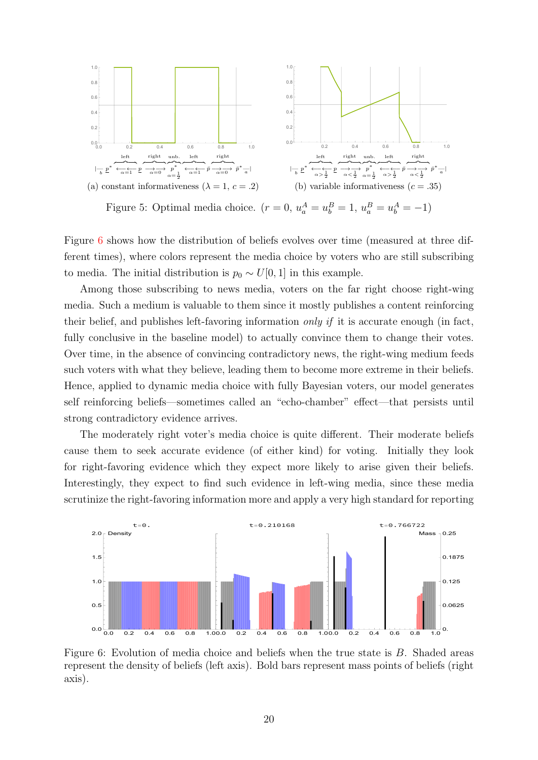(a) constant informativeness ($\lambda = 1$, $c = .2$)

(b) variable informativeness ($c = .35$)

Figure 5: Optimal media choice. ($r = 0$, $u_a^A = u_b^B = 1$, $u_a^B = u_b^A = -1$)

Figure 6 shows how the distribution of beliefs evolves over time (measured at three different times), where colors represent the media choice by voters who are still subscribing to media. The initial distribution is $p_0 \sim U[0, 1]$ in this example.

Among those subscribing to news media, voters on the far right choose right-wing media. Such a medium is valuable to them since it mostly publishes a content reinforcing their belief, and publishes left-favoring information *only if* it is accurate enough (in fact, fully conclusive in the baseline model) to actually convince them to change their votes. Over time, in the absence of convincing contradictory news, the right-wing medium feeds such voters with what they believe, leading them to become more extreme in their beliefs. Hence, applied to dynamic media choice with fully Bayesian voters, our model generates self reinforcing beliefs—sometimes called an "echo-chamber" effect—that persists until strong contradictory evidence arrives.

The moderately right voter's media choice is quite different. Their moderate beliefs cause them to seek accurate evidence (of either kind) for voting. Initially they look for right-favoring evidence which they expect more likely to arise given their beliefs. Interestingly, they expect to find such evidence in left-wing media, since these media scrutinize the right-favoring information more and apply a very high standard for reporting

Figure 6: Evolution of media choice and beliefs when the true state is $B$. Shaded areas represent the density of beliefs (left axis). Bold bars represent mass points of beliefs (right axis).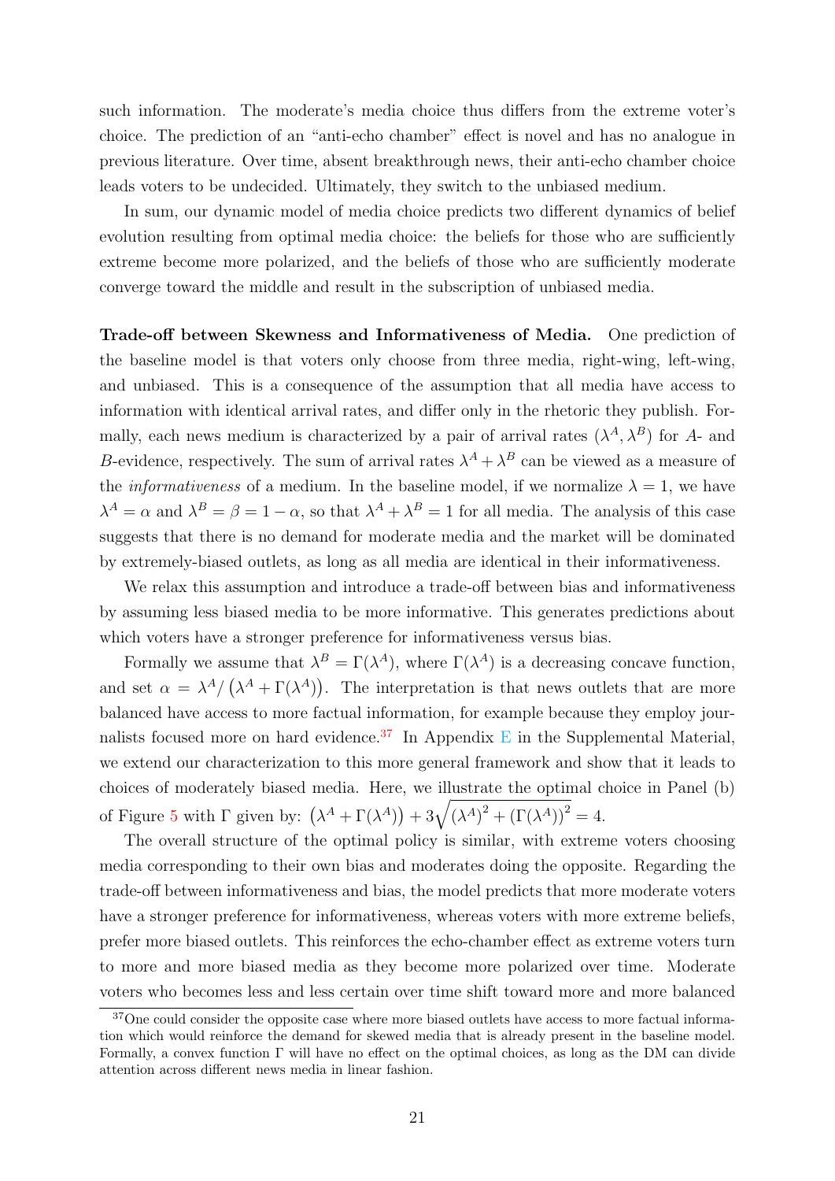such information. The moderate's media choice thus differs from the extreme voter's choice. The prediction of an "anti-echo chamber" effect is novel and has no analogue in previous literature. Over time, absent breakthrough news, their anti-echo chamber choice leads voters to be undecided. Ultimately, they switch to the unbiased medium.

In sum, our dynamic model of media choice predicts two different dynamics of belief evolution resulting from optimal media choice: the beliefs for those who are sufficiently extreme become more polarized, and the beliefs of those who are sufficiently moderate converge toward the middle and result in the subscription of unbiased media.

**Trade-off between Skewness and Informativeness of Media.** One prediction of the baseline model is that voters only choose from three media, right-wing, left-wing, and unbiased. This is a consequence of the assumption that all media have access to information with identical arrival rates, and differ only in the rhetoric they publish. Formally, each news medium is characterized by a pair of arrival rates $(\lambda^A, \lambda^B)$ for $A$- and $B$-evidence, respectively. The sum of arrival rates $\lambda^A + \lambda^B$ can be viewed as a measure of the *informativeness* of a medium. In the baseline model, if we normalize $\lambda = 1$, we have $\lambda^A = \alpha$ and $\lambda^B = \beta = 1 - \alpha$, so that $\lambda^A + \lambda^B = 1$ for all media. The analysis of this case suggests that there is no demand for moderate media and the market will be dominated by extremely-biased outlets, as long as all media are identical in their informativeness.

We relax this assumption and introduce a trade-off between bias and informativeness by assuming less biased media to be more informative. This generates predictions about which voters have a stronger preference for informativeness versus bias.

Formally we assume that $\lambda^B = \Gamma(\lambda^A)$, where $\Gamma(\lambda^A)$ is a decreasing concave function, and set $\alpha = \lambda^A / \left(\lambda^A + \Gamma(\lambda^A)\right)$. The interpretation is that news outlets that are more balanced have access to more factual information, for example because they employ journalists focused more on hard evidence.[37] In Appendix E in the Supplemental Material, we extend our characterization to this more general framework and show that it leads to choices of moderately biased media. Here, we illustrate the optimal choice in Panel (b) of Figure 5 with $\Gamma$ given by: $\left(\lambda^A + \Gamma(\lambda^A)\right) + 3\sqrt{\left(\lambda^A\right)^2 + \left(\Gamma(\lambda^A)\right)^2} = 4$.

The overall structure of the optimal policy is similar, with extreme voters choosing media corresponding to their own bias and moderates doing the opposite. Regarding the trade-off between informativeness and bias, the model predicts that more moderate voters have a stronger preference for informativeness, whereas voters with more extreme beliefs, prefer more biased outlets. This reinforces the echo-chamber effect as extreme voters turn to more and more biased media as they become more polarized over time. Moderate voters who becomes less and less certain over time shift toward more and more balanced

[37] One could consider the opposite case where more biased outlets have access to more factual information which would reinforce the demand for skewed media that is already present in the baseline model. Formally, a convex function $\Gamma$ will have no effect on the optimal choices, as long as the DM can divide attention across different news media in linear fashion.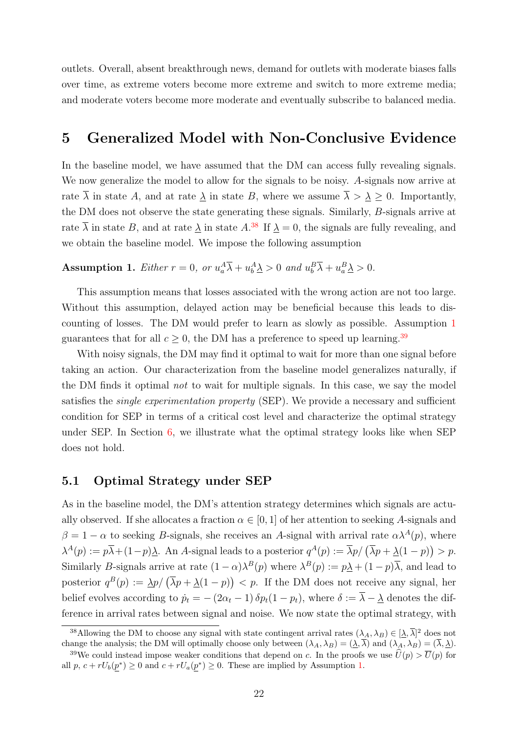outlets. Overall, absent breakthrough news, demand for outlets with moderate biases falls over time, as extreme voters become more extreme and switch to more extreme media; and moderate voters become more moderate and eventually subscribe to balanced media.

# 5 Generalized Model with Non-Conclusive Evidence

In the baseline model, we have assumed that the DM can access fully revealing signals. We now generalize the model to allow for the signals to be noisy. $A$-signals now arrive at rate $\overline{\lambda}$ in state $A$, and at rate $\underline{\lambda}$ in state $B$, where we assume $\overline{\lambda} > \underline{\lambda} \geq 0$. Importantly, the DM does not observe the state generating these signals. Similarly, $B$-signals arrive at rate $\overline{\lambda}$ in state $B$, and at rate $\underline{\lambda}$ in state $A$.[38] If $\underline{\lambda} = 0$, the signals are fully revealing, and we obtain the baseline model. We impose the following assumption

**Assumption 1.** *Either $r = 0$, or $u_a^A\overline{\lambda} + u_b^A\underline{\lambda} > 0$ and $u_b^B\overline{\lambda} + u_a^B\underline{\lambda} > 0$.*

This assumption means that losses associated with the wrong action are not too large. Without this assumption, delayed action may be beneficial because this leads to discounting of losses. The DM would prefer to learn as slowly as possible. Assumption 1 guarantees that for all $c \geq 0$, the DM has a preference to speed up learning.[39]

With noisy signals, the DM may find it optimal to wait for more than one signal before taking an action. Our characterization from the baseline model generalizes naturally, if the DM finds it optimal *not* to wait for multiple signals. In this case, we say the model satisfies the *single experimentation property* (SEP). We provide a necessary and sufficient condition for SEP in terms of a critical cost level and characterize the optimal strategy under SEP. In Section 6, we illustrate what the optimal strategy looks like when SEP does not hold.

## 5.1 Optimal Strategy under SEP

As in the baseline model, the DM's attention strategy determines which signals are actually observed. If she allocates a fraction $\alpha \in [0, 1]$ of her attention to seeking $A$-signals and $\beta = 1 - \alpha$ to seeking $B$-signals, she receives an $A$-signal with arrival rate $\alpha\lambda^A(p)$, where $\lambda^A(p) := p\overline{\lambda} + (1-p)\underline{\lambda}$. An $A$-signal leads to a posterior $q^A(p) := \overline{\lambda}p / \left(\overline{\lambda}p + \underline{\lambda}(1-p)\right) > p$. Similarly $B$-signals arrive at rate $(1-\alpha)\lambda^B(p)$ where $\lambda^B(p) := p\underline{\lambda} + (1-p)\overline{\lambda}$, and lead to posterior $q^B(p) := \underline{\lambda}p / \left(\overline{\lambda}p + \underline{\lambda}(1-p)\right) < p$. If the DM does not receive any signal, her belief evolves according to $\dot{p}_t = -(2\alpha_t - 1)\,\delta p_t(1-p_t)$, where $\delta := \overline{\lambda} - \underline{\lambda}$ denotes the difference in arrival rates between signal and noise. We now state the optimal strategy, with

[38] Allowing the DM to choose any signal with state contingent arrival rates $(\lambda_A, \lambda_B) \in [\underline{\lambda}, \overline{\lambda}]^2$ does not change the analysis; the DM will optimally choose only between $(\lambda_A, \lambda_B) = (\underline{\lambda}, \overline{\lambda})$ and $(\lambda_A, \lambda_B) = (\overline{\lambda}, \underline{\lambda})$.

[39] We could instead impose weaker conditions that depend on $c$. In the proofs we use $\widehat{U}(p) > \overline{U}(p)$ for all $p$, $c + rU_b(\underline{p}^*) \geq 0$ and $c + rU_a(\underline{p}^*) \geq 0$. These are implied by Assumption 1.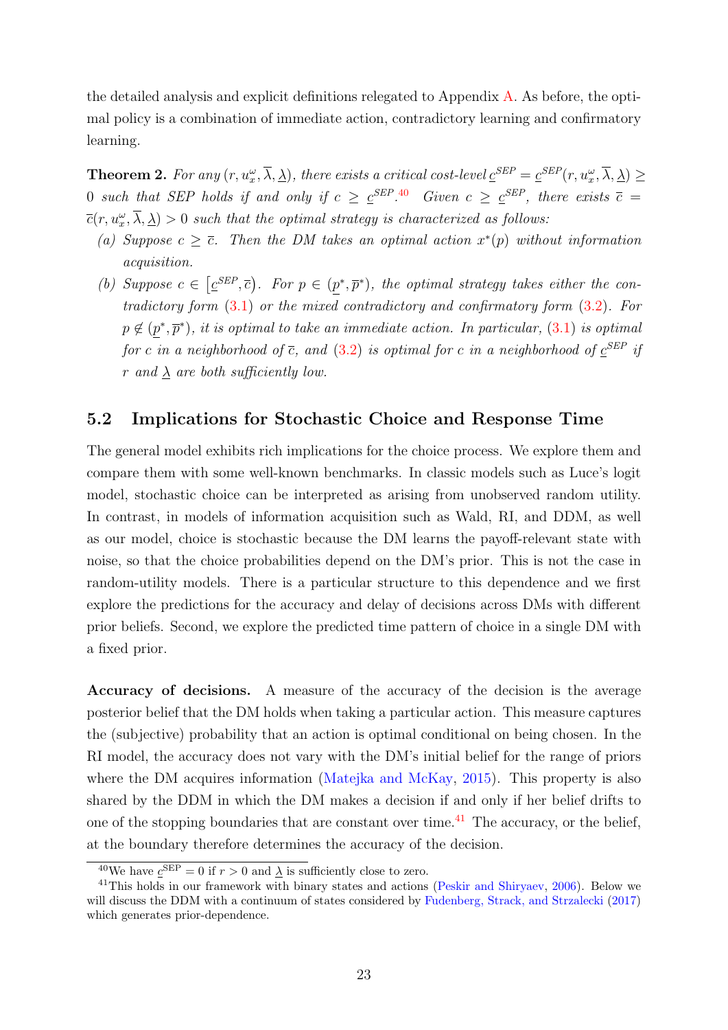the detailed analysis and explicit definitions relegated to Appendix A. As before, the optimal policy is a combination of immediate action, contradictory learning and confirmatory learning.

**Theorem 2.** *For any $(r, u_x^\omega, \overline{\lambda}, \underline{\lambda})$, there exists a critical cost-level $\underline{c}^{SEP} = \underline{c}^{SEP}(r, u_x^\omega, \overline{\lambda}, \underline{\lambda}) \geq 0$ such that SEP holds if and only if $c \geq \underline{c}^{SEP}$.*[40] *Given $c \geq \underline{c}^{SEP}$, there exists $\overline{c} = \overline{c}(r, u_x^\omega, \overline{\lambda}, \underline{\lambda}) > 0$ such that the optimal strategy is characterized as follows:*

*(a) Suppose $c \geq \overline{c}$. Then the DM takes an optimal action $x^*(p)$ without information acquisition.*

*(b) Suppose $c \in [\underline{c}^{SEP}, \overline{c})$. For $p \in (\underline{p}^*, \overline{p}^*)$, the optimal strategy takes either the contradictory form (3.1) or the mixed contradictory and confirmatory form (3.2). For $p \notin (\underline{p}^*, \overline{p}^*)$, it is optimal to take an immediate action. In particular, (3.1) is optimal for $c$ in a neighborhood of $\overline{c}$, and (3.2) is optimal for $c$ in a neighborhood of $\underline{c}^{SEP}$ if $r$ and $\underline{\lambda}$ are both sufficiently low.*

## 5.2 Implications for Stochastic Choice and Response Time

The general model exhibits rich implications for the choice process. We explore them and compare them with some well-known benchmarks. In classic models such as Luce's logit model, stochastic choice can be interpreted as arising from unobserved random utility. In contrast, in models of information acquisition such as Wald, RI, and DDM, as well as our model, choice is stochastic because the DM learns the payoff-relevant state with noise, so that the choice probabilities depend on the DM's prior. This is not the case in random-utility models. There is a particular structure to this dependence and we first explore the predictions for the accuracy and delay of decisions across DMs with different prior beliefs. Second, we explore the predicted time pattern of choice in a single DM with a fixed prior.

**Accuracy of decisions.** A measure of the accuracy of the decision is the average posterior belief that the DM holds when taking a particular action. This measure captures the (subjective) probability that an action is optimal conditional on being chosen. In the RI model, the accuracy does not vary with the DM's initial belief for the range of priors where the DM acquires information (Matejka and McKay, 2015). This property is also shared by the DDM in which the DM makes a decision if and only if her belief drifts to one of the stopping boundaries that are constant over time.[41] The accuracy, or the belief, at the boundary therefore determines the accuracy of the decision.

[40] We have $\underline{c}^{\text{SEP}} = 0$ if $r > 0$ and $\underline{\lambda}$ is sufficiently close to zero.

[41] This holds in our framework with binary states and actions (Peskir and Shiryaev, 2006). Below we will discuss the DDM with a continuum of states considered by Fudenberg, Strack, and Strzalecki (2017) which generates prior-dependence.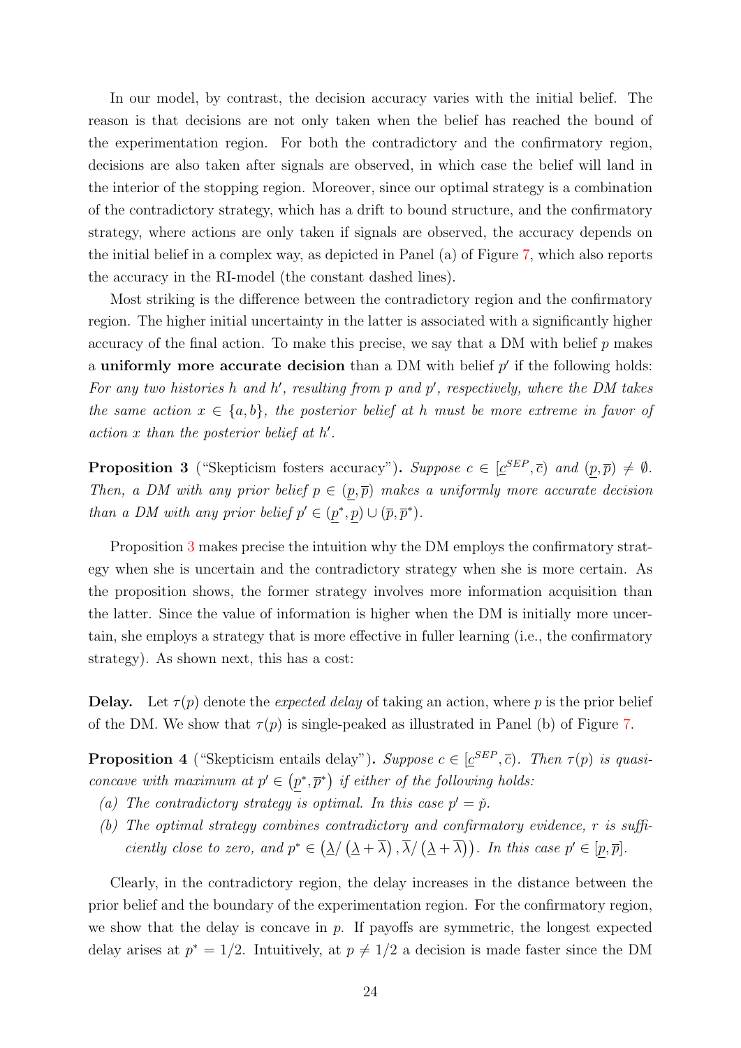In our model, by contrast, the decision accuracy varies with the initial belief. The reason is that decisions are not only taken when the belief has reached the bound of the experimentation region. For both the contradictory and the confirmatory region, decisions are also taken after signals are observed, in which case the belief will land in the interior of the stopping region. Moreover, since our optimal strategy is a combination of the contradictory strategy, which has a drift to bound structure, and the confirmatory strategy, where actions are only taken if signals are observed, the accuracy depends on the initial belief in a complex way, as depicted in Panel (a) of Figure 7, which also reports the accuracy in the RI-model (the constant dashed lines).

Most striking is the difference between the contradictory region and the confirmatory region. The higher initial uncertainty in the latter is associated with a significantly higher accuracy of the final action. To make this precise, we say that a DM with belief $p$ makes a **uniformly more accurate decision** than a DM with belief $p'$ if the following holds: *For any two histories $h$ and $h'$, resulting from $p$ and $p'$, respectively, where the DM takes the same action $x \in \{a, b\}$, the posterior belief at $h$ must be more extreme in favor of action $x$ than the posterior belief at $h'$.*

**Proposition 3** ("Skepticism fosters accuracy")**.** *Suppose $c \in [\underline{c}^{SEP}, \overline{c})$ and $(\underline{p}, \overline{p}) \neq \emptyset$. Then, a DM with any prior belief $p \in (\underline{p}, \overline{p})$ makes a uniformly more accurate decision than a DM with any prior belief $p' \in (\underline{p}^*, \underline{p}) \cup (\overline{p}, \overline{p}^*)$.*

Proposition 3 makes precise the intuition why the DM employs the confirmatory strategy when she is uncertain and the contradictory strategy when she is more certain. As the proposition shows, the former strategy involves more information acquisition than the latter. Since the value of information is higher when the DM is initially more uncertain, she employs a strategy that is more effective in fuller learning (i.e., the confirmatory strategy). As shown next, this has a cost:

**Delay.** Let $\tau(p)$ denote the *expected delay* of taking an action, where $p$ is the prior belief of the DM. We show that $\tau(p)$ is single-peaked as illustrated in Panel (b) of Figure 7.

**Proposition 4** ("Skepticism entails delay")**.** *Suppose $c \in [\underline{c}^{SEP}, \overline{c})$. Then $\tau(p)$ is quasi-concave with maximum at $p' \in (\underline{p}^*, \overline{p}^*)$ if either of the following holds:*

- *(a) The contradictory strategy is optimal. In this case $p' = \check{p}$.*
- *(b) The optimal strategy combines contradictory and confirmatory evidence, $r$ is sufficiently close to zero, and $p^* \in \left(\underline{\lambda}/\left(\underline{\lambda} + \overline{\lambda}\right), \overline{\lambda}/\left(\underline{\lambda} + \overline{\lambda}\right)\right)$. In this case $p' \in [\underline{p}, \overline{p}]$.*

Clearly, in the contradictory region, the delay increases in the distance between the prior belief and the boundary of the experimentation region. For the confirmatory region, we show that the delay is concave in $p$. If payoffs are symmetric, the longest expected delay arises at $p^* = 1/2$. Intuitively, at $p \neq 1/2$ a decision is made faster since the DM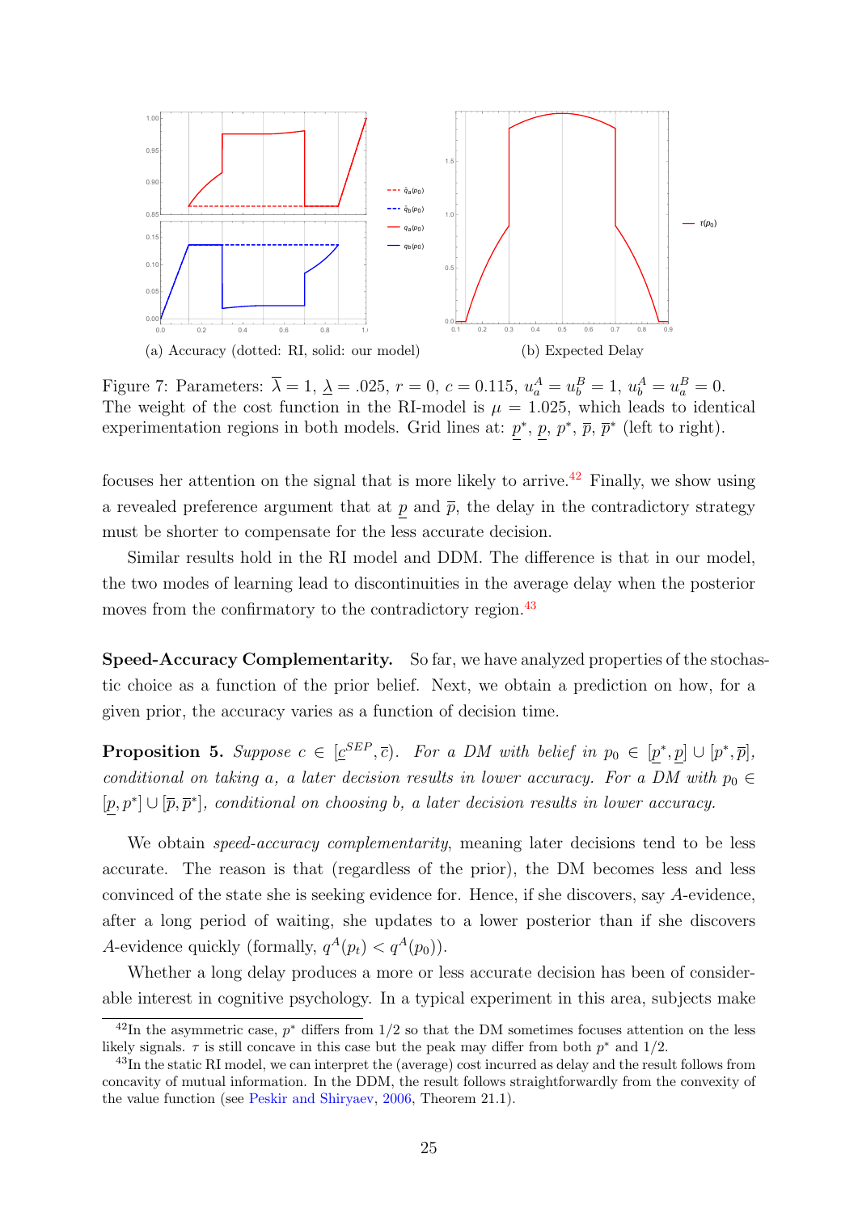(a) Accuracy (dotted: RI, solid: our model)

(b) Expected Delay

Figure 7: Parameters: $\overline{\lambda} = 1$, $\underline{\lambda} = .025$, $r = 0$, $c = 0.115$, $u_a^A = u_b^B = 1$, $u_b^A = u_a^B = 0$. The weight of the cost function in the RI-model is $\mu = 1.025$, which leads to identical experimentation regions in both models. Grid lines at: $\underline{p}^*$, $\underline{p}$, $p^*$, $\overline{p}$, $\overline{p}^*$ (left to right).

focuses her attention on the signal that is more likely to arrive.[42] Finally, we show using a revealed preference argument that at $\underline{p}$ and $\overline{p}$, the delay in the contradictory strategy must be shorter to compensate for the less accurate decision.

Similar results hold in the RI model and DDM. The difference is that in our model, the two modes of learning lead to discontinuities in the average delay when the posterior moves from the confirmatory to the contradictory region.[43]

**Speed-Accuracy Complementarity.** So far, we have analyzed properties of the stochastic choice as a function of the prior belief. Next, we obtain a prediction on how, for a given prior, the accuracy varies as a function of decision time.

**Proposition 5.** *Suppose $c \in [\underline{c}^{SEP}, \overline{c})$. For a DM with belief in $p_0 \in [\underline{p}^*, \underline{p}] \cup [p^*, \overline{p}]$, conditional on taking a, a later decision results in lower accuracy. For a DM with $p_0 \in [\underline{p}, p^*] \cup [\overline{p}, \overline{p}^*]$, conditional on choosing b, a later decision results in lower accuracy.*

We obtain *speed-accuracy complementarity*, meaning later decisions tend to be less accurate. The reason is that (regardless of the prior), the DM becomes less and less convinced of the state she is seeking evidence for. Hence, if she discovers, say $A$-evidence, after a long period of waiting, she updates to a lower posterior than if she discovers $A$-evidence quickly (formally, $q^A(p_t) < q^A(p_0)$).

Whether a long delay produces a more or less accurate decision has been of considerable interest in cognitive psychology. In a typical experiment in this area, subjects make

[42] In the asymmetric case, $p^*$ differs from 1/2 so that the DM sometimes focuses attention on the less likely signals. $\tau$ is still concave in this case but the peak may differ from both $p^*$ and 1/2.

[43] In the static RI model, we can interpret the (average) cost incurred as delay and the result follows from concavity of mutual information. In the DDM, the result follows straightforwardly from the convexity of the value function (see Peskir and Shiryaev, 2006, Theorem 21.1).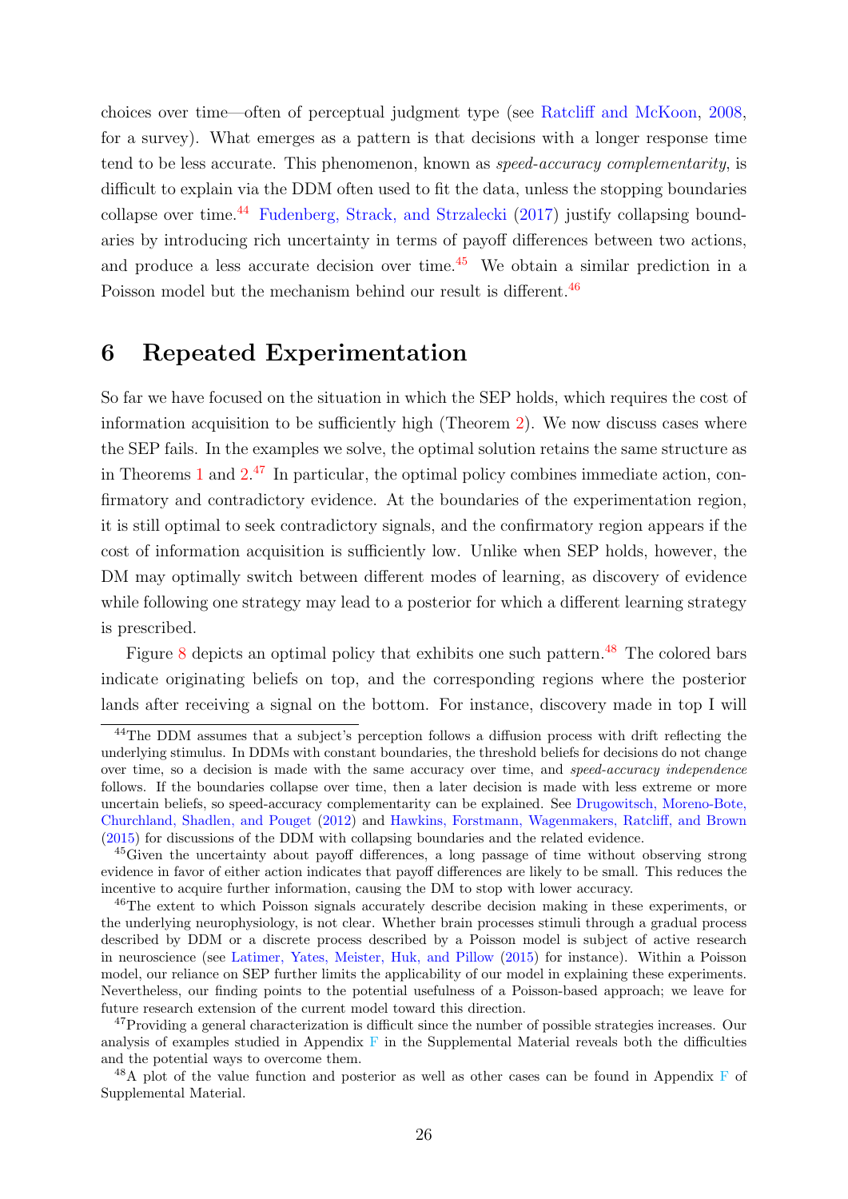choices over time—often of perceptual judgment type (see Ratcliff and McKoon, 2008, for a survey). What emerges as a pattern is that decisions with a longer response time tend to be less accurate. This phenomenon, known as *speed-accuracy complementarity*, is difficult to explain via the DDM often used to fit the data, unless the stopping boundaries collapse over time.[44] Fudenberg, Strack, and Strzalecki (2017) justify collapsing boundaries by introducing rich uncertainty in terms of payoff differences between two actions, and produce a less accurate decision over time.[45] We obtain a similar prediction in a Poisson model but the mechanism behind our result is different.[46]

# 6 Repeated Experimentation

So far we have focused on the situation in which the SEP holds, which requires the cost of information acquisition to be sufficiently high (Theorem 2). We now discuss cases where the SEP fails. In the examples we solve, the optimal solution retains the same structure as in Theorems 1 and 2.[47] In particular, the optimal policy combines immediate action, confirmatory and contradictory evidence. At the boundaries of the experimentation region, it is still optimal to seek contradictory signals, and the confirmatory region appears if the cost of information acquisition is sufficiently low. Unlike when SEP holds, however, the DM may optimally switch between different modes of learning, as discovery of evidence while following one strategy may lead to a posterior for which a different learning strategy is prescribed.

Figure 8 depicts an optimal policy that exhibits one such pattern.[48] The colored bars indicate originating beliefs on top, and the corresponding regions where the posterior lands after receiving a signal on the bottom. For instance, discovery made in top I will

---

[44] The DDM assumes that a subject's perception follows a diffusion process with drift reflecting the underlying stimulus. In DDMs with constant boundaries, the threshold beliefs for decisions do not change over time, so a decision is made with the same accuracy over time, and *speed-accuracy independence* follows. If the boundaries collapse over time, then a later decision is made with less extreme or more uncertain beliefs, so speed-accuracy complementarity can be explained. See Drugowitsch, Moreno-Bote, Churchland, Shadlen, and Pouget (2012) and Hawkins, Forstmann, Wagenmakers, Ratcliff, and Brown (2015) for discussions of the DDM with collapsing boundaries and the related evidence.

[45] Given the uncertainty about payoff differences, a long passage of time without observing strong evidence in favor of either action indicates that payoff differences are likely to be small. This reduces the incentive to acquire further information, causing the DM to stop with lower accuracy.

[46] The extent to which Poisson signals accurately describe decision making in these experiments, or the underlying neurophysiology, is not clear. Whether brain processes stimuli through a gradual process described by DDM or a discrete process described by a Poisson model is subject of active research in neuroscience (see Latimer, Yates, Meister, Huk, and Pillow (2015) for instance). Within a Poisson model, our reliance on SEP further limits the applicability of our model in explaining these experiments. Nevertheless, our finding points to the potential usefulness of a Poisson-based approach; we leave for future research extension of the current model toward this direction.

[47] Providing a general characterization is difficult since the number of possible strategies increases. Our analysis of examples studied in Appendix F in the Supplemental Material reveals both the difficulties and the potential ways to overcome them.

[48] A plot of the value function and posterior as well as other cases can be found in Appendix F of Supplemental Material.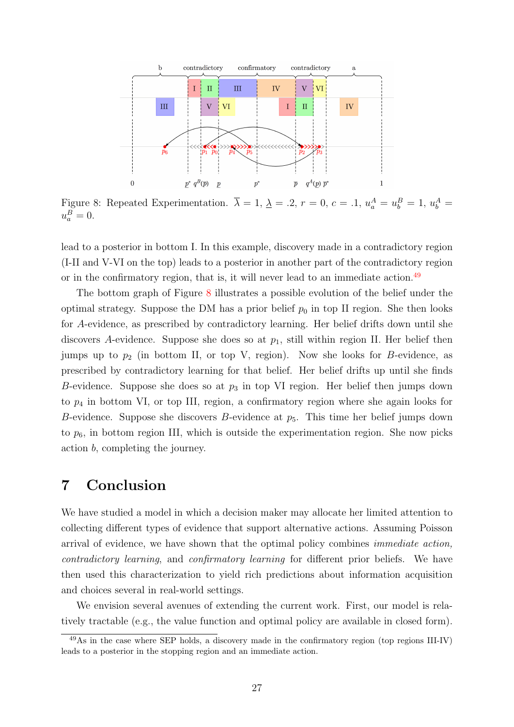Figure 8: Repeated Experimentation. $\overline{\lambda} = 1$, $\underline{\lambda} = .2$, $r = 0$, $c = .1$, $u_a^A = u_b^B = 1$, $u_b^A = u_a^B = 0$.

lead to a posterior in bottom I. In this example, discovery made in a contradictory region (I-II and V-VI on the top) leads to a posterior in another part of the contradictory region or in the confirmatory region, that is, it will never lead to an immediate action.[49]

The bottom graph of Figure 8 illustrates a possible evolution of the belief under the optimal strategy. Suppose the DM has a prior belief $p_0$ in top II region. She then looks for $A$-evidence, as prescribed by contradictory learning. Her belief drifts down until she discovers $A$-evidence. Suppose she does so at $p_1$, still within region II. Her belief then jumps up to $p_2$ (in bottom II, or top V, region). Now she looks for $B$-evidence, as prescribed by contradictory learning for that belief. Her belief drifts up until she finds $B$-evidence. Suppose she does so at $p_3$ in top VI region. Her belief then jumps down to $p_4$ in bottom VI, or top III, region, a confirmatory region where she again looks for $B$-evidence. Suppose she discovers $B$-evidence at $p_5$. This time her belief jumps down to $p_6$, in bottom region III, which is outside the experimentation region. She now picks action $b$, completing the journey.

# 7 Conclusion

We have studied a model in which a decision maker may allocate her limited attention to collecting different types of evidence that support alternative actions. Assuming Poisson arrival of evidence, we have shown that the optimal policy combines *immediate action*, *contradictory learning*, and *confirmatory learning* for different prior beliefs. We have then used this characterization to yield rich predictions about information acquisition and choices several in real-world settings.

We envision several avenues of extending the current work. First, our model is relatively tractable (e.g., the value function and optimal policy are available in closed form).

[49] As in the case where SEP holds, a discovery made in the confirmatory region (top regions III-IV) leads to a posterior in the stopping region and an immediate action.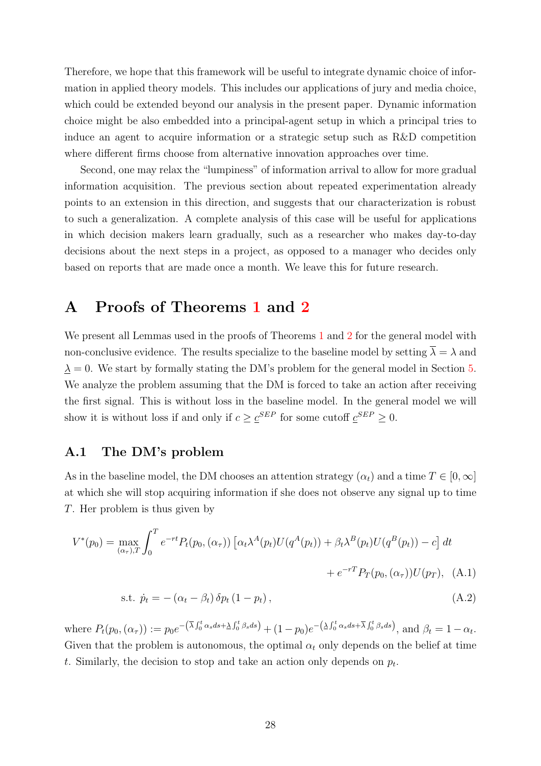Therefore, we hope that this framework will be useful to integrate dynamic choice of information in applied theory models. This includes our applications of jury and media choice, which could be extended beyond our analysis in the present paper. Dynamic information choice might be also embedded into a principal-agent setup in which a principal tries to induce an agent to acquire information or a strategic setup such as R&D competition where different firms choose from alternative innovation approaches over time.

Second, one may relax the "lumpiness" of information arrival to allow for more gradual information acquisition. The previous section about repeated experimentation already points to an extension in this direction, and suggests that our characterization is robust to such a generalization. A complete analysis of this case will be useful for applications in which decision makers learn gradually, such as a researcher who makes day-to-day decisions about the next steps in a project, as opposed to a manager who decides only based on reports that are made once a month. We leave this for future research.

# A Proofs of Theorems 1 and 2

We present all Lemmas used in the proofs of Theorems 1 and 2 for the general model with non-conclusive evidence. The results specialize to the baseline model by setting $\overline{\lambda} = \lambda$ and $\underline{\lambda} = 0$. We start by formally stating the DM's problem for the general model in Section 5. We analyze the problem assuming that the DM is forced to take an action after receiving the first signal. This is without loss in the baseline model. In the general model we will show it is without loss if and only if $c \geq \underline{c}^{SEP}$ for some cutoff $\underline{c}^{SEP} \geq 0$.

## A.1 The DM's problem

As in the baseline model, the DM chooses an attention strategy $(\alpha_t)$ and a time $T \in [0, \infty]$ at which she will stop acquiring information if she does not observe any signal up to time $T$. Her problem is thus given by

$$V^*(p_0) = \max_{(\alpha_\tau),T} \int_0^T e^{-rt} P_t(p_0, (\alpha_\tau)) \left[\alpha_t \lambda^A(p_t) U(q^A(p_t)) + \beta_t \lambda^B(p_t) U(q^B(p_t)) - c\right] dt$$
$$+ e^{-rT} P_T(p_0, (\alpha_\tau)) U(p_T), \quad \text{(A.1)}$$

$$\text{s.t. } \dot{p}_t = -(\alpha_t - \beta_t)\,\delta p_t (1 - p_t), \tag{A.2}$$

where $P_t(p_0, (\alpha_\tau)) := p_0 e^{-\left(\overline{\lambda}\int_0^t \alpha_s ds + \underline{\lambda}\int_0^t \beta_s ds\right)} + (1-p_0) e^{-\left(\underline{\lambda}\int_0^t \alpha_s ds + \overline{\lambda}\int_0^t \beta_s ds\right)}$, and $\beta_t = 1 - \alpha_t$. Given that the problem is autonomous, the optimal $\alpha_t$ only depends on the belief at time $t$. Similarly, the decision to stop and take an action only depends on $p_t$.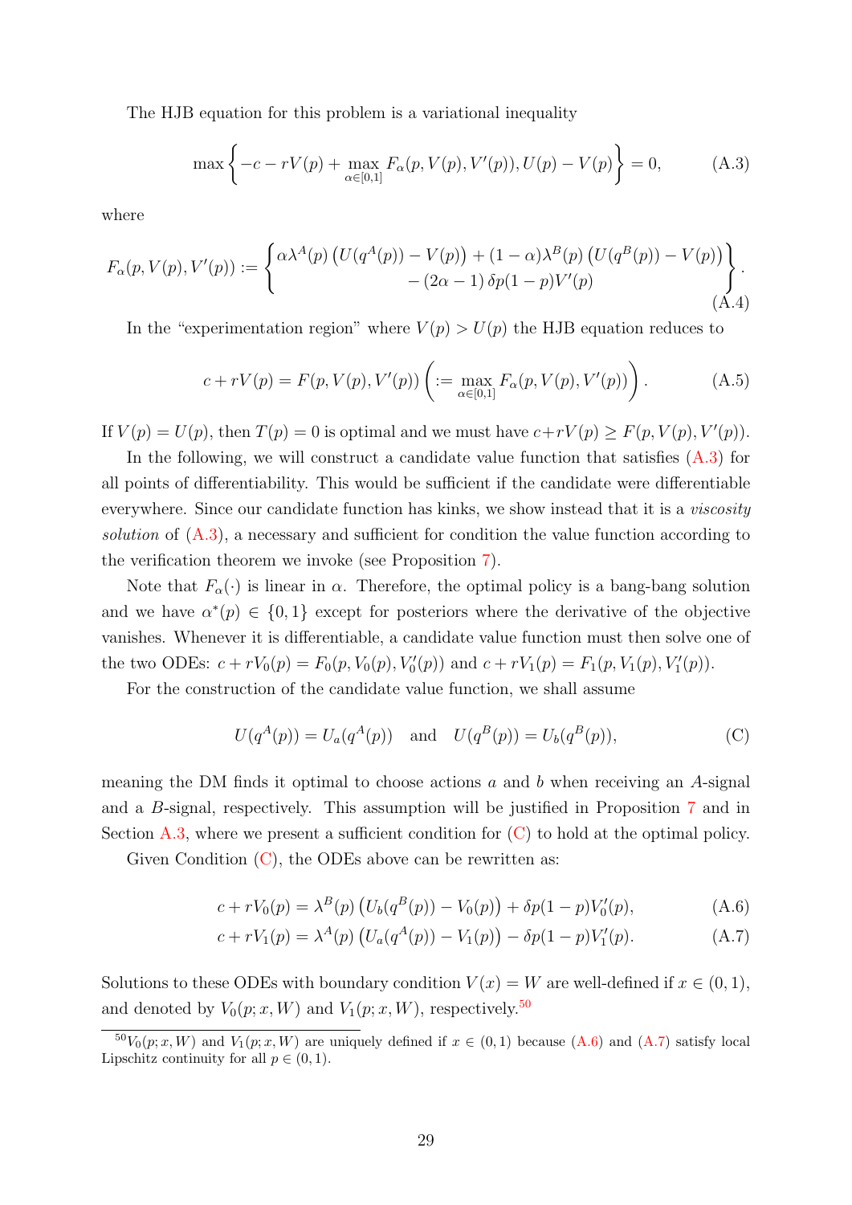The HJB equation for this problem is a variational inequality

$$\max\left\{-c - rV(p) + \max_{\alpha\in[0,1]} F_\alpha(p, V(p), V'(p)), U(p) - V(p)\right\} = 0, \tag{A.3}$$

where

$$F_\alpha(p, V(p), V'(p)) := \left\{\begin{array}{c} \alpha\lambda^A(p)\left(U(q^A(p)) - V(p)\right) + (1-\alpha)\lambda^B(p)\left(U(q^B(p)) - V(p)\right) \\ -\left(2\alpha - 1\right)\delta p(1-p)V'(p) \end{array}\right\}. \tag{A.4}$$

In the "experimentation region" where $V(p) > U(p)$ the HJB equation reduces to

$$c + rV(p) = F(p, V(p), V'(p)) \left(:= \max_{\alpha\in[0,1]} F_\alpha(p, V(p), V'(p))\right). \tag{A.5}$$

If $V(p) = U(p)$, then $T(p) = 0$ is optimal and we must have $c + rV(p) \geq F(p, V(p), V'(p))$.

In the following, we will construct a candidate value function that satisfies (A.3) for all points of differentiability. This would be sufficient if the candidate were differentiable everywhere. Since our candidate function has kinks, we show instead that it is a *viscosity solution* of (A.3), a necessary and sufficient for condition the value function according to the verification theorem we invoke (see Proposition 7).

Note that $F_\alpha(\cdot)$ is linear in $\alpha$. Therefore, the optimal policy is a bang-bang solution and we have $\alpha^*(p) \in \{0, 1\}$ except for posteriors where the derivative of the objective vanishes. Whenever it is differentiable, a candidate value function must then solve one of the two ODEs: $c + rV_0(p) = F_0(p, V_0(p), V_0'(p))$ and $c + rV_1(p) = F_1(p, V_1(p), V_1'(p))$.

For the construction of the candidate value function, we shall assume

$$U(q^A(p)) = U_a(q^A(p)) \quad \text{and} \quad U(q^B(p)) = U_b(q^B(p)), \tag{C}$$

meaning the DM finds it optimal to choose actions $a$ and $b$ when receiving an $A$-signal and a $B$-signal, respectively. This assumption will be justified in Proposition 7 and in Section A.3, where we present a sufficient condition for (C) to hold at the optimal policy.

Given Condition (C), the ODEs above can be rewritten as:

$$c + rV_0(p) = \lambda^B(p)\left(U_b(q^B(p)) - V_0(p)\right) + \delta p(1-p)V_0'(p), \tag{A.6}$$

$$c + rV_1(p) = \lambda^A(p)\left(U_a(q^A(p)) - V_1(p)\right) - \delta p(1-p)V_1'(p). \tag{A.7}$$

Solutions to these ODEs with boundary condition $V(x) = W$ are well-defined if $x \in (0, 1)$, and denoted by $V_0(p; x, W)$ and $V_1(p; x, W)$, respectively.[50]

[50] $V_0(p; x, W)$ and $V_1(p; x, W)$ are uniquely defined if $x \in (0, 1)$ because (A.6) and (A.7) satisfy local Lipschitz continuity for all $p \in (0, 1)$.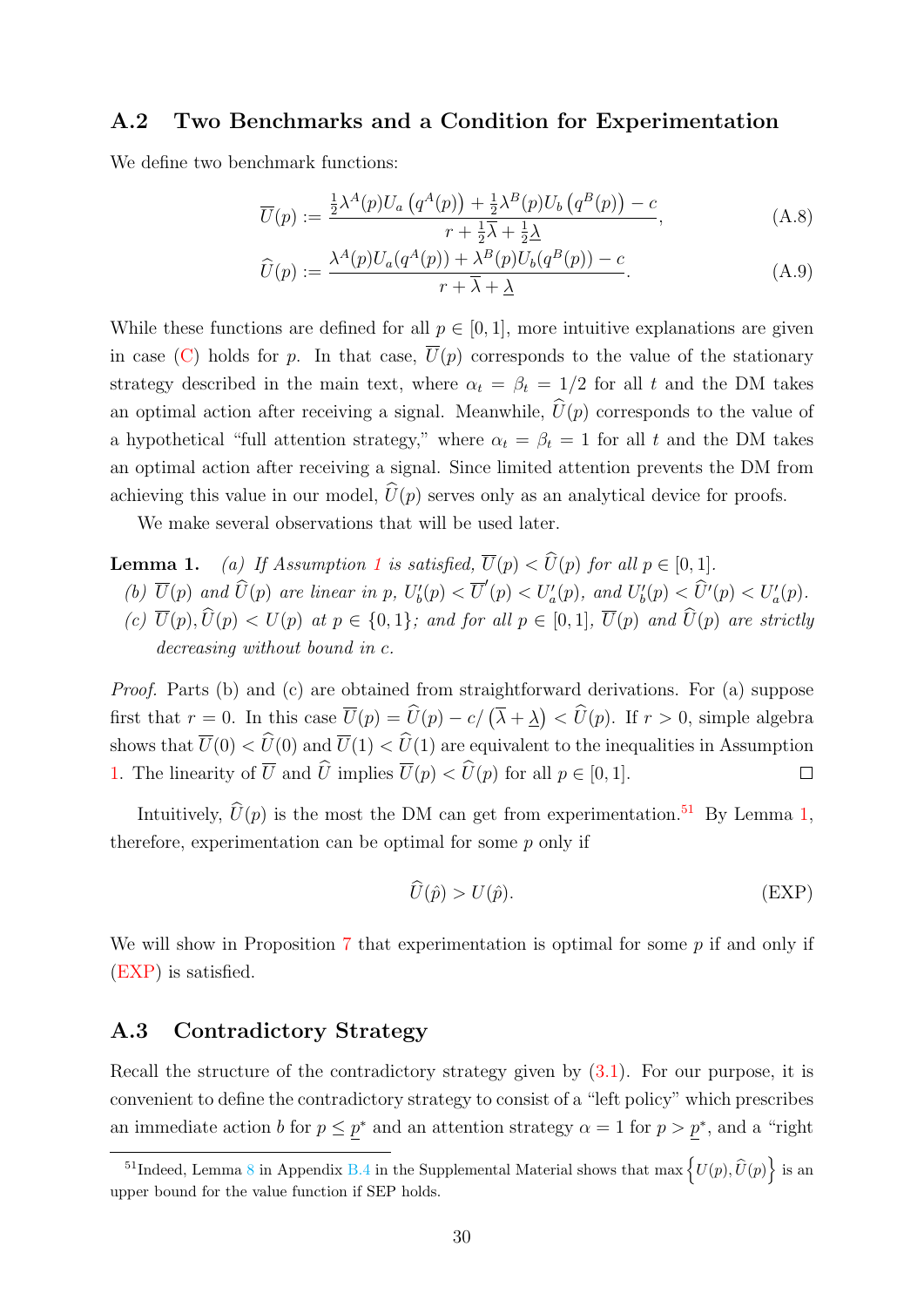## A.2 Two Benchmarks and a Condition for Experimentation

We define two benchmark functions:

$$\overline{U}(p) := \frac{\frac{1}{2}\lambda^A(p)U_a\left(q^A(p)\right) + \frac{1}{2}\lambda^B(p)U_b\left(q^B(p)\right) - c}{r + \frac{1}{2}\overline{\lambda} + \frac{1}{2}\underline{\lambda}}, \tag{A.8}$$

$$\widehat{U}(p) := \frac{\lambda^A(p)U_a(q^A(p)) + \lambda^B(p)U_b(q^B(p)) - c}{r + \overline{\lambda} + \underline{\lambda}}. \tag{A.9}$$

While these functions are defined for all $p \in [0,1]$, more intuitive explanations are given in case (C) holds for $p$. In that case, $\overline{U}(p)$ corresponds to the value of the stationary strategy described in the main text, where $\alpha_t = \beta_t = 1/2$ for all $t$ and the DM takes an optimal action after receiving a signal. Meanwhile, $\widehat{U}(p)$ corresponds to the value of a hypothetical "full attention strategy," where $\alpha_t = \beta_t = 1$ for all $t$ and the DM takes an optimal action after receiving a signal. Since limited attention prevents the DM from achieving this value in our model, $\widehat{U}(p)$ serves only as an analytical device for proofs.

We make several observations that will be used later.

**Lemma 1.** *(a) If Assumption 1 is satisfied, $\overline{U}(p) < \widehat{U}(p)$ for all $p \in [0,1]$.*

*(b) $\overline{U}(p)$ and $\widehat{U}(p)$ are linear in $p$, $U_b'(p) < \overline{U}'(p) < U_a'(p)$, and $U_b'(p) < \widehat{U}'(p) < U_a'(p)$.*

*(c) $\overline{U}(p), \widehat{U}(p) < U(p)$ at $p \in \{0,1\}$; and for all $p \in [0,1]$, $\overline{U}(p)$ and $\widehat{U}(p)$ are strictly decreasing without bound in $c$.*

*Proof.* Parts (b) and (c) are obtained from straightforward derivations. For (a) suppose first that $r = 0$. In this case $\overline{U}(p) = \widehat{U}(p) - c/\left(\overline{\lambda} + \underline{\lambda}\right) < \widehat{U}(p)$. If $r > 0$, simple algebra shows that $\overline{U}(0) < \widehat{U}(0)$ and $\overline{U}(1) < \widehat{U}(1)$ are equivalent to the inequalities in Assumption 1. The linearity of $\overline{U}$ and $\widehat{U}$ implies $\overline{U}(p) < \widehat{U}(p)$ for all $p \in [0,1]$. $\square$

Intuitively, $\widehat{U}(p)$ is the most the DM can get from experimentation.[51] By Lemma 1, therefore, experimentation can be optimal for some $p$ only if

$$\widehat{U}(\hat{p}) > U(\hat{p}). \tag{EXP}$$

We will show in Proposition 7 that experimentation is optimal for some $p$ if and only if (EXP) is satisfied.

## A.3 Contradictory Strategy

Recall the structure of the contradictory strategy given by (3.1). For our purpose, it is convenient to define the contradictory strategy to consist of a "left policy" which prescribes an immediate action $b$ for $p \leq \underline{p}^*$ and an attention strategy $\alpha = 1$ for $p > \underline{p}^*$, and a "right

[51] Indeed, Lemma 8 in Appendix B.4 in the Supplemental Material shows that $\max\left\{U(p), \widehat{U}(p)\right\}$ is an upper bound for the value function if SEP holds.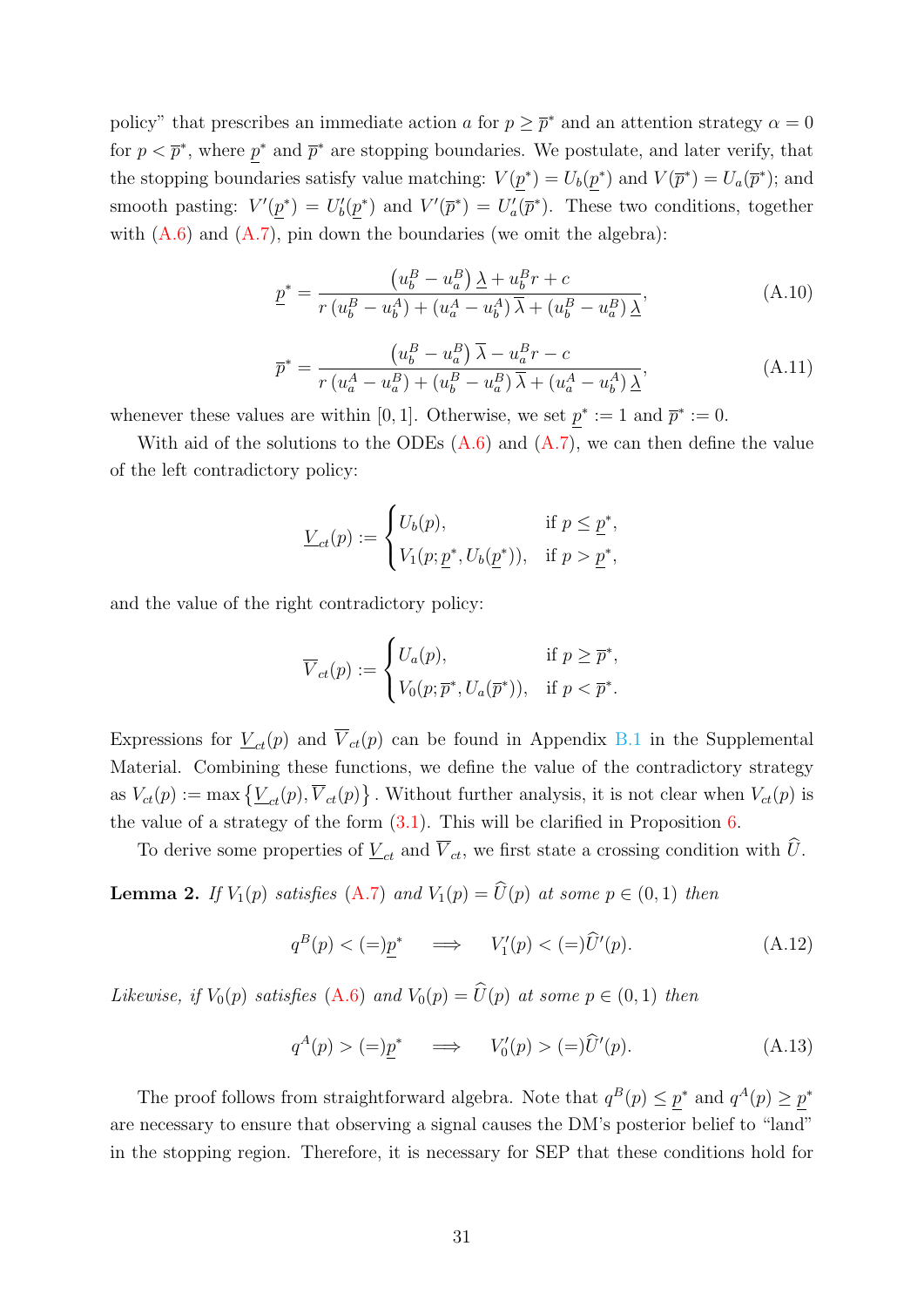policy" that prescribes an immediate action $a$ for $p \geq \overline{p}^*$ and an attention strategy $\alpha = 0$ for $p < \overline{p}^*$, where $\underline{p}^*$ and $\overline{p}^*$ are stopping boundaries. We postulate, and later verify, that the stopping boundaries satisfy value matching: $V(\underline{p}^*) = U_b(\underline{p}^*)$ and $V(\overline{p}^*) = U_a(\overline{p}^*)$; and smooth pasting: $V'(\underline{p}^*) = U_b'(\underline{p}^*)$ and $V'(\overline{p}^*) = U_a'(\overline{p}^*)$. These two conditions, together with (A.6) and (A.7), pin down the boundaries (we omit the algebra):

$$\underline{p}^* = \frac{\left(u_b^B - u_a^B\right)\underline{\lambda} + u_b^B r + c}{r\left(u_b^B - u_b^A\right) + \left(u_a^A - u_b^A\right)\overline{\lambda} + \left(u_b^B - u_a^B\right)\underline{\lambda}}, \tag{A.10}$$

$$\overline{p}^* = \frac{\left(u_b^B - u_a^B\right)\overline{\lambda} - u_a^B r - c}{r\left(u_a^A - u_a^B\right) + \left(u_b^B - u_a^B\right)\overline{\lambda} + \left(u_a^A - u_b^A\right)\underline{\lambda}}, \tag{A.11}$$

whenever these values are within $[0, 1]$. Otherwise, we set $\underline{p}^* := 1$ and $\overline{p}^* := 0$.

With aid of the solutions to the ODEs (A.6) and (A.7), we can then define the value of the left contradictory policy:

$$\underline{V}_{ct}(p) := \begin{cases} U_b(p), & \text{if } p \leq \underline{p}^*, \\ V_1(p; \underline{p}^*, U_b(\underline{p}^*)), & \text{if } p > \underline{p}^*, \end{cases}$$

and the value of the right contradictory policy:

$$\overline{V}_{ct}(p) := \begin{cases} U_a(p), & \text{if } p \geq \overline{p}^*, \\ V_0(p; \overline{p}^*, U_a(\overline{p}^*)), & \text{if } p < \overline{p}^*. \end{cases}$$

Expressions for $\underline{V}_{ct}(p)$ and $\overline{V}_{ct}(p)$ can be found in Appendix B.1 in the Supplemental Material. Combining these functions, we define the value of the contradictory strategy as $V_{ct}(p) := \max\left\{\underline{V}_{ct}(p), \overline{V}_{ct}(p)\right\}$. Without further analysis, it is not clear when $V_{ct}(p)$ is the value of a strategy of the form (3.1). This will be clarified in Proposition 6.

To derive some properties of $\underline{V}_{ct}$ and $\overline{V}_{ct}$, we first state a crossing condition with $\widehat{U}$.

**Lemma 2.** *If $V_1(p)$ satisfies (A.7) and $V_1(p) = \widehat{U}(p)$ at some $p \in (0, 1)$ then*

$$q^B(p) < (=)\underline{p}^* \quad \implies \quad V_1'(p) < (=)\widehat{U}'(p). \tag{A.12}$$

*Likewise, if $V_0(p)$ satisfies (A.6) and $V_0(p) = \widehat{U}(p)$ at some $p \in (0, 1)$ then*

$$q^A(p) > (=)\underline{p}^* \quad \implies \quad V_0'(p) > (=)\widehat{U}'(p). \tag{A.13}$$

The proof follows from straightforward algebra. Note that $q^B(p) \leq \underline{p}^*$ and $q^A(p) \geq \underline{p}^*$ are necessary to ensure that observing a signal causes the DM's posterior belief to "land" in the stopping region. Therefore, it is necessary for SEP that these conditions hold for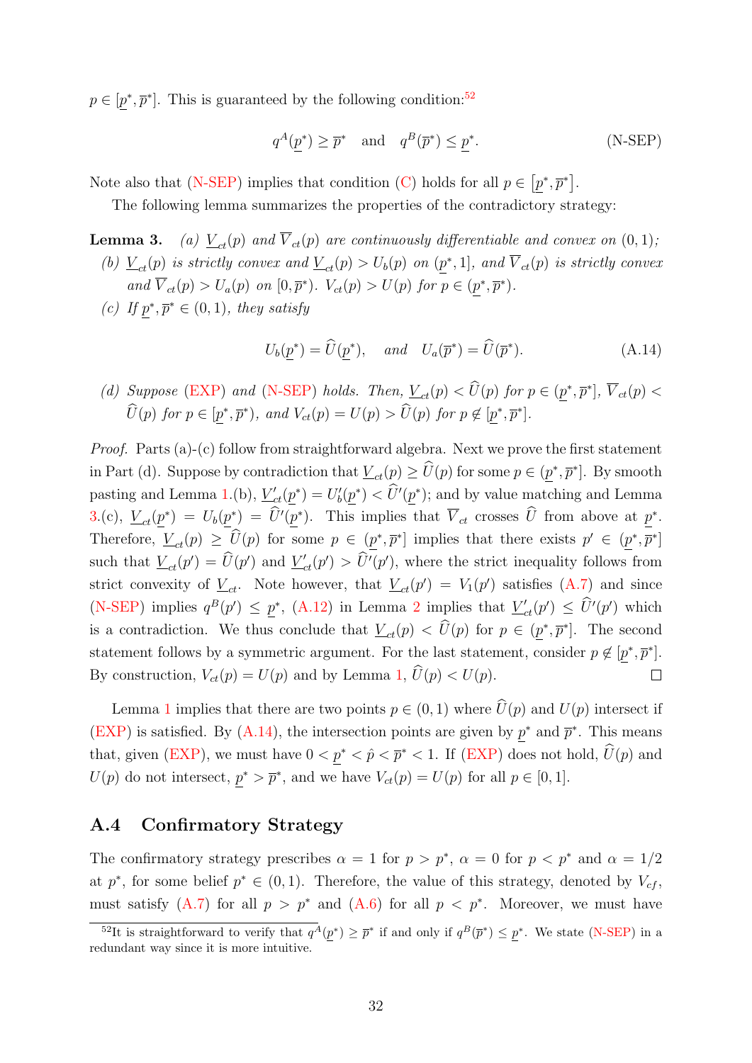$p \in [\underline{p}^*, \overline{p}^*]$. This is guaranteed by the following condition:[52]

$$q^A(\underline{p}^*) \geq \overline{p}^* \quad \text{and} \quad q^B(\overline{p}^*) \leq \underline{p}^*. \tag{N-SEP}$$

Note also that (N-SEP) implies that condition (C) holds for all $p \in [\underline{p}^*, \overline{p}^*]$.

The following lemma summarizes the properties of the contradictory strategy:

**Lemma 3.** *(a) $\underline{V}_{ct}(p)$ and $\overline{V}_{ct}(p)$ are continuously differentiable and convex on $(0,1)$;*

*(b) $\underline{V}_{ct}(p)$ is strictly convex and $\underline{V}_{ct}(p) > U_b(p)$ on $(\underline{p}^*, 1]$, and $\overline{V}_{ct}(p)$ is strictly convex and $\overline{V}_{ct}(p) > U_a(p)$ on $[0, \overline{p}^*)$. $V_{ct}(p) > U(p)$ for $p \in (\underline{p}^*, \overline{p}^*)$.*

*(c) If $\underline{p}^*, \overline{p}^* \in (0,1)$, they satisfy*

$$U_b(\underline{p}^*) = \widehat{U}(\underline{p}^*), \quad \text{and} \quad U_a(\overline{p}^*) = \widehat{U}(\overline{p}^*). \tag{A.14}$$

*(d) Suppose (EXP) and (N-SEP) holds. Then, $\underline{V}_{ct}(p) < \widehat{U}(p)$ for $p \in (\underline{p}^*, \overline{p}^*]$, $\overline{V}_{ct}(p) < \widehat{U}(p)$ for $p \in [\underline{p}^*, \overline{p}^*)$, and $V_{ct}(p) = U(p) > \widehat{U}(p)$ for $p \notin [\underline{p}^*, \overline{p}^*]$.*

*Proof.* Parts (a)-(c) follow from straightforward algebra. Next we prove the first statement in Part (d). Suppose by contradiction that $\underline{V}_{ct}(p) \geq \widehat{U}(p)$ for some $p \in (\underline{p}^*, \overline{p}^*]$. By smooth pasting and Lemma 1.(b), $\underline{V}'_{ct}(\underline{p}^*) = U'_b(\underline{p}^*) < \widehat{U}'(\underline{p}^*)$; and by value matching and Lemma 3.(c), $\underline{V}_{ct}(\underline{p}^*) = U_b(\underline{p}^*) = \widehat{U}'(\underline{p}^*)$. This implies that $\overline{V}_{ct}$ crosses $\widehat{U}$ from above at $\underline{p}^*$. Therefore, $\underline{V}_{ct}(p) \geq \widehat{U}(p)$ for some $p \in (\underline{p}^*, \overline{p}^*]$ implies that there exists $p' \in (\underline{p}^*, \overline{p}^*]$ such that $\underline{V}_{ct}(p') = \widehat{U}(p')$ and $\underline{V}'_{ct}(p') > \widehat{U}'(p')$, where the strict inequality follows from strict convexity of $\underline{V}_{ct}$. Note however, that $\underline{V}_{ct}(p') = V_1(p')$ satisfies (A.7) and since (N-SEP) implies $q^B(p') \leq \underline{p}^*$, (A.12) in Lemma 2 implies that $\underline{V}'_{ct}(p') \leq \widehat{U}'(p')$ which is a contradiction. We thus conclude that $\underline{V}_{ct}(p) < \widehat{U}(p)$ for $p \in (\underline{p}^*, \overline{p}^*]$. The second statement follows by a symmetric argument. For the last statement, consider $p \notin [\underline{p}^*, \overline{p}^*]$. By construction, $V_{ct}(p) = U(p)$ and by Lemma 1, $\widehat{U}(p) < U(p)$. $\square$

Lemma 1 implies that there are two points $p \in (0,1)$ where $\widehat{U}(p)$ and $U(p)$ intersect if (EXP) is satisfied. By (A.14), the intersection points are given by $\underline{p}^*$ and $\overline{p}^*$. This means that, given (EXP), we must have $0 < \underline{p}^* < \hat{p} < \overline{p}^* < 1$. If (EXP) does not hold, $\widehat{U}(p)$ and $U(p)$ do not intersect, $\underline{p}^* > \overline{p}^*$, and we have $V_{ct}(p) = U(p)$ for all $p \in [0,1]$.

## A.4 Confirmatory Strategy

The confirmatory strategy prescribes $\alpha = 1$ for $p > p^*$, $\alpha = 0$ for $p < p^*$ and $\alpha = 1/2$ at $p^*$, for some belief $p^* \in (0,1)$. Therefore, the value of this strategy, denoted by $V_{cf}$, must satisfy (A.7) for all $p > p^*$ and (A.6) for all $p < p^*$. Moreover, we must have

[52] It is straightforward to verify that $q^A(\underline{p}^*) \geq \overline{p}^*$ if and only if $q^B(\overline{p}^*) \leq \underline{p}^*$. We state (N-SEP) in a redundant way since it is more intuitive.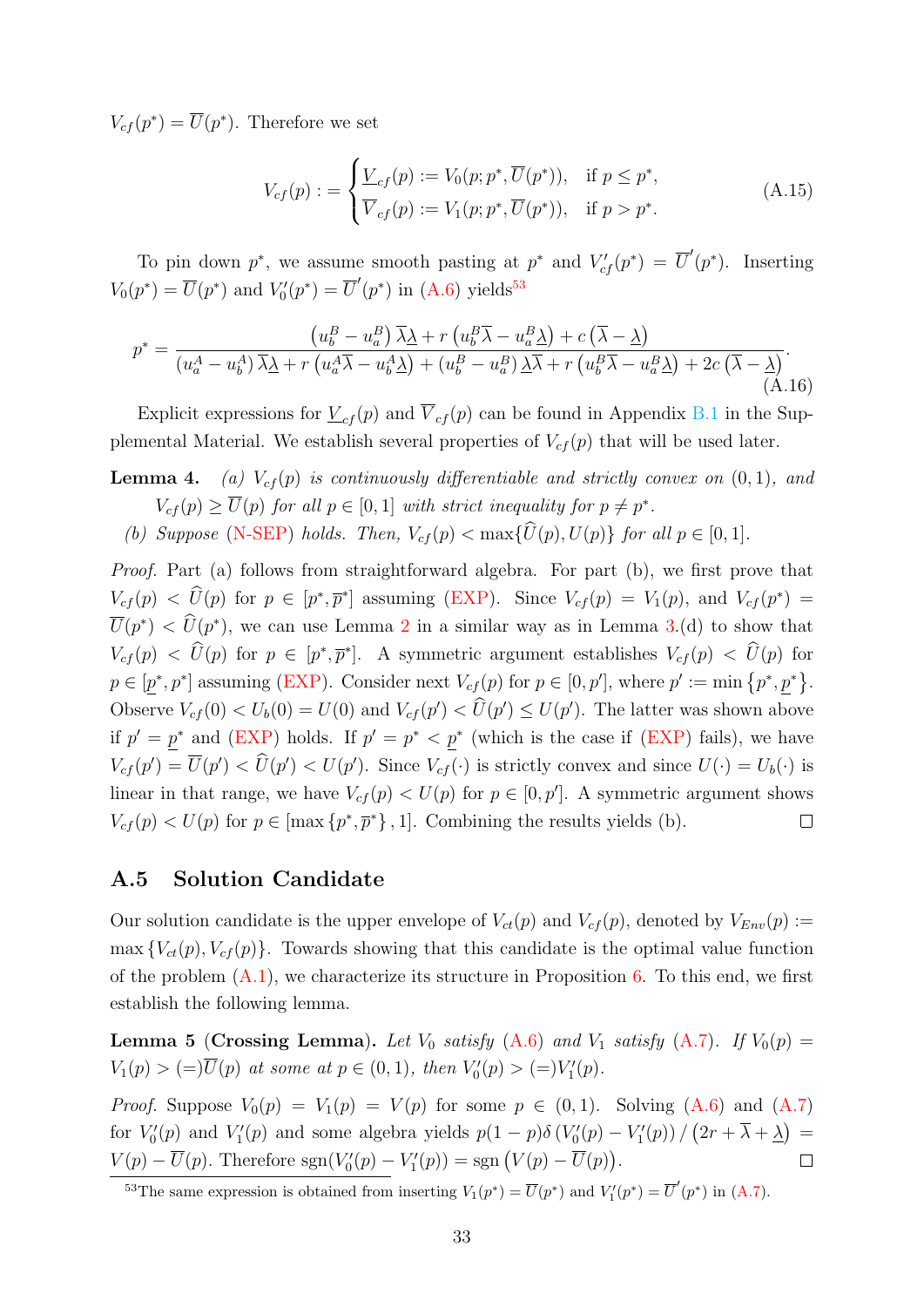$V_{cf}(p^*) = \overline{U}(p^*)$. Therefore we set

$$
V_{cf}(p) := \begin{cases} \underline{V}_{cf}(p) := V_0(p; p^*, \overline{U}(p^*)), & \text{if } p \leq p^*, \\ \overline{V}_{cf}(p) := V_1(p; p^*, \overline{U}(p^*)), & \text{if } p > p^*. \end{cases} \tag{A.15}
$$

To pin down $p^*$, we assume smooth pasting at $p^*$ and $V'_{cf}(p^*) = \overline{U}'(p^*)$. Inserting $V_0(p^*) = \overline{U}(p^*)$ and $V'_0(p^*) = \overline{U}'(p^*)$ in (A.6) yields[53]

$$
p^* = \frac{\left(u_b^B - u_a^B\right)\overline{\lambda}\underline{\lambda} + r\left(u_b^B\overline{\lambda} - u_a^B\underline{\lambda}\right) + c\left(\overline{\lambda} - \underline{\lambda}\right)}{\left(u_a^A - u_b^A\right)\overline{\lambda}\underline{\lambda} + r\left(u_a^A\overline{\lambda} - u_b^A\underline{\lambda}\right) + \left(u_b^B - u_a^B\right)\underline{\lambda}\overline{\lambda} + r\left(u_b^B\overline{\lambda} - u_a^B\underline{\lambda}\right) + 2c\left(\overline{\lambda} - \underline{\lambda}\right)}. \tag{A.16}
$$

Explicit expressions for $\underline{V}_{cf}(p)$ and $\overline{V}_{cf}(p)$ can be found in Appendix B.1 in the Supplemental Material. We establish several properties of $V_{cf}(p)$ that will be used later.

**Lemma 4.** *(a) $V_{cf}(p)$ is continuously differentiable and strictly convex on $(0, 1)$, and $V_{cf}(p) \geq \overline{U}(p)$ for all $p \in [0, 1]$ with strict inequality for $p \neq p^*$.*

*(b) Suppose (N-SEP) holds. Then, $V_{cf}(p) < \max\{\widehat{U}(p), U(p)\}$ for all $p \in [0, 1]$.*

*Proof.* Part (a) follows from straightforward algebra. For part (b), we first prove that $V_{cf}(p) < \widehat{U}(p)$ for $p \in [p^*, \overline{p}^*]$ assuming (EXP). Since $V_{cf}(p) = V_1(p)$, and $V_{cf}(p^*) = \overline{U}(p^*) < \widehat{U}(p^*)$, we can use Lemma 2 in a similar way as in Lemma 3.(d) to show that $V_{cf}(p) < \widehat{U}(p)$ for $p \in [p^*, \overline{p}^*]$. A symmetric argument establishes $V_{cf}(p) < \widehat{U}(p)$ for $p \in [\underline{p}^*, p^*]$ assuming (EXP). Consider next $V_{cf}(p)$ for $p \in [0, p']$, where $p' := \min\left\{p^*, \underline{p}^*\right\}$. Observe $V_{cf}(0) < U_b(0) = U(0)$ and $V_{cf}(p') < \widehat{U}(p') \leq U(p')$. The latter was shown above if $p' = \underline{p}^*$ and (EXP) holds. If $p' = p^* < \underline{p}^*$ (which is the case if (EXP) fails), we have $V_{cf}(p') = \overline{U}(p') < \widehat{U}(p') < U(p')$. Since $V_{cf}(\cdot)$ is strictly convex and since $U(\cdot) = U_b(\cdot)$ is linear in that range, we have $V_{cf}(p) < U(p)$ for $p \in [0, p']$. A symmetric argument shows $V_{cf}(p) < U(p)$ for $p \in [\max\left\{p^*, \overline{p}^*\right\}, 1]$. Combining the results yields (b). $\square$

## A.5 Solution Candidate

Our solution candidate is the upper envelope of $V_{ct}(p)$ and $V_{cf}(p)$, denoted by $V_{Env}(p) := \max\left\{V_{ct}(p), V_{cf}(p)\right\}$. Towards showing that this candidate is the optimal value function of the problem (A.1), we characterize its structure in Proposition 6. To this end, we first establish the following lemma.

**Lemma 5 (Crossing Lemma).** *Let $V_0$ satisfy (A.6) and $V_1$ satisfy (A.7). If $V_0(p) = V_1(p) > (=)\overline{U}(p)$ at some at $p \in (0, 1)$, then $V'_0(p) > (=)V'_1(p)$.*

*Proof.* Suppose $V_0(p) = V_1(p) = V(p)$ for some $p \in (0, 1)$. Solving (A.6) and (A.7) for $V'_0(p)$ and $V'_1(p)$ and some algebra yields $p(1-p)\delta\left(V'_0(p) - V'_1(p)\right)/\left(2r + \overline{\lambda} + \underline{\lambda}\right) = V(p) - \overline{U}(p)$. Therefore $\text{sgn}(V'_0(p) - V'_1(p)) = \text{sgn}\left(V(p) - \overline{U}(p)\right)$. $\square$

[53] The same expression is obtained from inserting $V_1(p^*) = \overline{U}(p^*)$ and $V'_1(p^*) = \overline{U}'(p^*)$ in (A.7).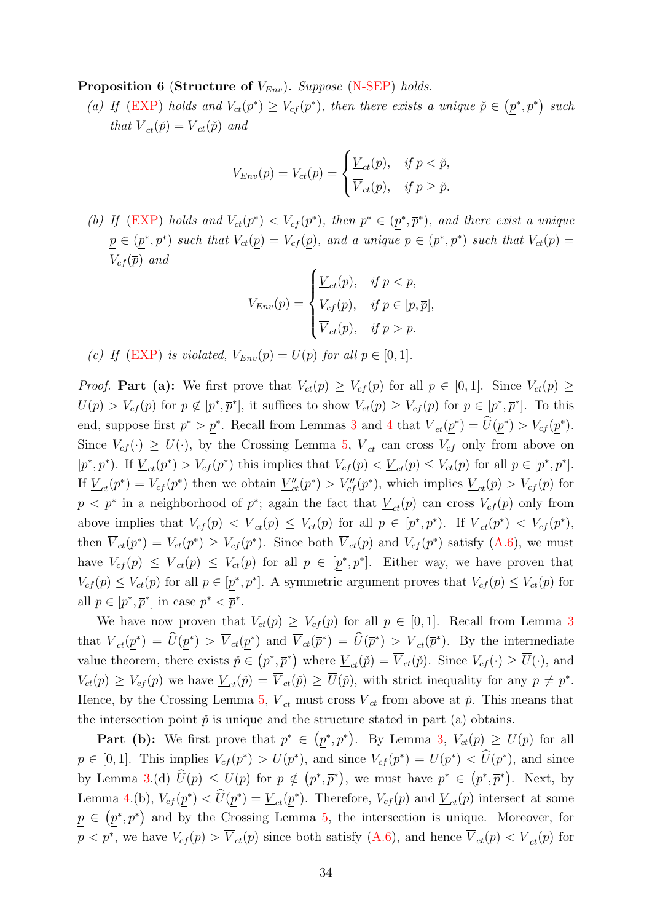**Proposition 6** (**Structure of $V_{Env}$**). *Suppose* (N-SEP) *holds.*

*(a) If* (EXP) *holds and $V_{ct}(p^*) \geq V_{cf}(p^*)$, then there exists a unique $\check{p} \in (\underline{p}^*, \overline{p}^*)$ such that $\underline{V}_{ct}(\check{p}) = \overline{V}_{ct}(\check{p})$ and*

$$V_{Env}(p) = V_{ct}(p) = \begin{cases} \underline{V}_{ct}(p), & \text{if } p < \check{p}, \\ \overline{V}_{ct}(p), & \text{if } p \geq \check{p}. \end{cases}$$

*(b) If* (EXP) *holds and $V_{ct}(p^*) < V_{cf}(p^*)$, then $p^* \in (\underline{p}^*, \overline{p}^*)$, and there exist a unique $\underline{p} \in (\underline{p}^*, p^*)$ such that $V_{ct}(\underline{p}) = V_{cf}(\underline{p})$, and a unique $\overline{p} \in (p^*, \overline{p}^*)$ such that $V_{ct}(\overline{p}) = V_{cf}(\overline{p})$ and*

$$V_{Env}(p) = \begin{cases} \underline{V}_{ct}(p), & \text{if } p < \overline{p}, \\ V_{cf}(p), & \text{if } p \in [\underline{p}, \overline{p}], \\ \overline{V}_{ct}(p), & \text{if } p > \overline{p}. \end{cases}$$

*(c) If* (EXP) *is violated, $V_{Env}(p) = U(p)$ for all $p \in [0, 1]$.*

*Proof.* **Part (a):** We first prove that $V_{ct}(p) \geq V_{cf}(p)$ for all $p \in [0, 1]$. Since $V_{ct}(p) \geq U(p) > V_{cf}(p)$ for $p \notin [\underline{p}^*, \overline{p}^*]$, it suffices to show $V_{ct}(p) \geq V_{cf}(p)$ for $p \in [\underline{p}^*, \overline{p}^*]$. To this end, suppose first $p^* > \underline{p}^*$. Recall from Lemmas 3 and 4 that $\underline{V}_{ct}(\underline{p}^*) = \widehat{U}(\underline{p}^*) > V_{cf}(\underline{p}^*)$. Since $V_{cf}(\cdot) \geq \overline{U}(\cdot)$, by the Crossing Lemma 5, $\underline{V}_{ct}$ can cross $V_{cf}$ only from above on $[\underline{p}^*, p^*)$. If $\underline{V}_{ct}(p^*) > V_{cf}(p^*)$ this implies that $V_{cf}(p) < \underline{V}_{ct}(p) \leq V_{ct}(p)$ for all $p \in [\underline{p}^*, p^*]$. If $\underline{V}_{ct}(p^*) = V_{cf}(p^*)$ then we obtain $\underline{V}''_{ct}(p^*) > V''_{cf}(p^*)$, which implies $\underline{V}_{ct}(p) > V_{cf}(p)$ for $p < p^*$ in a neighborhood of $p^*$; again the fact that $\underline{V}_{ct}(p)$ can cross $V_{cf}(p)$ only from above implies that $V_{cf}(p) < \underline{V}_{ct}(p) \leq V_{ct}(p)$ for all $p \in [\underline{p}^*, p^*)$. If $\underline{V}_{ct}(p^*) < V_{cf}(p^*)$, then $\overline{V}_{ct}(p^*) = V_{ct}(p^*) \geq V_{cf}(p^*)$. Since both $\overline{V}_{ct}(p)$ and $V_{cf}(p^*)$ satisfy (A.6), we must have $V_{cf}(p) \leq \overline{V}_{ct}(p) \leq V_{ct}(p)$ for all $p \in [\underline{p}^*, p^*]$. Either way, we have proven that $V_{cf}(p) \leq V_{ct}(p)$ for all $p \in [\underline{p}^*, p^*]$. A symmetric argument proves that $V_{cf}(p) \leq V_{ct}(p)$ for all $p \in [p^*, \overline{p}^*]$ in case $p^* < \overline{p}^*$.

We have now proven that $V_{ct}(p) \geq V_{cf}(p)$ for all $p \in [0, 1]$. Recall from Lemma 3 that $\underline{V}_{ct}(\underline{p}^*) = \widehat{U}(\underline{p}^*) > \overline{V}_{ct}(\underline{p}^*)$ and $\overline{V}_{ct}(\overline{p}^*) = \widehat{U}(\overline{p}^*) > \underline{V}_{ct}(\overline{p}^*)$. By the intermediate value theorem, there exists $\check{p} \in (\underline{p}^*, \overline{p}^*)$ where $\underline{V}_{ct}(\check{p}) = \overline{V}_{ct}(\check{p})$. Since $V_{cf}(\cdot) \geq \overline{U}(\cdot)$, and $V_{ct}(p) \geq V_{cf}(p)$ we have $\underline{V}_{ct}(\check{p}) = \overline{V}_{ct}(\check{p}) \geq \overline{U}(\check{p})$, with strict inequality for any $p \neq p^*$. Hence, by the Crossing Lemma 5, $\underline{V}_{ct}$ must cross $\overline{V}_{ct}$ from above at $\check{p}$. This means that the intersection point $\check{p}$ is unique and the structure stated in part (a) obtains.

**Part (b):** We first prove that $p^* \in (\underline{p}^*, \overline{p}^*)$. By Lemma 3, $V_{ct}(p) \geq U(p)$ for all $p \in [0, 1]$. This implies $V_{cf}(p^*) > U(p^*)$, and since $V_{cf}(p^*) = \overline{U}(p^*) < \widehat{U}(p^*)$, and since by Lemma 3.(d) $\widehat{U}(p) \leq U(p)$ for $p \notin (\underline{p}^*, \overline{p}^*)$, we must have $p^* \in (\underline{p}^*, \overline{p}^*)$. Next, by Lemma 4.(b), $V_{cf}(\underline{p}^*) < \widehat{U}(\underline{p}^*) = \underline{V}_{ct}(\underline{p}^*)$. Therefore, $V_{cf}(p)$ and $\underline{V}_{ct}(p)$ intersect at some $\underline{p} \in (\underline{p}^*, p^*)$ and by the Crossing Lemma 5, the intersection is unique. Moreover, for $p < p^*$, we have $V_{cf}(p) > \overline{V}_{ct}(p)$ since both satisfy (A.6), and hence $\overline{V}_{ct}(p) < \underline{V}_{ct}(p)$ for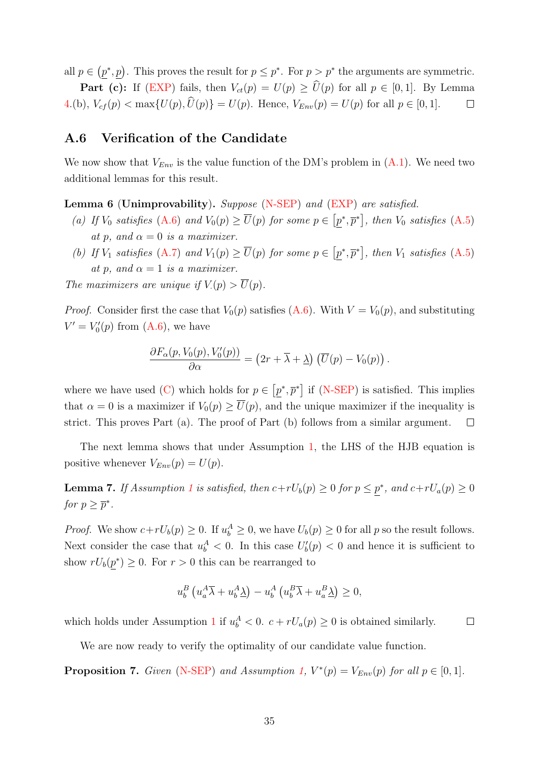all $p \in (\underline{p}^*, \underline{p})$. This proves the result for $p \leq p^*$. For $p > p^*$ the arguments are symmetric.

**Part (c):** If (EXP) fails, then $V_{ct}(p) = U(p) \geq \widehat{U}(p)$ for all $p \in [0,1]$. By Lemma 4.(b), $V_{cf}(p) < \max\{U(p), \widehat{U}(p)\} = U(p)$. Hence, $V_{Env}(p) = U(p)$ for all $p \in [0,1]$. □

## A.6 Verification of the Candidate

We now show that $V_{Env}$ is the value function of the DM's problem in (A.1). We need two additional lemmas for this result.

**Lemma 6 (Unimprovability).** *Suppose (N-SEP) and (EXP) are satisfied.*

*(a) If $V_0$ satisfies (A.6) and $V_0(p) \geq \overline{U}(p)$ for some $p \in [\underline{p}^*, \overline{p}^*]$, then $V_0$ satisfies (A.5) at $p$, and $\alpha = 0$ is a maximizer.*

*(b) If $V_1$ satisfies (A.7) and $V_1(p) \geq \overline{U}(p)$ for some $p \in [\underline{p}^*, \overline{p}^*]$, then $V_1$ satisfies (A.5) at $p$, and $\alpha = 1$ is a maximizer.*

*The maximizers are unique if $V_{\cdot}(p) > \overline{U}(p)$.*

*Proof.* Consider first the case that $V_0(p)$ satisfies (A.6). With $V = V_0(p)$, and substituting $V' = V_0'(p)$ from (A.6), we have

$$\frac{\partial F_\alpha(p, V_0(p), V_0'(p))}{\partial \alpha} = \left(2r + \overline{\lambda} + \underline{\lambda}\right)\left(\overline{U}(p) - V_0(p)\right).$$

where we have used (C) which holds for $p \in [\underline{p}^*, \overline{p}^*]$ if (N-SEP) is satisfied. This implies that $\alpha = 0$ is a maximizer if $V_0(p) \geq \overline{U}(p)$, and the unique maximizer if the inequality is strict. This proves Part (a). The proof of Part (b) follows from a similar argument. □

The next lemma shows that under Assumption 1, the LHS of the HJB equation is positive whenever $V_{Env}(p) = U(p)$.

**Lemma 7.** *If Assumption 1 is satisfied, then $c + rU_b(p) \geq 0$ for $p \leq \underline{p}^*$, and $c + rU_a(p) \geq 0$ for $p \geq \overline{p}^*$.*

*Proof.* We show $c + rU_b(p) \geq 0$. If $u_b^A \geq 0$, we have $U_b(p) \geq 0$ for all $p$ so the result follows. Next consider the case that $u_b^A < 0$. In this case $U_b'(p) < 0$ and hence it is sufficient to show $rU_b(\underline{p}^*) \geq 0$. For $r > 0$ this can be rearranged to

$$u_b^B\left(u_a^A \overline{\lambda} + u_b^A \underline{\lambda}\right) - u_b^A\left(u_b^B \overline{\lambda} + u_a^B \underline{\lambda}\right) \geq 0,$$

which holds under Assumption 1 if $u_b^A < 0$. $c + rU_a(p) \geq 0$ is obtained similarly. □

We are now ready to verify the optimality of our candidate value function.

**Proposition 7.** *Given (N-SEP) and Assumption 1, $V^*(p) = V_{Env}(p)$ for all $p \in [0,1]$.*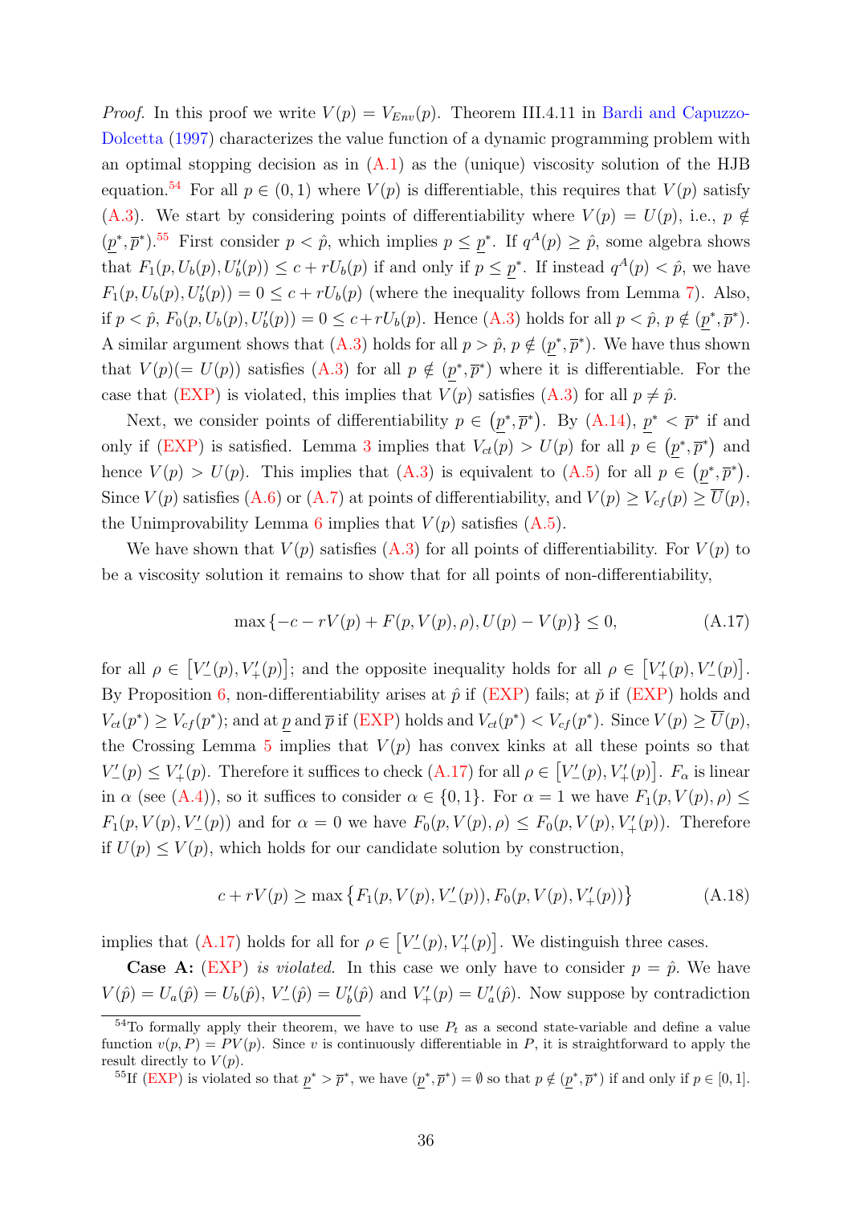*Proof.* In this proof we write $V(p) = V_{Env}(p)$. Theorem III.4.11 in Bardi and Capuzzo-Dolcetta (1997) characterizes the value function of a dynamic programming problem with an optimal stopping decision as in (A.1) as the (unique) viscosity solution of the HJB equation.[54] For all $p \in (0,1)$ where $V(p)$ is differentiable, this requires that $V(p)$ satisfy (A.3). We start by considering points of differentiability where $V(p) = U(p)$, i.e., $p \notin (\underline{p}^*, \overline{p}^*)$.[55] First consider $p < \hat{p}$, which implies $p \leq \underline{p}^*$. If $q^A(p) \geq \hat{p}$, some algebra shows that $F_1(p, U_b(p), U_b'(p)) \leq c + rU_b(p)$ if and only if $p \leq \underline{p}^*$. If instead $q^A(p) < \hat{p}$, we have $F_1(p, U_b(p), U_b'(p)) = 0 \leq c + rU_b(p)$ (where the inequality follows from Lemma 7). Also, if $p < \hat{p}$, $F_0(p, U_b(p), U_b'(p)) = 0 \leq c + rU_b(p)$. Hence (A.3) holds for all $p < \hat{p}$, $p \notin (\underline{p}^*, \overline{p}^*)$. A similar argument shows that (A.3) holds for all $p > \hat{p}$, $p \notin (\underline{p}^*, \overline{p}^*)$. We have thus shown that $V(p) (= U(p))$ satisfies (A.3) for all $p \notin (\underline{p}^*, \overline{p}^*)$ where it is differentiable. For the case that (EXP) is violated, this implies that $V(p)$ satisfies (A.3) for all $p \neq \hat{p}$.

Next, we consider points of differentiability $p \in (\underline{p}^*, \overline{p}^*)$. By (A.14), $\underline{p}^* < \overline{p}^*$ if and only if (EXP) is satisfied. Lemma 3 implies that $V_{ct}(p) > U(p)$ for all $p \in (\underline{p}^*, \overline{p}^*)$ and hence $V(p) > U(p)$. This implies that (A.3) is equivalent to (A.5) for all $p \in (\underline{p}^*, \overline{p}^*)$. Since $V(p)$ satisfies (A.6) or (A.7) at points of differentiability, and $V(p) \geq V_{cf}(p) \geq \overline{U}(p)$, the Unimprovability Lemma 6 implies that $V(p)$ satisfies (A.5).

We have shown that $V(p)$ satisfies (A.3) for all points of differentiability. For $V(p)$ to be a viscosity solution it remains to show that for all points of non-differentiability,

$$\max\left\{-c - rV(p) + F(p, V(p), \rho), U(p) - V(p)\right\} \leq 0, \tag{A.17}$$

for all $\rho \in \left[V_-'(p), V_+'(p)\right]$; and the opposite inequality holds for all $\rho \in \left[V_+'(p), V_-'(p)\right]$. By Proposition 6, non-differentiability arises at $\hat{p}$ if (EXP) fails; at $\check{p}$ if (EXP) holds and $V_{ct}(p^*) \geq V_{cf}(p^*)$; and at $\underline{p}$ and $\overline{p}$ if (EXP) holds and $V_{ct}(p^*) < V_{cf}(p^*)$. Since $V(p) \geq \overline{U}(p)$, the Crossing Lemma 5 implies that $V(p)$ has convex kinks at all these points so that $V_-'(p) \leq V_+'(p)$. Therefore it suffices to check (A.17) for all $\rho \in \left[V_-'(p), V_+'(p)\right]$. $F_\alpha$ is linear in $\alpha$ (see (A.4)), so it suffices to consider $\alpha \in \{0,1\}$. For $\alpha = 1$ we have $F_1(p, V(p), \rho) \leq F_1(p, V(p), V_-'(p))$ and for $\alpha = 0$ we have $F_0(p, V(p), \rho) \leq F_0(p, V(p), V_+'(p))$. Therefore if $U(p) \leq V(p)$, which holds for our candidate solution by construction,

$$c + rV(p) \geq \max\left\{F_1(p, V(p), V_-'(p)), F_0(p, V(p), V_+'(p))\right\} \tag{A.18}$$

implies that (A.17) holds for all for $\rho \in \left[V_-'(p), V_+'(p)\right]$. We distinguish three cases.

**Case A:** (EXP) *is violated.* In this case we only have to consider $p = \hat{p}$. We have $V(\hat{p}) = U_a(\hat{p}) = U_b(\hat{p})$, $V_-'(\hat{p}) = U_b'(\hat{p})$ and $V_+'(p) = U_a'(\hat{p})$. Now suppose by contradiction

---

[54] To formally apply their theorem, we have to use $P_t$ as a second state-variable and define a value function $v(p, P) = PV(p)$. Since $v$ is continuously differentiable in $P$, it is straightforward to apply the result directly to $V(p)$.

[55] If (EXP) is violated so that $\underline{p}^* > \overline{p}^*$, we have $(\underline{p}^*, \overline{p}^*) = \emptyset$ so that $p \notin (\underline{p}^*, \overline{p}^*)$ if and only if $p \in [0,1]$.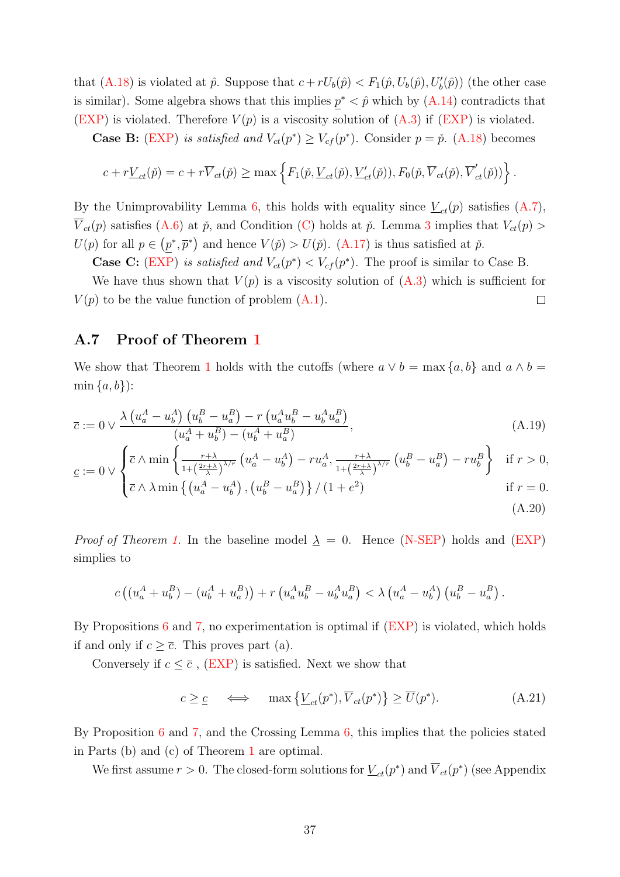that (A.18) is violated at $\hat{p}$. Suppose that $c + rU_b(\hat{p}) < F_1(\hat{p}, U_b(\hat{p}), U_b'(\hat{p}))$ (the other case is similar). Some algebra shows that this implies $\underline{p}^* < \hat{p}$ which by (A.14) contradicts that (EXP) is violated. Therefore $V(p)$ is a viscosity solution of (A.3) if (EXP) is violated.

**Case B:** (EXP) *is satisfied and* $V_{ct}(p^*) \geq V_{cf}(p^*)$. Consider $p = \check{p}$. (A.18) becomes

$$c + r\underline{V}_{ct}(\check{p}) = c + r\overline{V}_{ct}(\check{p}) \geq \max\left\{F_1(\check{p}, \underline{V}_{ct}(\check{p}), \underline{V}_{ct}'(\check{p})), F_0(\check{p}, \overline{V}_{ct}(\check{p}), \overline{V}_{ct}'(\check{p}))\right\}.$$

By the Unimprovability Lemma 6, this holds with equality since $\underline{V}_{ct}(p)$ satisfies (A.7), $\overline{V}_{ct}(p)$ satisfies (A.6) at $\check{p}$, and Condition (C) holds at $\check{p}$. Lemma 3 implies that $V_{ct}(p) > U(p)$ for all $p \in (\underline{p}^*, \overline{p}^*)$ and hence $V(\check{p}) > U(\check{p})$. (A.17) is thus satisfied at $\check{p}$.

**Case C:** (EXP) *is satisfied and* $V_{ct}(p^*) < V_{cf}(p^*)$. The proof is similar to Case B.

We have thus shown that $V(p)$ is a viscosity solution of (A.3) which is sufficient for $V(p)$ to be the value function of problem (A.1). □

## A.7 Proof of Theorem 1

We show that Theorem 1 holds with the cutoffs (where $a \vee b = \max\{a, b\}$ and $a \wedge b = \min\{a, b\}$):

$$\overline{c} := 0 \vee \frac{\lambda\left(u_a^A - u_b^A\right)\left(u_b^B - u_a^B\right) - r\left(u_a^A u_b^B - u_b^A u_a^B\right)}{\left(u_a^A + u_b^B\right) - \left(u_b^A + u_a^B\right)}, \tag{A.19}$$

$$\underline{c} := 0 \vee \begin{cases} \overline{c} \wedge \min\left\{\frac{r+\lambda}{1+\left(\frac{2r+\lambda}{\lambda}\right)^{\lambda/r}}\left(u_a^A - u_b^A\right) - ru_a^A, \frac{r+\lambda}{1+\left(\frac{2r+\lambda}{\lambda}\right)^{\lambda/r}}\left(u_b^B - u_a^B\right) - ru_b^B\right\} & \text{if } r > 0, \\ \overline{c} \wedge \lambda \min\left\{\left(u_a^A - u_b^A\right), \left(u_b^B - u_a^B\right)\right\}/\left(1+e^2\right) & \text{if } r = 0. \end{cases} \tag{A.20}$$

*Proof of Theorem 1.* In the baseline model $\underline{\lambda} = 0$. Hence (N-SEP) holds and (EXP) simplies to

$$c\left(\left(u_a^A + u_b^B\right) - \left(u_b^A + u_a^B\right)\right) + r\left(u_a^A u_b^B - u_b^A u_a^B\right) < \lambda\left(u_a^A - u_b^A\right)\left(u_b^B - u_a^B\right).$$

By Propositions 6 and 7, no experimentation is optimal if (EXP) is violated, which holds if and only if $c \geq \overline{c}$. This proves part (a).

Conversely if $c \leq \overline{c}$ , (EXP) is satisfied. Next we show that

$$c \geq \underline{c} \quad \iff \quad \max\left\{\underline{V}_{ct}(p^*), \overline{V}_{ct}(p^*)\right\} \geq \overline{U}(p^*). \tag{A.21}$$

By Proposition 6 and 7, and the Crossing Lemma 6, this implies that the policies stated in Parts (b) and (c) of Theorem 1 are optimal.

We first assume $r > 0$. The closed-form solutions for $\underline{V}_{ct}(p^*)$ and $\overline{V}_{ct}(p^*)$ (see Appendix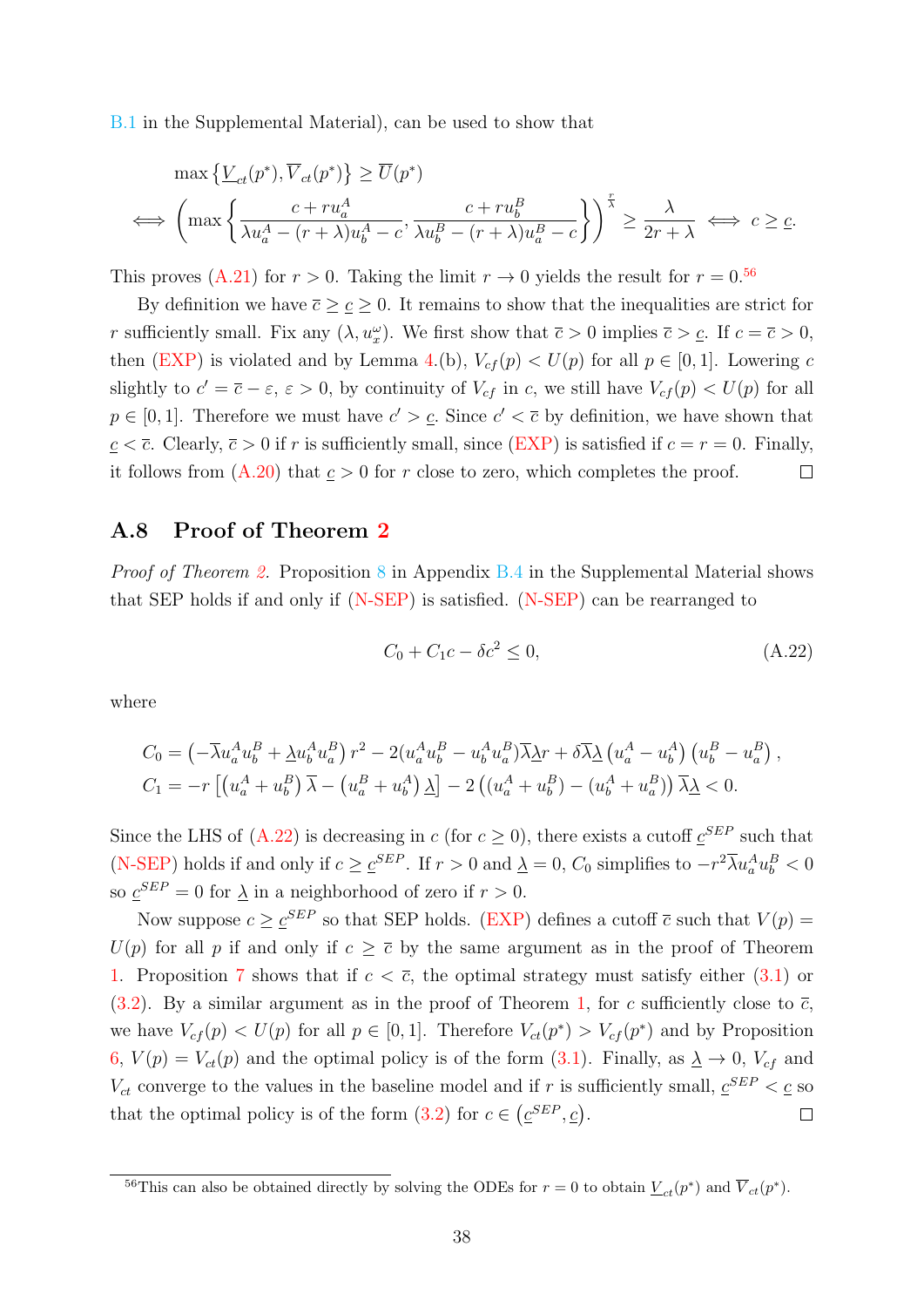B.1 in the Supplemental Material), can be used to show that

$$
\begin{aligned}
&\max\left\{\underline{V}_{ct}(p^*), \overline{V}_{ct}(p^*)\right\} \geq \overline{U}(p^*) \\
\iff &\left(\max\left\{\frac{c + ru_a^A}{\lambda u_a^A - (r+\lambda)u_b^A - c}, \frac{c + ru_b^B}{\lambda u_b^B - (r+\lambda)u_a^B - c}\right\}\right)^{\frac{r}{\lambda}} \geq \frac{\lambda}{2r+\lambda} \iff c \geq \underline{c}.
\end{aligned}
$$

This proves (A.21) for $r > 0$. Taking the limit $r \to 0$ yields the result for $r = 0$.[56]

By definition we have $\overline{c} \geq \underline{c} \geq 0$. It remains to show that the inequalities are strict for $r$ sufficiently small. Fix any $(\lambda, u_x^\omega)$. We first show that $\overline{c} > 0$ implies $\overline{c} > \underline{c}$. If $c = \overline{c} > 0$, then (EXP) is violated and by Lemma 4.(b), $V_{cf}(p) < U(p)$ for all $p \in [0,1]$. Lowering $c$ slightly to $c' = \overline{c} - \varepsilon$, $\varepsilon > 0$, by continuity of $V_{cf}$ in $c$, we still have $V_{cf}(p) < U(p)$ for all $p \in [0,1]$. Therefore we must have $c' > \underline{c}$. Since $c' < \overline{c}$ by definition, we have shown that $\underline{c} < \overline{c}$. Clearly, $\overline{c} > 0$ if $r$ is sufficiently small, since (EXP) is satisfied if $c = r = 0$. Finally, it follows from (A.20) that $\underline{c} > 0$ for $r$ close to zero, which completes the proof. □

## A.8 Proof of Theorem 2

*Proof of Theorem 2.* Proposition 8 in Appendix B.4 in the Supplemental Material shows that SEP holds if and only if (N-SEP) is satisfied. (N-SEP) can be rearranged to

$$
C_0 + C_1 c - \delta c^2 \leq 0, \tag{A.22}
$$

where

$$
\begin{aligned}
C_0 &= \left(-\overline{\lambda} u_a^A u_b^B + \underline{\lambda} u_b^A u_a^B\right) r^2 - 2(u_a^A u_b^B - u_b^A u_a^B)\overline{\lambda}\underline{\lambda} r + \delta \overline{\lambda}\underline{\lambda}\left(u_a^A - u_b^A\right)\left(u_b^B - u_a^B\right), \\
C_1 &= -r\left[\left(u_a^A + u_b^B\right)\overline{\lambda} - \left(u_a^B + u_b^A\right)\underline{\lambda}\right] - 2\left(\left(u_a^A + u_b^B\right) - \left(u_b^A + u_a^B\right)\right)\overline{\lambda}\underline{\lambda} < 0.
\end{aligned}
$$

Since the LHS of (A.22) is decreasing in $c$ (for $c \geq 0$), there exists a cutoff $\underline{c}^{SEP}$ such that (N-SEP) holds if and only if $c \geq \underline{c}^{SEP}$. If $r > 0$ and $\underline{\lambda} = 0$, $C_0$ simplifies to $-r^2 \overline{\lambda} u_a^A u_b^B < 0$ so $\underline{c}^{SEP} = 0$ for $\underline{\lambda}$ in a neighborhood of zero if $r > 0$.

Now suppose $c \geq \underline{c}^{SEP}$ so that SEP holds. (EXP) defines a cutoff $\overline{c}$ such that $V(p) = U(p)$ for all $p$ if and only if $c \geq \overline{c}$ by the same argument as in the proof of Theorem 1. Proposition 7 shows that if $c < \overline{c}$, the optimal strategy must satisfy either (3.1) or (3.2). By a similar argument as in the proof of Theorem 1, for $c$ sufficiently close to $\overline{c}$, we have $V_{cf}(p) < U(p)$ for all $p \in [0,1]$. Therefore $V_{ct}(p^*) > V_{cf}(p^*)$ and by Proposition 6, $V(p) = V_{ct}(p)$ and the optimal policy is of the form (3.1). Finally, as $\underline{\lambda} \to 0$, $V_{cf}$ and $V_{ct}$ converge to the values in the baseline model and if $r$ is sufficiently small, $\underline{c}^{SEP} < \underline{c}$ so that the optimal policy is of the form (3.2) for $c \in \left(\underline{c}^{SEP}, \underline{c}\right)$. □

[56] This can also be obtained directly by solving the ODEs for $r = 0$ to obtain $\underline{V}_{ct}(p^*)$ and $\overline{V}_{ct}(p^*)$.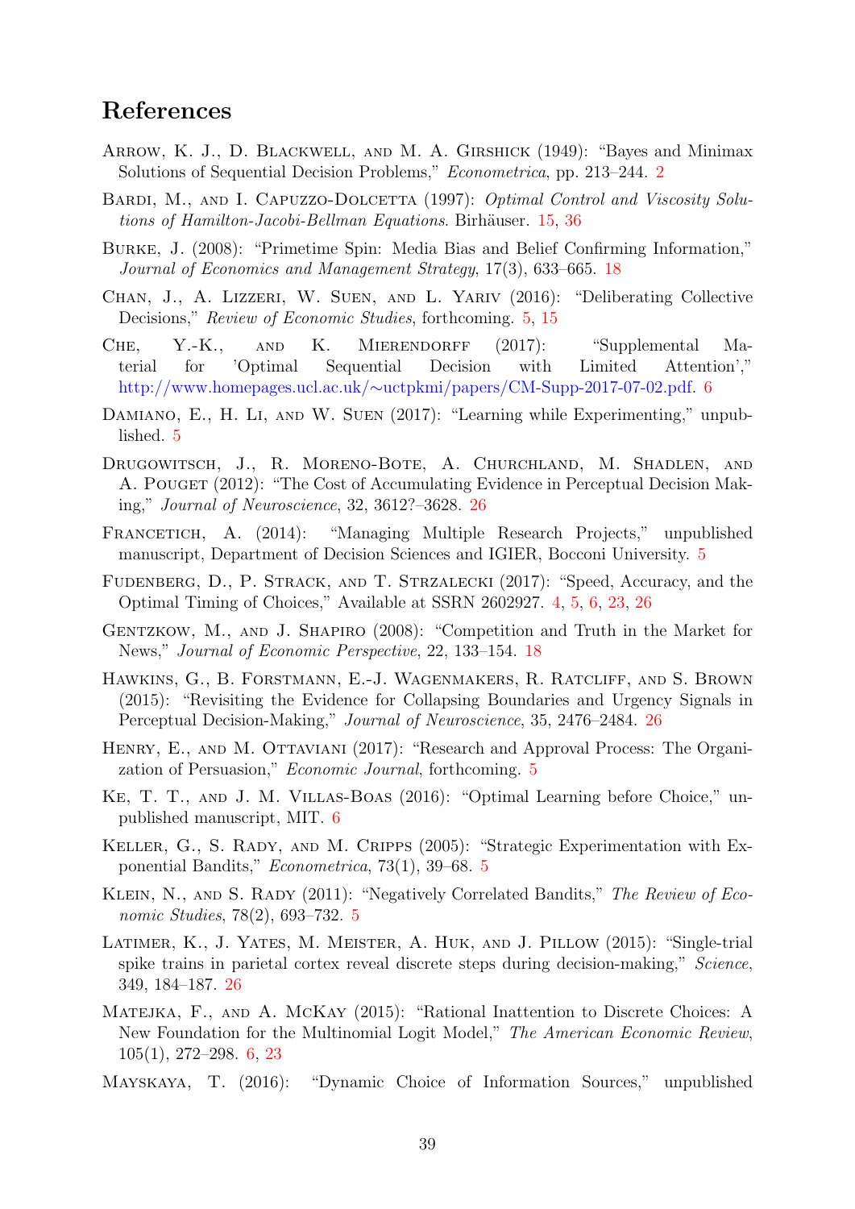## References

Arrow, K. J., D. Blackwell, and M. A. Girshick (1949): "Bayes and Minimax Solutions of Sequential Decision Problems," *Econometrica*, pp. 213–244. 2

Bardi, M., and I. Capuzzo-Dolcetta (1997): *Optimal Control and Viscosity Solutions of Hamilton-Jacobi-Bellman Equations*. Birhäuser. 15, 36

Burke, J. (2008): "Primetime Spin: Media Bias and Belief Confirming Information," *Journal of Economics and Management Strategy*, 17(3), 633–665. 18

Chan, J., A. Lizzeri, W. Suen, and L. Yariv (2016): "Deliberating Collective Decisions," *Review of Economic Studies*, forthcoming. 5, 15

Che, Y.-K., and K. Mierendorff (2017): "Supplemental Material for 'Optimal Sequential Decision with Limited Attention'," http://www.homepages.ucl.ac.uk/∼uctpkmi/papers/CM-Supp-2017-07-02.pdf. 6

Damiano, E., H. Li, and W. Suen (2017): "Learning while Experimenting," unpublished. 5

Drugowitsch, J., R. Moreno-Bote, A. Churchland, M. Shadlen, and A. Pouget (2012): "The Cost of Accumulating Evidence in Perceptual Decision Making," *Journal of Neuroscience*, 32, 3612?–3628. 26

Francetich, A. (2014): "Managing Multiple Research Projects," unpublished manuscript, Department of Decision Sciences and IGIER, Bocconi University. 5

Fudenberg, D., P. Strack, and T. Strzalecki (2017): "Speed, Accuracy, and the Optimal Timing of Choices," Available at SSRN 2602927. 4, 5, 6, 23, 26

Gentzkow, M., and J. Shapiro (2008): "Competition and Truth in the Market for News," *Journal of Economic Perspective*, 22, 133–154. 18

Hawkins, G., B. Forstmann, E.-J. Wagenmakers, R. Ratcliff, and S. Brown (2015): "Revisiting the Evidence for Collapsing Boundaries and Urgency Signals in Perceptual Decision-Making," *Journal of Neuroscience*, 35, 2476–2484. 26

Henry, E., and M. Ottaviani (2017): "Research and Approval Process: The Organization of Persuasion," *Economic Journal*, forthcoming. 5

Ke, T. T., and J. M. Villas-Boas (2016): "Optimal Learning before Choice," unpublished manuscript, MIT. 6

Keller, G., S. Rady, and M. Cripps (2005): "Strategic Experimentation with Exponential Bandits," *Econometrica*, 73(1), 39–68. 5

Klein, N., and S. Rady (2011): "Negatively Correlated Bandits," *The Review of Economic Studies*, 78(2), 693–732. 5

Latimer, K., J. Yates, M. Meister, A. Huk, and J. Pillow (2015): "Single-trial spike trains in parietal cortex reveal discrete steps during decision-making," *Science*, 349, 184–187. 26

Matejka, F., and A. McKay (2015): "Rational Inattention to Discrete Choices: A New Foundation for the Multinomial Logit Model," *The American Economic Review*, 105(1), 272–298. 6, 23

Mayskaya, T. (2016): "Dynamic Choice of Information Sources," unpublished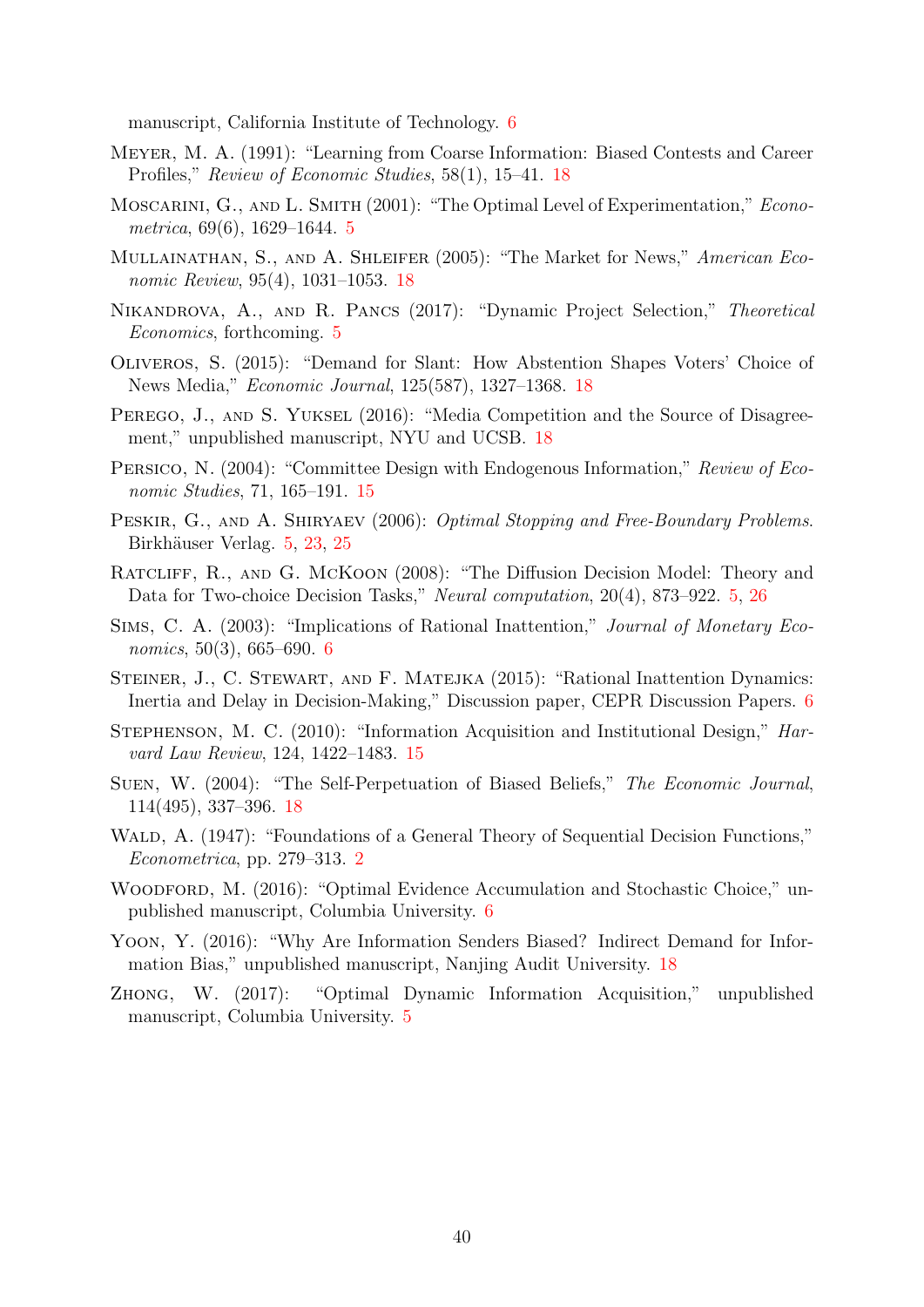manuscript, California Institute of Technology. 6

Meyer, M. A. (1991): "Learning from Coarse Information: Biased Contests and Career Profiles," *Review of Economic Studies*, 58(1), 15–41. 18

Moscarini, G., and L. Smith (2001): "The Optimal Level of Experimentation," *Econometrica*, 69(6), 1629–1644. 5

Mullainathan, S., and A. Shleifer (2005): "The Market for News," *American Economic Review*, 95(4), 1031–1053. 18

Nikandrova, A., and R. Pancs (2017): "Dynamic Project Selection," *Theoretical Economics*, forthcoming. 5

Oliveros, S. (2015): "Demand for Slant: How Abstention Shapes Voters' Choice of News Media," *Economic Journal*, 125(587), 1327–1368. 18

Perego, J., and S. Yuksel (2016): "Media Competition and the Source of Disagreement," unpublished manuscript, NYU and UCSB. 18

Persico, N. (2004): "Committee Design with Endogenous Information," *Review of Economic Studies*, 71, 165–191. 15

Peskir, G., and A. Shiryaev (2006): *Optimal Stopping and Free-Boundary Problems*. Birkhäuser Verlag. 5, 23, 25

Ratcliff, R., and G. McKoon (2008): "The Diffusion Decision Model: Theory and Data for Two-choice Decision Tasks," *Neural computation*, 20(4), 873–922. 5, 26

Sims, C. A. (2003): "Implications of Rational Inattention," *Journal of Monetary Economics*, 50(3), 665–690. 6

Steiner, J., C. Stewart, and F. Matejka (2015): "Rational Inattention Dynamics: Inertia and Delay in Decision-Making," Discussion paper, CEPR Discussion Papers. 6

Stephenson, M. C. (2010): "Information Acquisition and Institutional Design," *Harvard Law Review*, 124, 1422–1483. 15

Suen, W. (2004): "The Self-Perpetuation of Biased Beliefs," *The Economic Journal*, 114(495), 337–396. 18

Wald, A. (1947): "Foundations of a General Theory of Sequential Decision Functions," *Econometrica*, pp. 279–313. 2

Woodford, M. (2016): "Optimal Evidence Accumulation and Stochastic Choice," unpublished manuscript, Columbia University. 6

Yoon, Y. (2016): "Why Are Information Senders Biased? Indirect Demand for Information Bias," unpublished manuscript, Nanjing Audit University. 18

Zhong, W. (2017): "Optimal Dynamic Information Acquisition," unpublished manuscript, Columbia University. 5